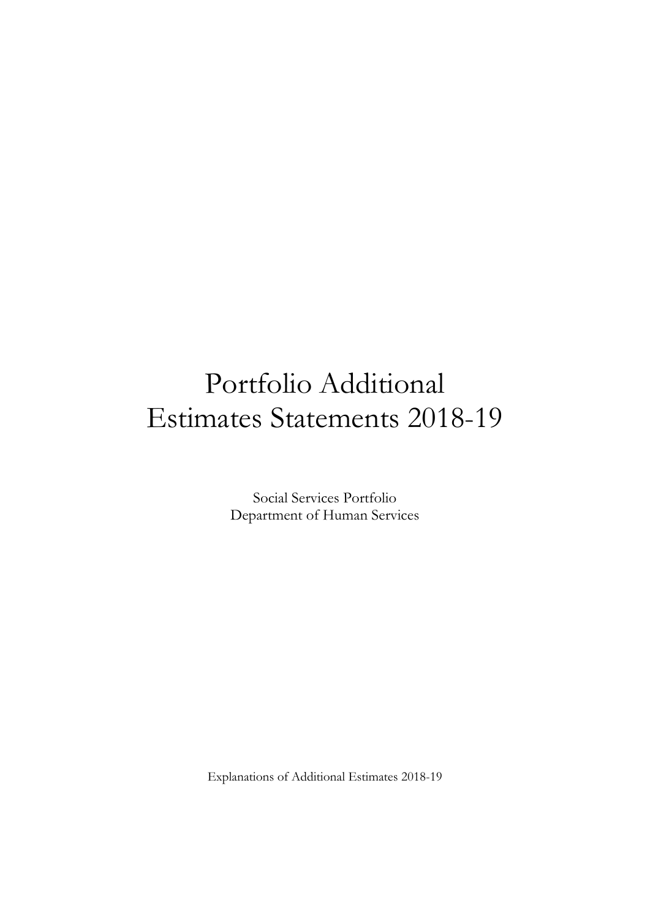# Portfolio Additional Estimates Statements 2018-19

Social Services Portfolio
Department of Human Services

Explanations of Additional Estimates 2018-19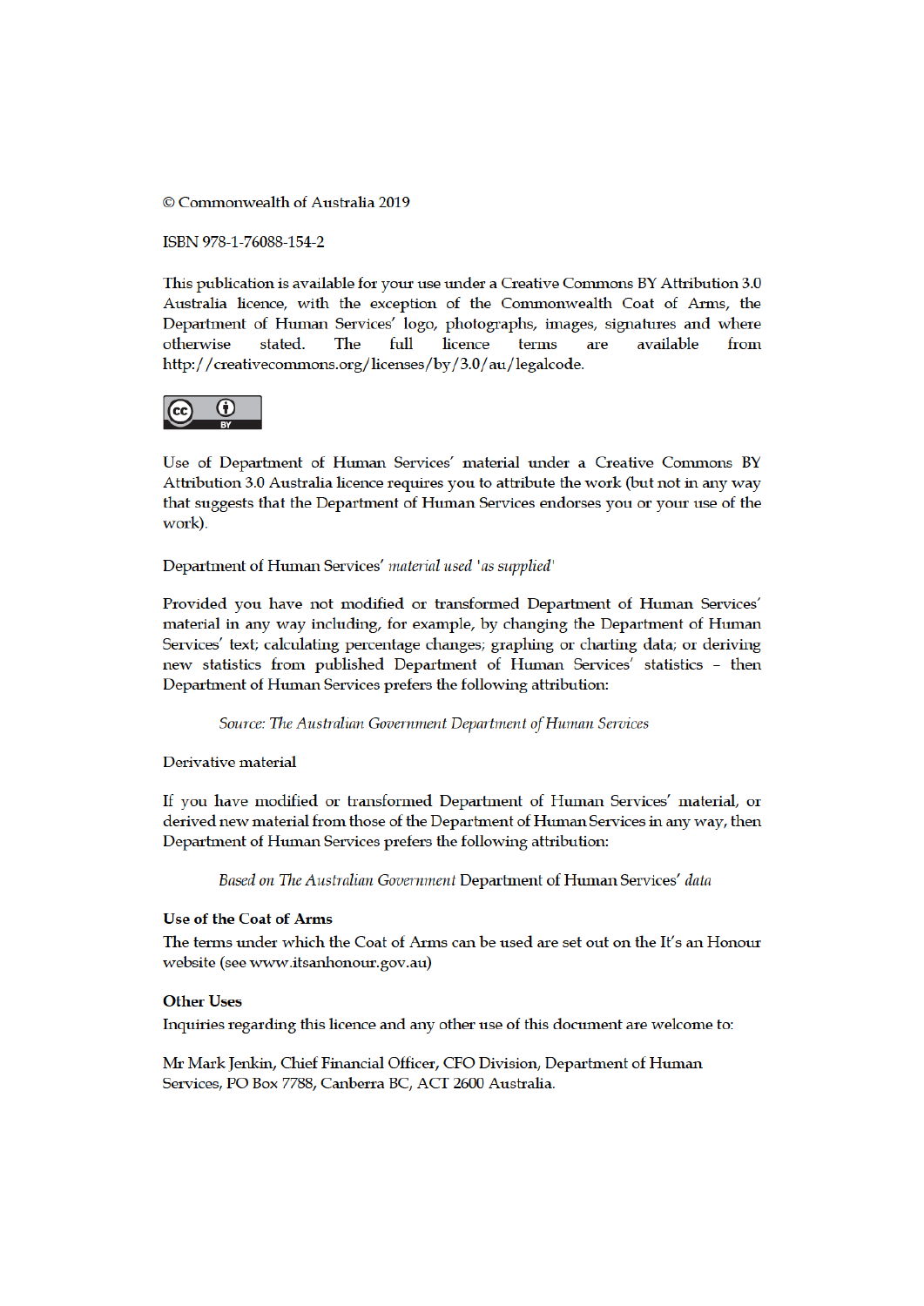© Commonwealth of Australia 2019

ISBN 978-1-76088-154-2

This publication is available for your use under a Creative Commons BY Attribution 3.0 Australia licence, with the exception of the Commonwealth Coat of Arms, the Department of Human Services' logo, photographs, images, signatures and where otherwise stated. The full licence terms are available from http://creativecommons.org/licenses/by/3.0/au/legalcode.

Use of Department of Human Services' material under a Creative Commons BY Attribution 3.0 Australia licence requires you to attribute the work (but not in any way that suggests that the Department of Human Services endorses you or your use of the work).

Department of Human Services' *material used 'as supplied'*

Provided you have not modified or transformed Department of Human Services' material in any way including, for example, by changing the Department of Human Services' text; calculating percentage changes; graphing or charting data; or deriving new statistics from published Department of Human Services' statistics – then Department of Human Services prefers the following attribution:

> *Source: The Australian Government Department of Human Services*

Derivative material

If you have modified or transformed Department of Human Services' material, or derived new material from those of the Department of Human Services in any way, then Department of Human Services prefers the following attribution:

> *Based on The Australian Government* Department of Human Services' *data*

**Use of the Coat of Arms**

The terms under which the Coat of Arms can be used are set out on the It's an Honour website (see www.itsanhonour.gov.au)

**Other Uses**

Inquiries regarding this licence and any other use of this document are welcome to:

Mr Mark Jenkin, Chief Financial Officer, CFO Division, Department of Human Services, PO Box 7788, Canberra BC, ACT 2600 Australia.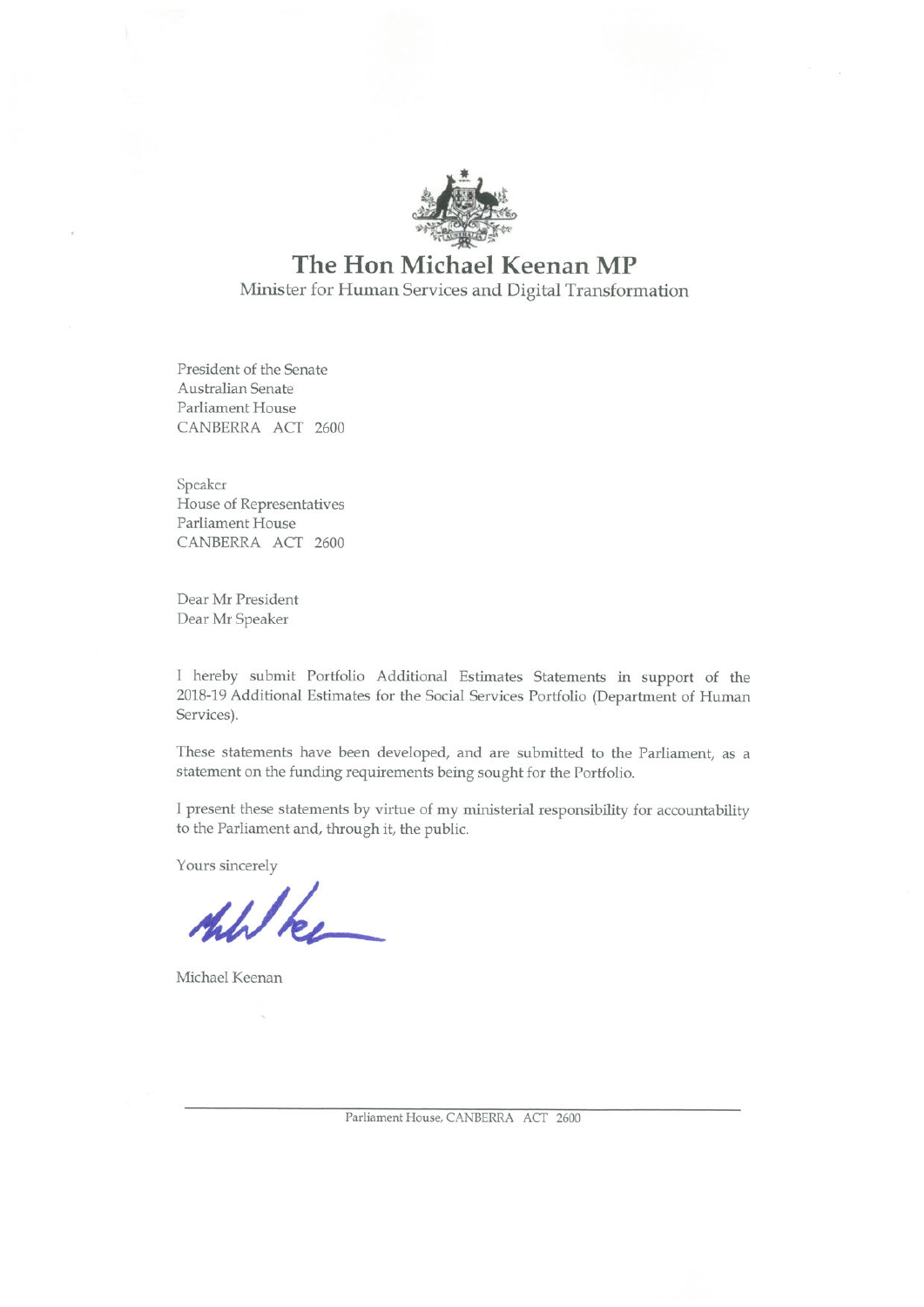# The Hon Michael Keenan MP

Minister for Human Services and Digital Transformation

President of the Senate
Australian Senate
Parliament House
CANBERRA ACT 2600

Speaker
House of Representatives
Parliament House
CANBERRA ACT 2600

Dear Mr President
Dear Mr Speaker

I hereby submit Portfolio Additional Estimates Statements in support of the 2018-19 Additional Estimates for the Social Services Portfolio (Department of Human Services).

These statements have been developed, and are submitted to the Parliament, as a statement on the funding requirements being sought for the Portfolio.

I present these statements by virtue of my ministerial responsibility for accountability to the Parliament and, through it, the public.

Yours sincerely

Michael Keenan

Parliament House, CANBERRA ACT 2600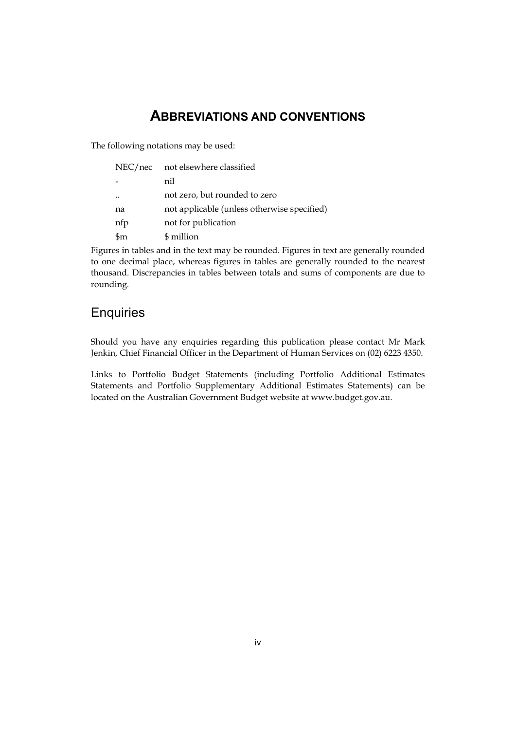# ABBREVIATIONS AND CONVENTIONS

The following notations may be used:

| | |
|---|---|
| NEC/nec | not elsewhere classified |
| - | nil |
| .. | not zero, but rounded to zero |
| na | not applicable (unless otherwise specified) |
| nfp | not for publication |
| $m | $ million |

Figures in tables and in the text may be rounded. Figures in text are generally rounded to one decimal place, whereas figures in tables are generally rounded to the nearest thousand. Discrepancies in tables between totals and sums of components are due to rounding.

## Enquiries

Should you have any enquiries regarding this publication please contact Mr Mark Jenkin, Chief Financial Officer in the Department of Human Services on (02) 6223 4350.

Links to Portfolio Budget Statements (including Portfolio Additional Estimates Statements and Portfolio Supplementary Additional Estimates Statements) can be located on the Australian Government Budget website at www.budget.gov.au.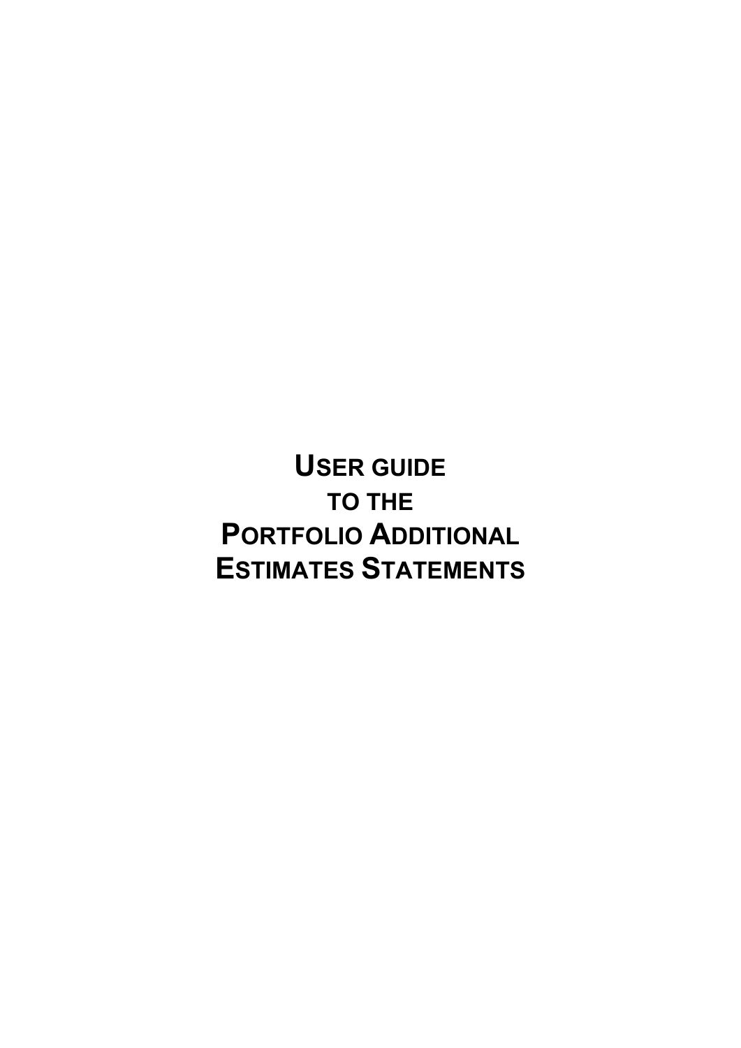# USER GUIDE TO THE PORTFOLIO ADDITIONAL ESTIMATES STATEMENTS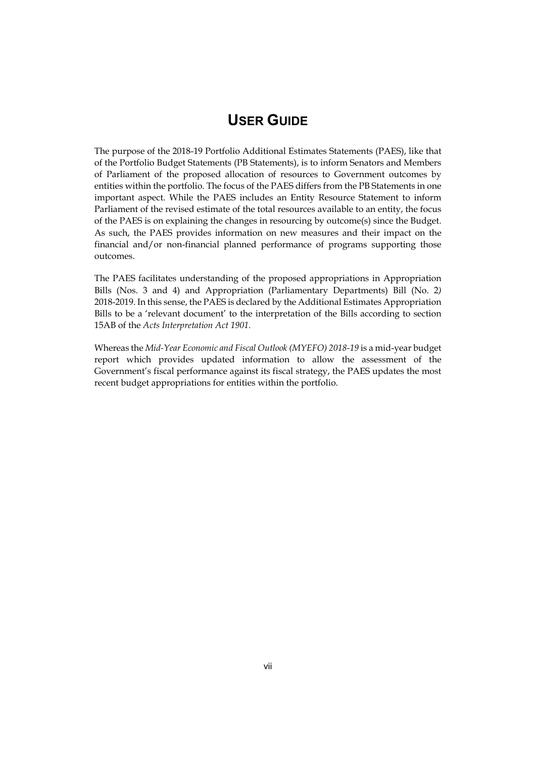# USER GUIDE

The purpose of the 2018-19 Portfolio Additional Estimates Statements (PAES), like that of the Portfolio Budget Statements (PB Statements), is to inform Senators and Members of Parliament of the proposed allocation of resources to Government outcomes by entities within the portfolio. The focus of the PAES differs from the PB Statements in one important aspect. While the PAES includes an Entity Resource Statement to inform Parliament of the revised estimate of the total resources available to an entity, the focus of the PAES is on explaining the changes in resourcing by outcome(s) since the Budget. As such, the PAES provides information on new measures and their impact on the financial and/or non-financial planned performance of programs supporting those outcomes.

The PAES facilitates understanding of the proposed appropriations in Appropriation Bills (Nos. 3 and 4) and Appropriation (Parliamentary Departments) Bill (No. 2) 2018-2019. In this sense, the PAES is declared by the Additional Estimates Appropriation Bills to be a 'relevant document' to the interpretation of the Bills according to section 15AB of the *Acts Interpretation Act 1901*.

Whereas the *Mid-Year Economic and Fiscal Outlook (MYEFO) 2018-19* is a mid-year budget report which provides updated information to allow the assessment of the Government's fiscal performance against its fiscal strategy, the PAES updates the most recent budget appropriations for entities within the portfolio.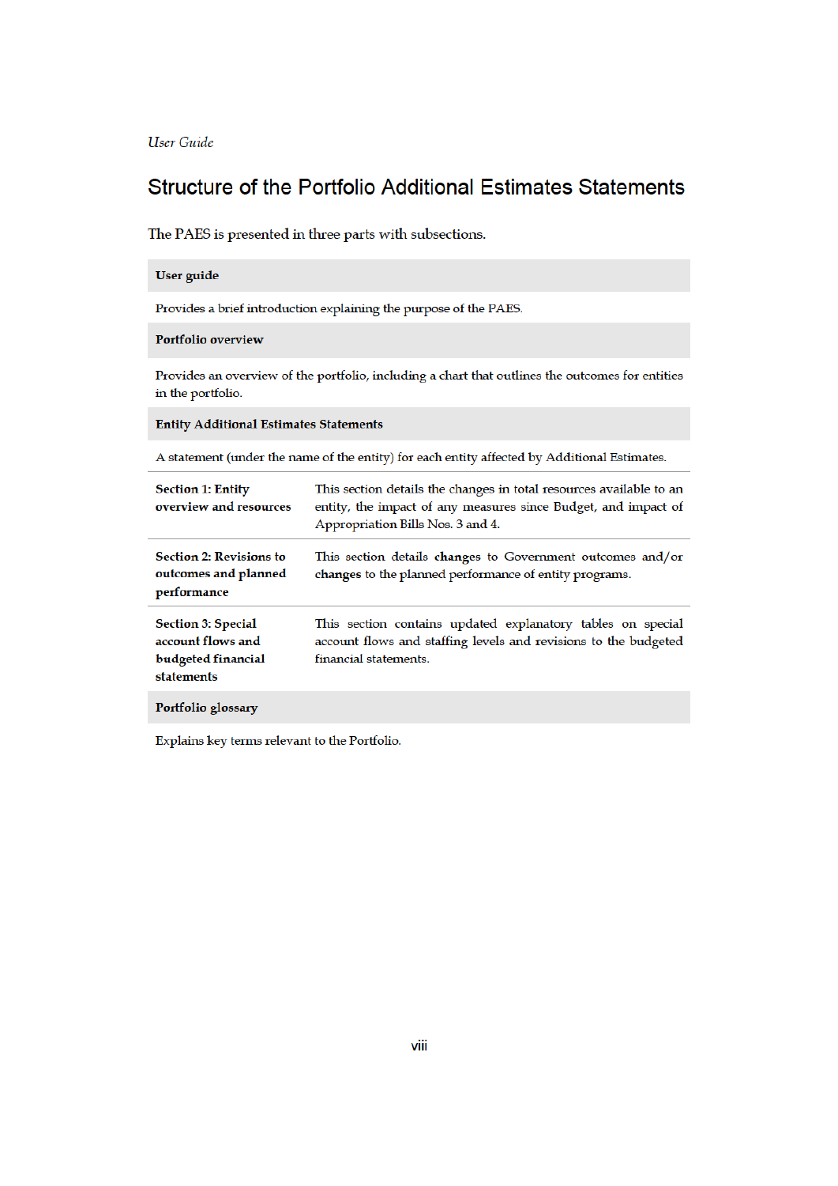*User Guide*

## Structure of the Portfolio Additional Estimates Statements

The PAES is presented in three parts with subsections.

| **User guide** | |
|---|---|
| Provides a brief introduction explaining the purpose of the PAES. | |
| **Portfolio overview** | |
| Provides an overview of the portfolio, including a chart that outlines the outcomes for entities in the portfolio. | |
| **Entity Additional Estimates Statements** | |
| A statement (under the name of the entity) for each entity affected by Additional Estimates. | |
| **Section 1: Entity overview and resources** | This section details the changes in total resources available to an entity, the impact of any measures since Budget, and impact of Appropriation Bills Nos. 3 and 4. |
| **Section 2: Revisions to outcomes and planned performance** | This section details **changes** to Government outcomes and/or **changes** to the planned performance of entity programs. |
| **Section 3: Special account flows and budgeted financial statements** | This section contains updated explanatory tables on special account flows and staffing levels and revisions to the budgeted financial statements. |
| **Portfolio glossary** | |
| Explains key terms relevant to the Portfolio. | |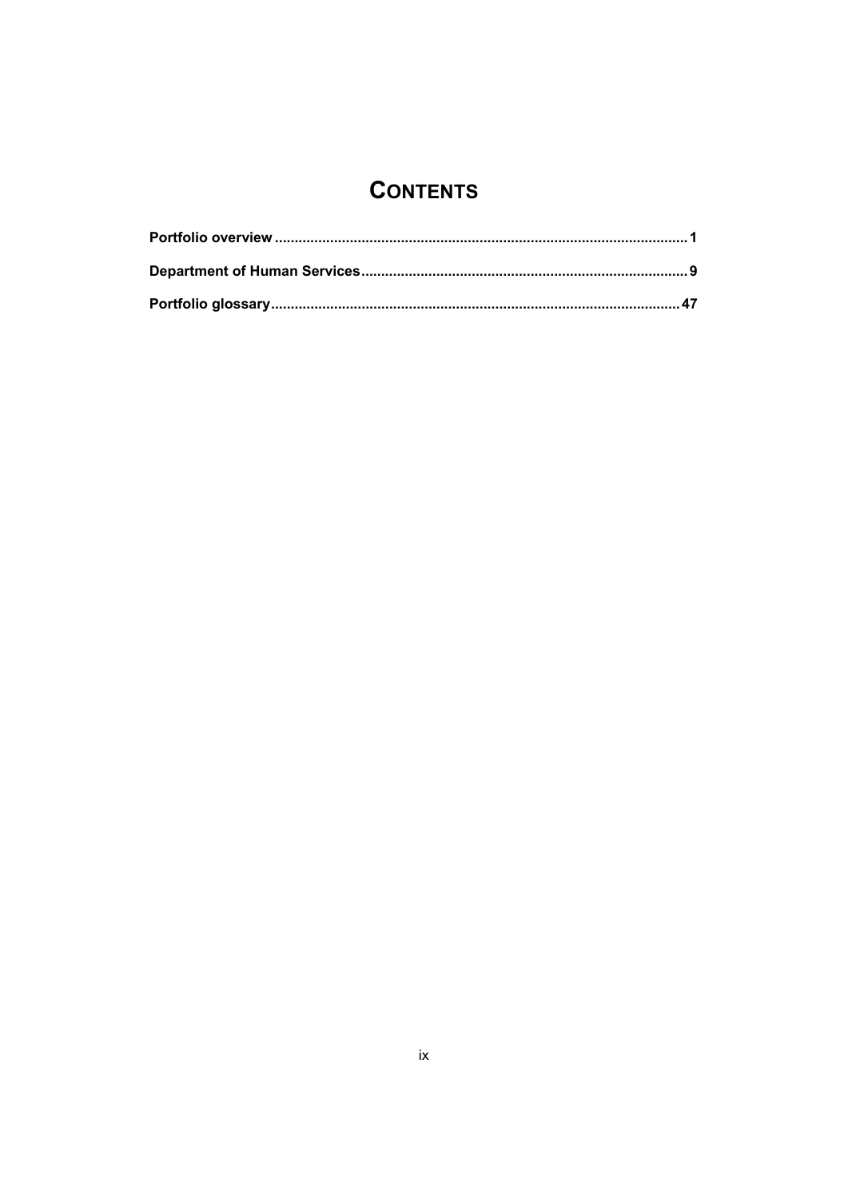# CONTENTS

**Portfolio overview** ........................................................................................................ **1**

**Department of Human Services** .................................................................................. **9**

**Portfolio glossary** ....................................................................................................... **47**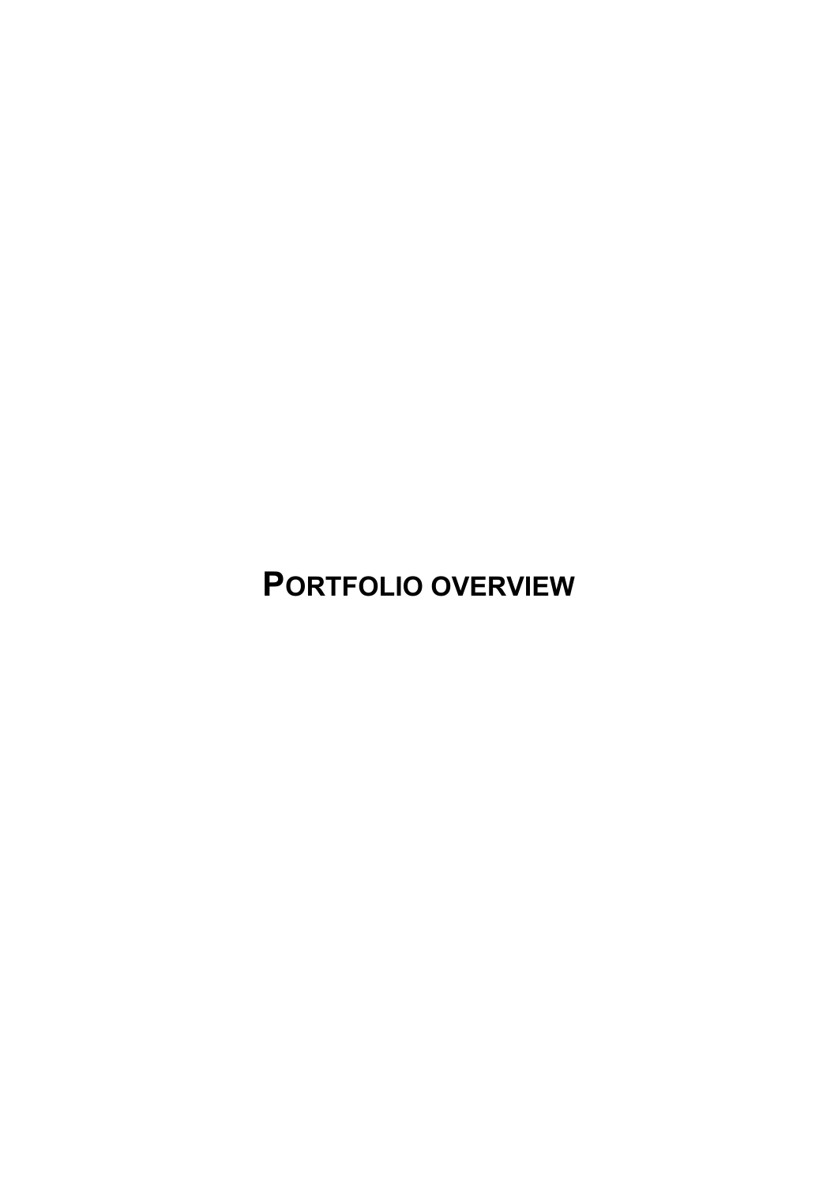# PORTFOLIO OVERVIEW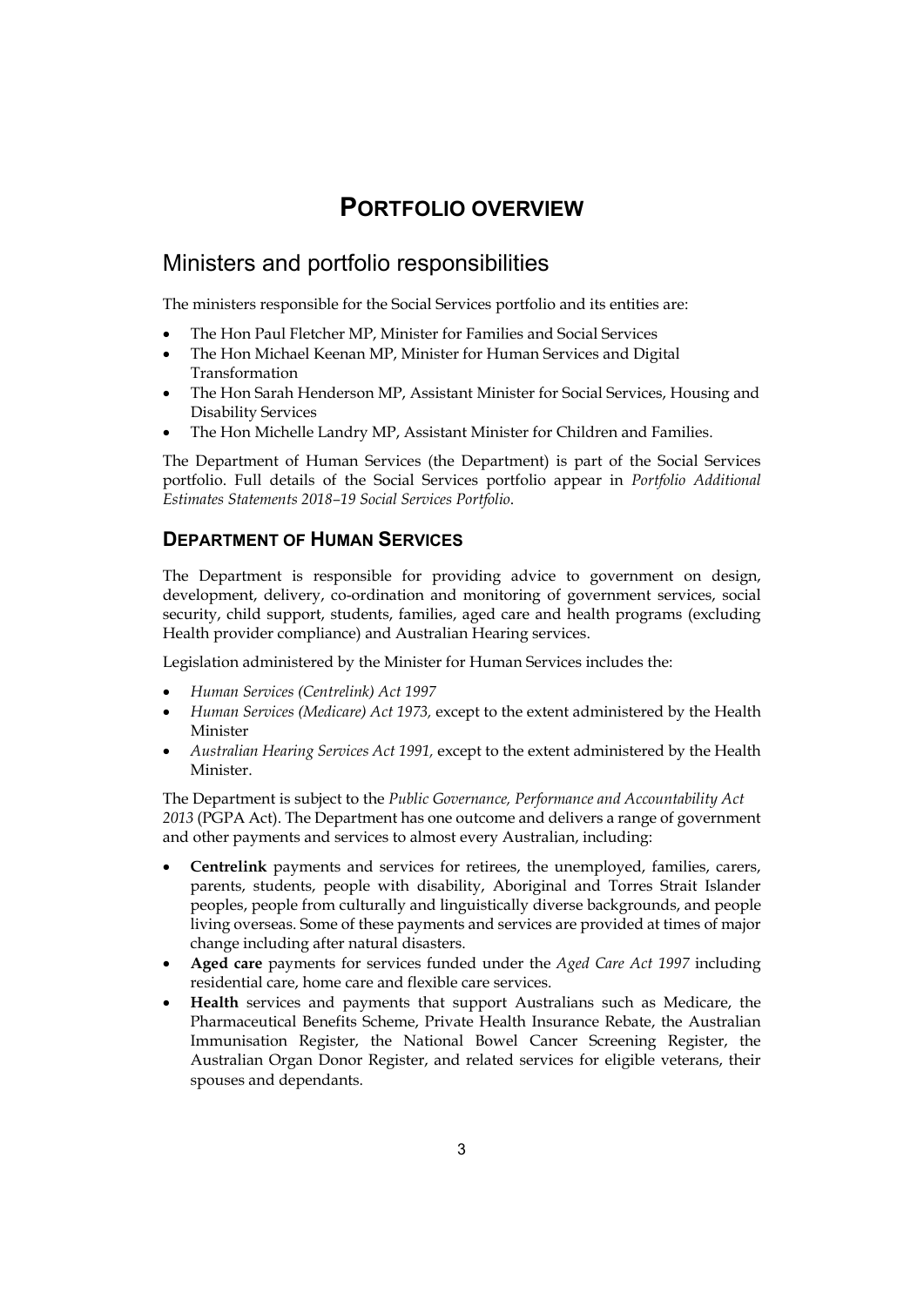# PORTFOLIO OVERVIEW

## Ministers and portfolio responsibilities

The ministers responsible for the Social Services portfolio and its entities are:

- The Hon Paul Fletcher MP, Minister for Families and Social Services
- The Hon Michael Keenan MP, Minister for Human Services and Digital Transformation
- The Hon Sarah Henderson MP, Assistant Minister for Social Services, Housing and Disability Services
- The Hon Michelle Landry MP, Assistant Minister for Children and Families.

The Department of Human Services (the Department) is part of the Social Services portfolio. Full details of the Social Services portfolio appear in *Portfolio Additional Estimates Statements 2018–19 Social Services Portfolio*.

### DEPARTMENT OF HUMAN SERVICES

The Department is responsible for providing advice to government on design, development, delivery, co-ordination and monitoring of government services, social security, child support, students, families, aged care and health programs (excluding Health provider compliance) and Australian Hearing services.

Legislation administered by the Minister for Human Services includes the:

- *Human Services (Centrelink) Act 1997*
- *Human Services (Medicare) Act 1973,* except to the extent administered by the Health Minister
- *Australian Hearing Services Act 1991,* except to the extent administered by the Health Minister.

The Department is subject to the *Public Governance, Performance and Accountability Act 2013* (PGPA Act). The Department has one outcome and delivers a range of government and other payments and services to almost every Australian, including:

- **Centrelink** payments and services for retirees, the unemployed, families, carers, parents, students, people with disability, Aboriginal and Torres Strait Islander peoples, people from culturally and linguistically diverse backgrounds, and people living overseas. Some of these payments and services are provided at times of major change including after natural disasters.
- **Aged care** payments for services funded under the *Aged Care Act 1997* including residential care, home care and flexible care services.
- **Health** services and payments that support Australians such as Medicare, the Pharmaceutical Benefits Scheme, Private Health Insurance Rebate, the Australian Immunisation Register, the National Bowel Cancer Screening Register, the Australian Organ Donor Register, and related services for eligible veterans, their spouses and dependants.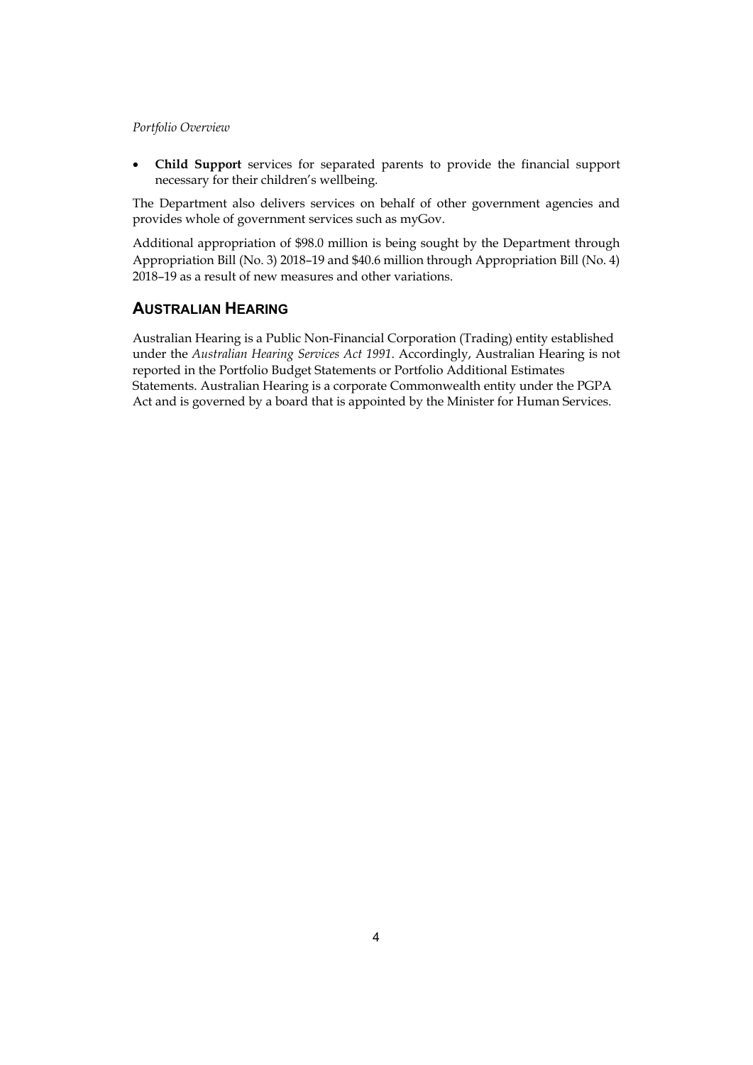- **Child Support** services for separated parents to provide the financial support necessary for their children's wellbeing.

The Department also delivers services on behalf of other government agencies and provides whole of government services such as myGov.

Additional appropriation of $98.0 million is being sought by the Department through Appropriation Bill (No. 3) 2018–19 and $40.6 million through Appropriation Bill (No. 4) 2018–19 as a result of new measures and other variations.

## AUSTRALIAN HEARING

Australian Hearing is a Public Non-Financial Corporation (Trading) entity established under the *Australian Hearing Services Act 1991*. Accordingly, Australian Hearing is not reported in the Portfolio Budget Statements or Portfolio Additional Estimates Statements. Australian Hearing is a corporate Commonwealth entity under the PGPA Act and is governed by a board that is appointed by the Minister for Human Services.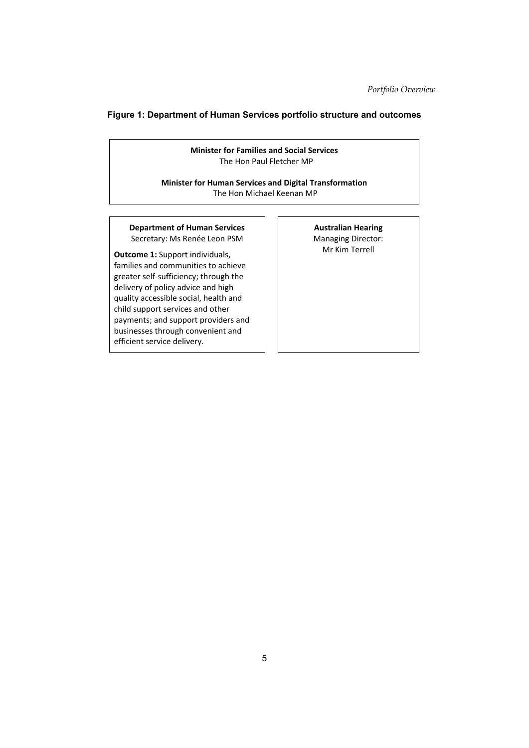**Figure 1: Department of Human Services portfolio structure and outcomes**

**Minister for Families and Social Services**
The Hon Paul Fletcher MP

**Minister for Human Services and Digital Transformation**
The Hon Michael Keenan MP

**Department of Human Services**
Secretary: Ms Renée Leon PSM

**Outcome 1:** Support individuals, families and communities to achieve greater self-sufficiency; through the delivery of policy advice and high quality accessible social, health and child support services and other payments; and support providers and businesses through convenient and efficient service delivery.

**Australian Hearing**
Managing Director:
Mr Kim Terrell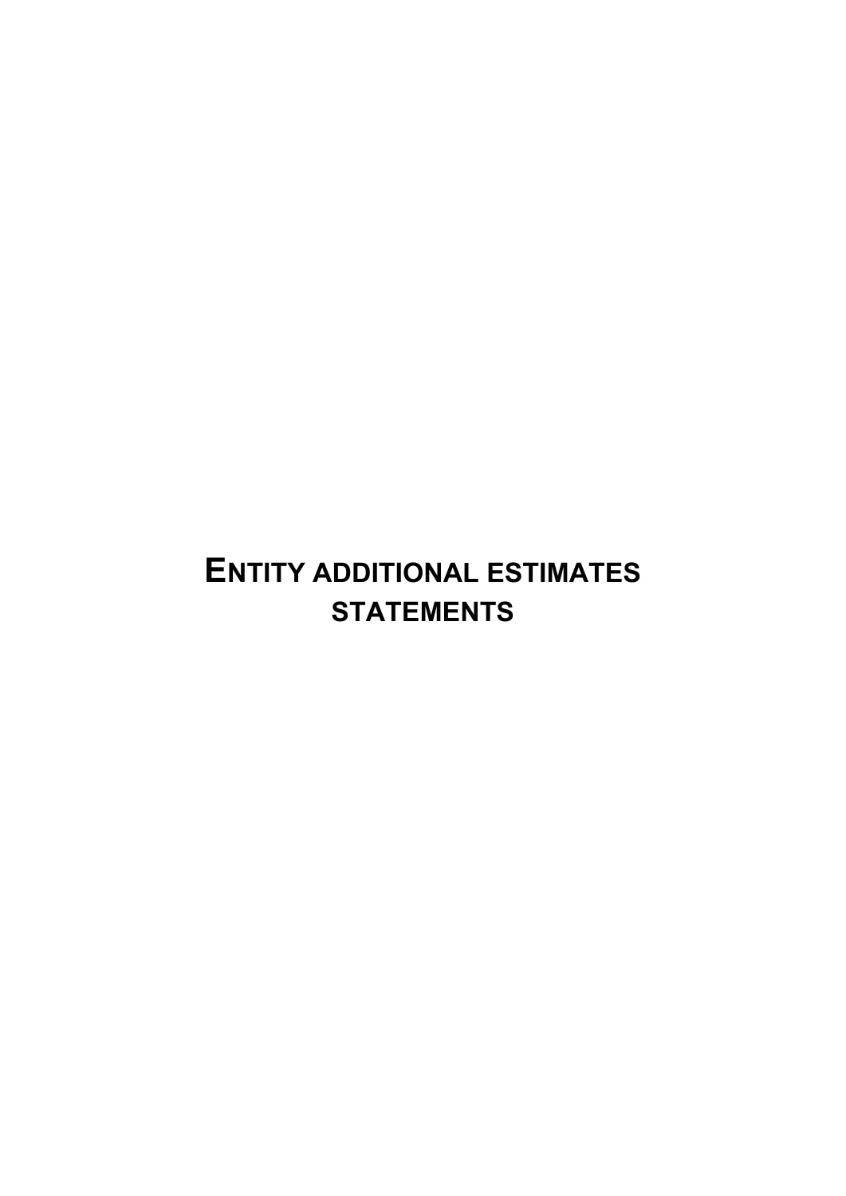# ENTITY ADDITIONAL ESTIMATES STATEMENTS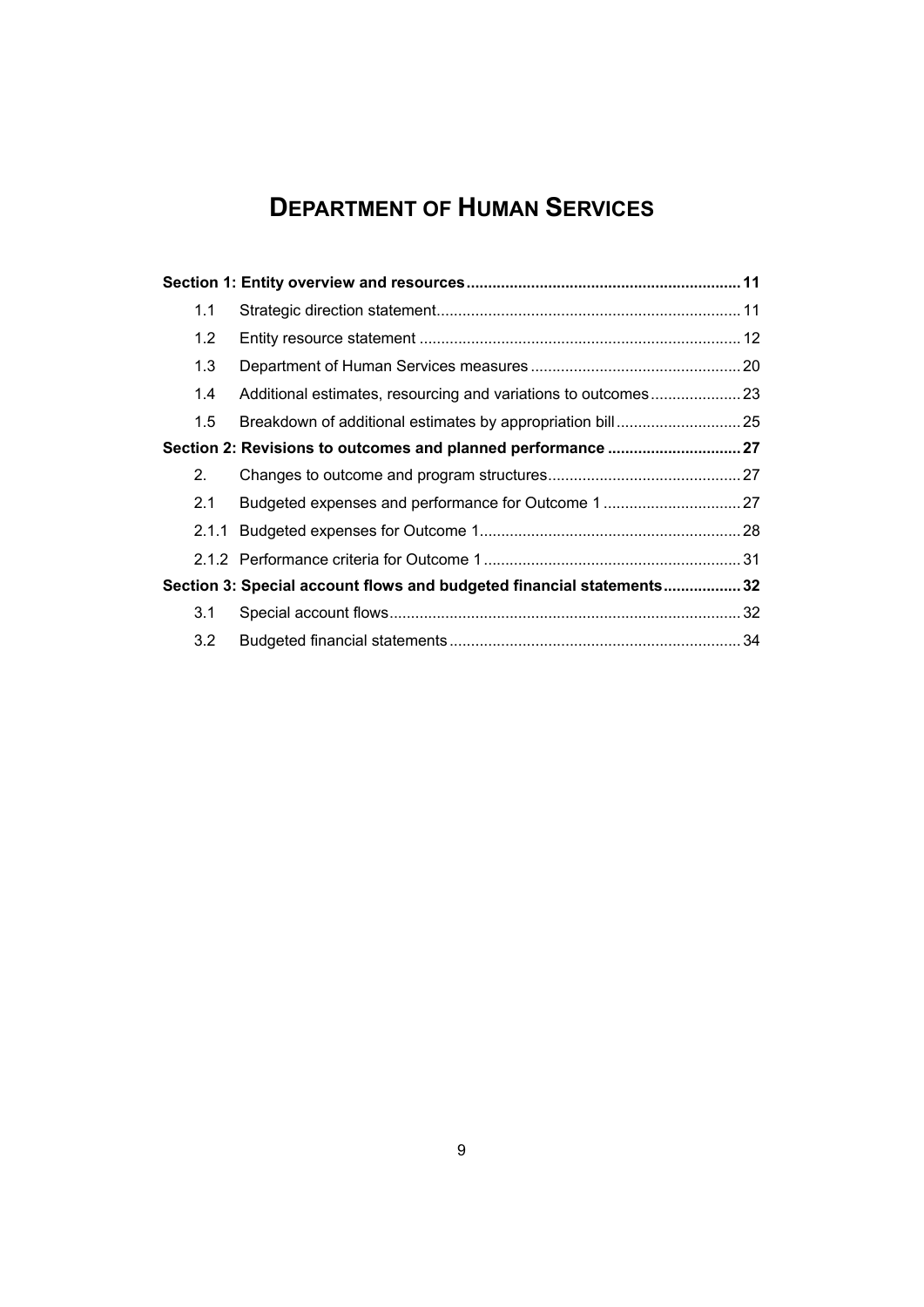# DEPARTMENT OF HUMAN SERVICES

| | | |
|---|---|---|
| **Section 1: Entity overview and resources** | | **11** |
| 1.1 | Strategic direction statement | 11 |
| 1.2 | Entity resource statement | 12 |
| 1.3 | Department of Human Services measures | 20 |
| 1.4 | Additional estimates, resourcing and variations to outcomes | 23 |
| 1.5 | Breakdown of additional estimates by appropriation bill | 25 |
| **Section 2: Revisions to outcomes and planned performance** | | **27** |
| 2. | Changes to outcome and program structures | 27 |
| 2.1 | Budgeted expenses and performance for Outcome 1 | 27 |
| 2.1.1 | Budgeted expenses for Outcome 1 | 28 |
| 2.1.2 | Performance criteria for Outcome 1 | 31 |
| **Section 3: Special account flows and budgeted financial statements** | | **32** |
| 3.1 | Special account flows | 32 |
| 3.2 | Budgeted financial statements | 34 |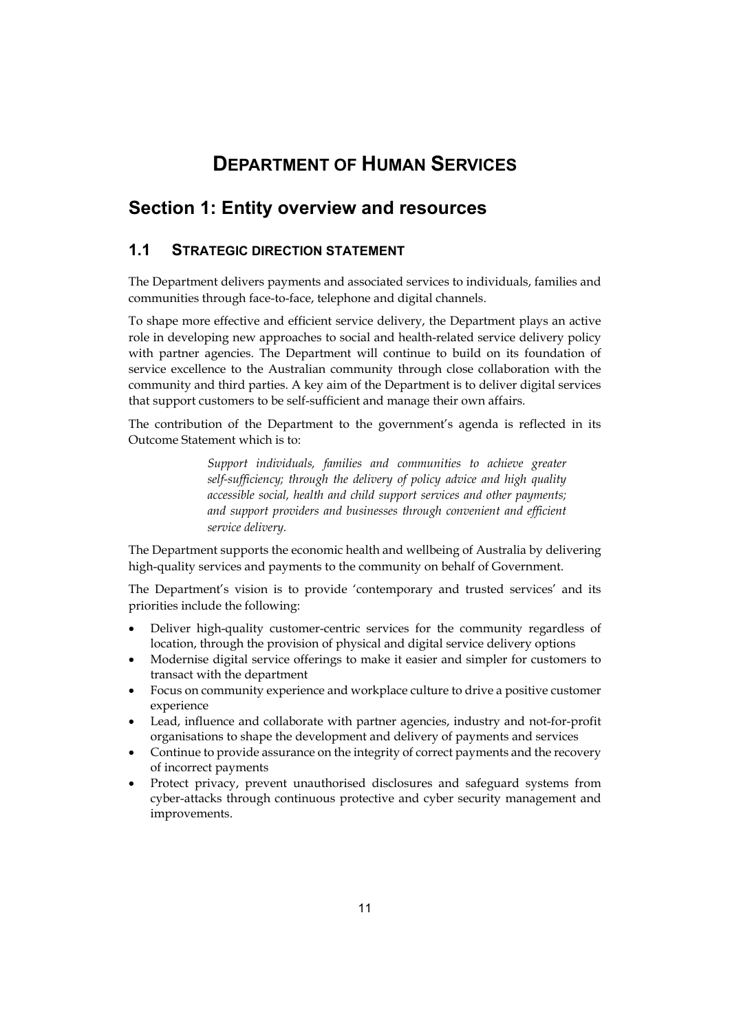# Department of Human Services

## Section 1: Entity overview and resources

### 1.1 Strategic direction statement

The Department delivers payments and associated services to individuals, families and communities through face-to-face, telephone and digital channels.

To shape more effective and efficient service delivery, the Department plays an active role in developing new approaches to social and health-related service delivery policy with partner agencies. The Department will continue to build on its foundation of service excellence to the Australian community through close collaboration with the community and third parties. A key aim of the Department is to deliver digital services that support customers to be self-sufficient and manage their own affairs.

The contribution of the Department to the government's agenda is reflected in its Outcome Statement which is to:

> *Support individuals, families and communities to achieve greater self-sufficiency; through the delivery of policy advice and high quality accessible social, health and child support services and other payments; and support providers and businesses through convenient and efficient service delivery.*

The Department supports the economic health and wellbeing of Australia by delivering high-quality services and payments to the community on behalf of Government.

The Department's vision is to provide 'contemporary and trusted services' and its priorities include the following:

- Deliver high-quality customer-centric services for the community regardless of location, through the provision of physical and digital service delivery options
- Modernise digital service offerings to make it easier and simpler for customers to transact with the department
- Focus on community experience and workplace culture to drive a positive customer experience
- Lead, influence and collaborate with partner agencies, industry and not-for-profit organisations to shape the development and delivery of payments and services
- Continue to provide assurance on the integrity of correct payments and the recovery of incorrect payments
- Protect privacy, prevent unauthorised disclosures and safeguard systems from cyber-attacks through continuous protective and cyber security management and improvements.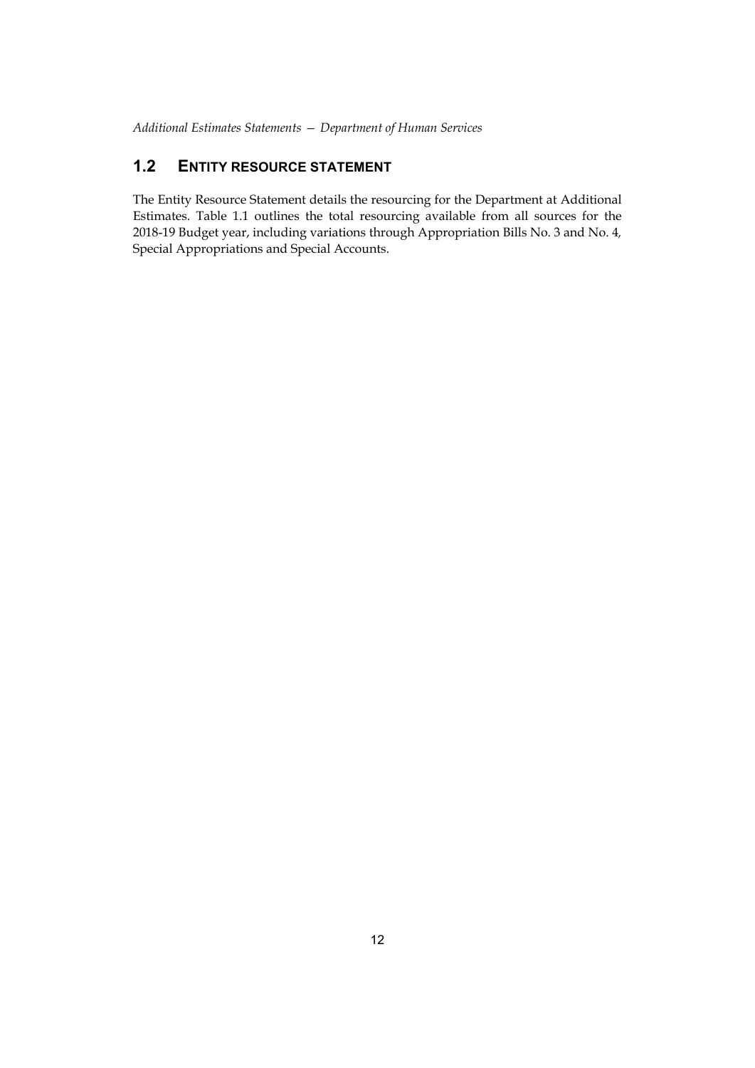## 1.2 ENTITY RESOURCE STATEMENT

The Entity Resource Statement details the resourcing for the Department at Additional Estimates. Table 1.1 outlines the total resourcing available from all sources for the 2018-19 Budget year, including variations through Appropriation Bills No. 3 and No. 4, Special Appropriations and Special Accounts.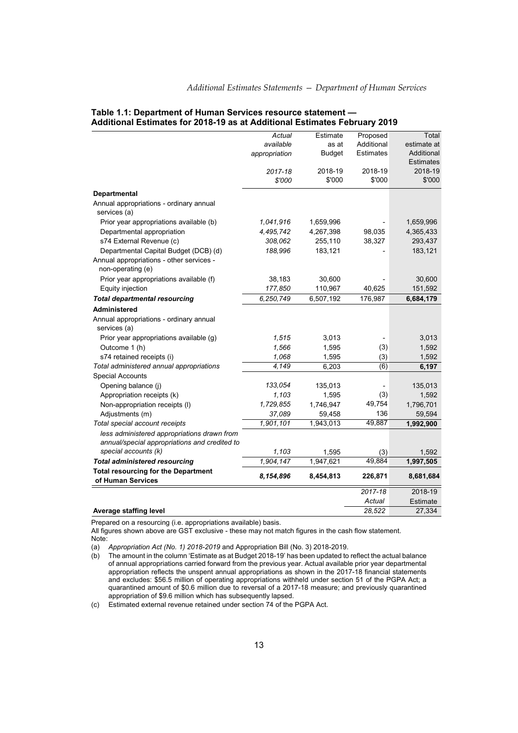**Table 1.1: Department of Human Services resource statement — Additional Estimates for 2018-19 as at Additional Estimates February 2019**

| | *Actual available appropriation* | Estimate as at Budget | Proposed Additional Estimates | Total estimate at Additional Estimates |
|---|---|---|---|---|
| | *2017-18* | 2018-19 | 2018-19 | 2018-19 |
| | *$'000* | $'000 | $'000 | $'000 |
| **Departmental** | | | | |
| Annual appropriations - ordinary annual services (a) | | | | |
| Prior year appropriations available (b) | *1,041,916* | 1,659,996 | - | 1,659,996 |
| Departmental appropriation | *4,495,742* | 4,267,398 | 98,035 | 4,365,433 |
| s74 External Revenue (c) | *308,062* | 255,110 | 38,327 | 293,437 |
| Departmental Capital Budget (DCB) (d) | *188,996* | 183,121 | - | 183,121 |
| Annual appropriations - other services - non-operating (e) | | | | |
| Prior year appropriations available (f) | 38,183 | 30,600 | - | 30,600 |
| Equity injection | *177,850* | 110,967 | 40,625 | 151,592 |
| ***Total departmental resourcing*** | *6,250,749* | 6,507,192 | 176,987 | **6,684,179** |
| **Administered** | | | | |
| Annual appropriations - ordinary annual services (a) | | | | |
| Prior year appropriations available (g) | *1,515* | 3,013 | - | 3,013 |
| Outcome 1 (h) | *1,566* | 1,595 | (3) | 1,592 |
| s74 retained receipts (i) | *1,068* | 1,595 | (3) | 1,592 |
| *Total administered annual appropriations* | *4,149* | 6,203 | (6) | **6,197** |
| Special Accounts | | | | |
| Opening balance (j) | *133,054* | 135,013 | - | 135,013 |
| Appropriation receipts (k) | *1,103* | 1,595 | (3) | 1,592 |
| Non-appropriation receipts (l) | *1,729,855* | 1,746,947 | 49,754 | 1,796,701 |
| Adjustments (m) | *37,089* | 59,458 | 136 | 59,594 |
| *Total special account receipts* | *1,901,101* | 1,943,013 | 49,887 | **1,992,900** |
| *less administered appropriations drawn from annual/special appropriations and credited to special accounts (k)* | *1,103* | 1,595 | (3) | 1,592 |
| ***Total administered resourcing*** | *1,904,147* | 1,947,621 | 49,884 | **1,997,505** |
| **Total resourcing for the Department of Human Services** | ***8,154,896*** | **8,454,813** | **226,871** | **8,681,684** |

| | *2017-18 Actual* | 2018-19 Estimate |
|---|---|---|
| **Average staffing level** | *28,522* | 27,334 |

Prepared on a resourcing (i.e. appropriations available) basis.

All figures shown above are GST exclusive - these may not match figures in the cash flow statement.

Note:

(a) *Appropriation Act (No. 1) 2018-2019* and Appropriation Bill (No. 3) 2018-2019.

(b) The amount in the column 'Estimate as at Budget 2018-19' has been updated to reflect the actual balance of annual appropriations carried forward from the previous year. Actual available prior year departmental appropriation reflects the unspent annual appropriations as shown in the 2017-18 financial statements and excludes: $56.5 million of operating appropriations withheld under section 51 of the PGPA Act; a quarantined amount of $0.6 million due to reversal of a 2017-18 measure; and previously quarantined appropriation of $9.6 million which has subsequently lapsed.

(c) Estimated external revenue retained under section 74 of the PGPA Act.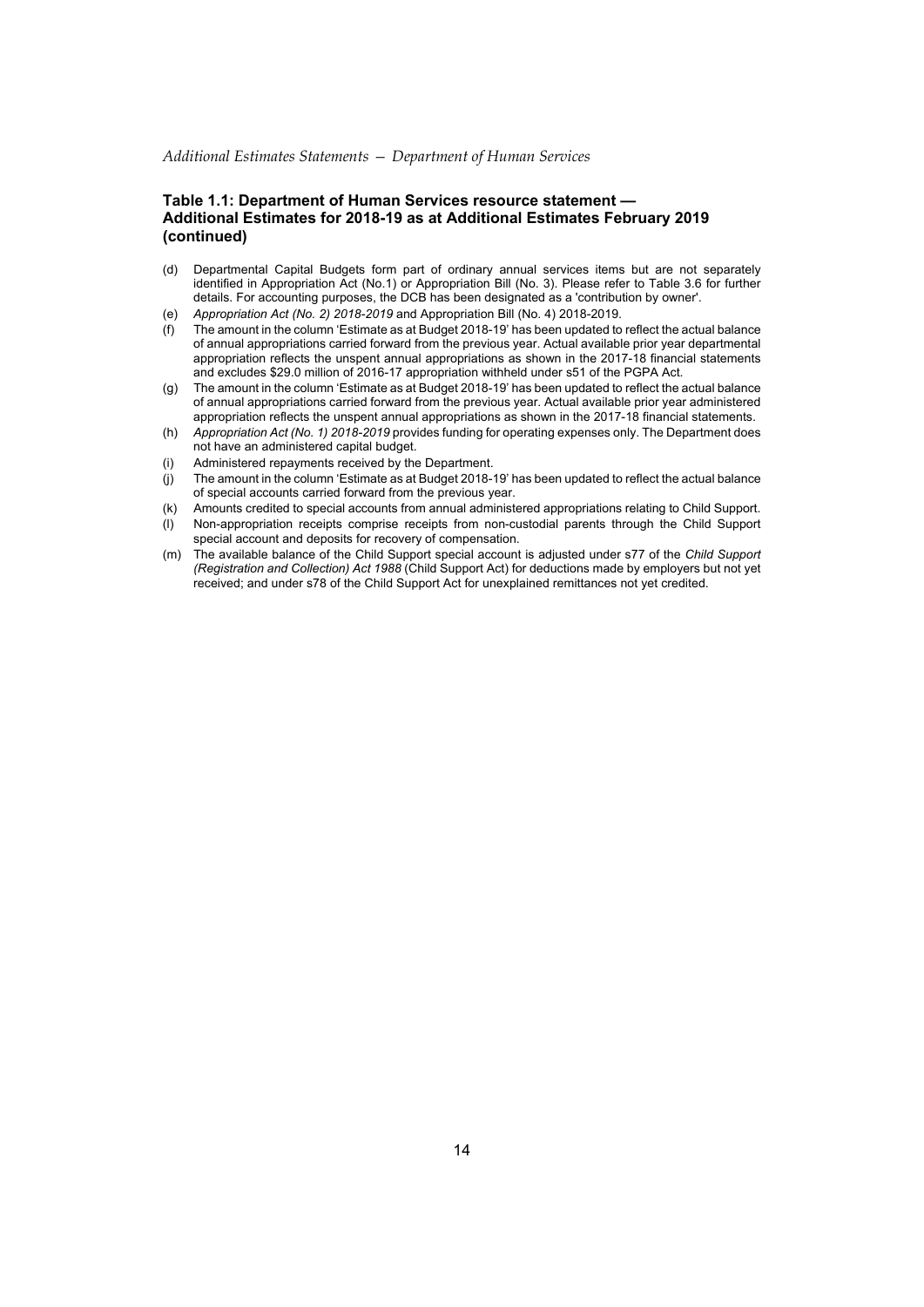### Table 1.1: Department of Human Services resource statement — Additional Estimates for 2018-19 as at Additional Estimates February 2019 (continued)

(d) Departmental Capital Budgets form part of ordinary annual services items but are not separately identified in Appropriation Act (No.1) or Appropriation Bill (No. 3). Please refer to Table 3.6 for further details. For accounting purposes, the DCB has been designated as a 'contribution by owner'.

(e) *Appropriation Act (No. 2) 2018-2019* and Appropriation Bill (No. 4) 2018-2019.

(f) The amount in the column 'Estimate as at Budget 2018-19' has been updated to reflect the actual balance of annual appropriations carried forward from the previous year. Actual available prior year departmental appropriation reflects the unspent annual appropriations as shown in the 2017-18 financial statements and excludes $29.0 million of 2016-17 appropriation withheld under s51 of the PGPA Act.

(g) The amount in the column 'Estimate as at Budget 2018-19' has been updated to reflect the actual balance of annual appropriations carried forward from the previous year. Actual available prior year administered appropriation reflects the unspent annual appropriations as shown in the 2017-18 financial statements.

(h) *Appropriation Act (No. 1) 2018-2019* provides funding for operating expenses only. The Department does not have an administered capital budget.

(i) Administered repayments received by the Department.

(j) The amount in the column 'Estimate as at Budget 2018-19' has been updated to reflect the actual balance of special accounts carried forward from the previous year.

(k) Amounts credited to special accounts from annual administered appropriations relating to Child Support.

(l) Non-appropriation receipts comprise receipts from non-custodial parents through the Child Support special account and deposits for recovery of compensation.

(m) The available balance of the Child Support special account is adjusted under s77 of the *Child Support (Registration and Collection) Act 1988* (Child Support Act) for deductions made by employers but not yet received; and under s78 of the Child Support Act for unexplained remittances not yet credited.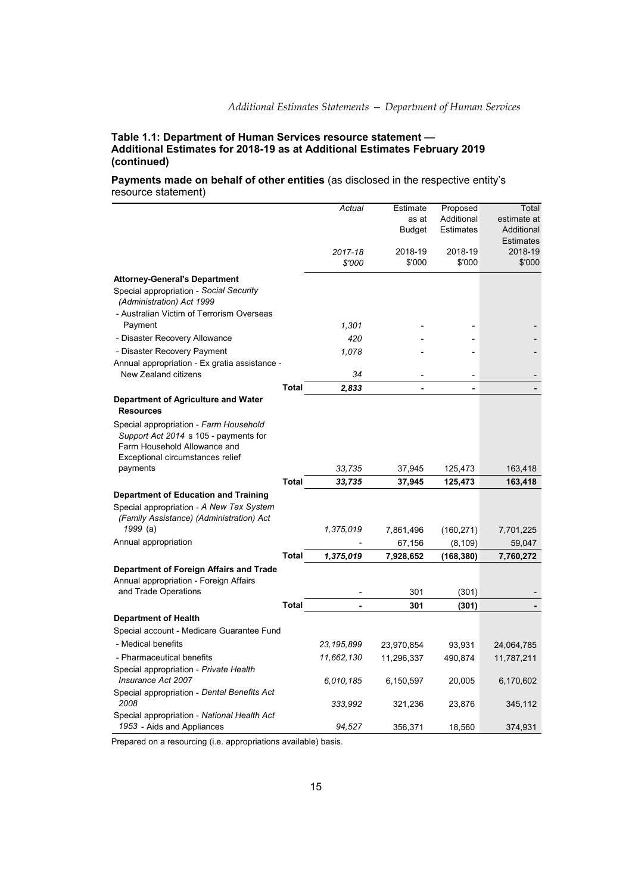**Table 1.1: Department of Human Services resource statement — Additional Estimates for 2018-19 as at Additional Estimates February 2019 (continued)**

**Payments made on behalf of other entities** (as disclosed in the respective entity's resource statement)

| | | *Actual* *2017-18* *$'000* | Estimate as at Budget 2018-19 $'000 | Proposed Additional Estimates 2018-19 $'000 | Total estimate at Additional Estimates 2018-19 $'000 |
|---|---|---|---|---|---|
| **Attorney-General's Department** | | | | | |
| Special appropriation - *Social Security (Administration) Act 1999* | | | | | |
| - Australian Victim of Terrorism Overseas Payment | | *1,301* | - | - | - |
| - Disaster Recovery Allowance | | *420* | - | - | - |
| - Disaster Recovery Payment | | *1,078* | - | - | - |
| Annual appropriation - Ex gratia assistance - New Zealand citizens | | *34* | - | - | - |
| | **Total** | ***2,833*** | **-** | **-** | **-** |
| **Department of Agriculture and Water Resources** | | | | | |
| Special appropriation - *Farm Household Support Act 2014* s 105 - payments for Farm Household Allowance and Exceptional circumstances relief payments | | *33,735* | 37,945 | 125,473 | 163,418 |
| | **Total** | ***33,735*** | **37,945** | **125,473** | **163,418** |
| **Department of Education and Training** | | | | | |
| Special appropriation - *A New Tax System (Family Assistance) (Administration) Act 1999* (a) | | *1,375,019* | 7,861,496 | (160,271) | 7,701,225 |
| Annual appropriation | | - | 67,156 | (8,109) | 59,047 |
| | **Total** | ***1,375,019*** | **7,928,652** | **(168,380)** | **7,760,272** |
| **Department of Foreign Affairs and Trade** | | | | | |
| Annual appropriation - Foreign Affairs and Trade Operations | | - | 301 | (301) | - |
| | **Total** | **-** | **301** | **(301)** | **-** |
| **Department of Health** | | | | | |
| Special account - Medicare Guarantee Fund | | | | | |
| - Medical benefits | | *23,195,899* | 23,970,854 | 93,931 | 24,064,785 |
| - Pharmaceutical benefits | | *11,662,130* | 11,296,337 | 490,874 | 11,787,211 |
| Special appropriation - *Private Health Insurance Act 2007* | | *6,010,185* | 6,150,597 | 20,005 | 6,170,602 |
| Special appropriation - *Dental Benefits Act 2008* | | *333,992* | 321,236 | 23,876 | 345,112 |
| Special appropriation - *National Health Act 1953* - Aids and Appliances | | *94,527* | 356,371 | 18,560 | 374,931 |

Prepared on a resourcing (i.e. appropriations available) basis.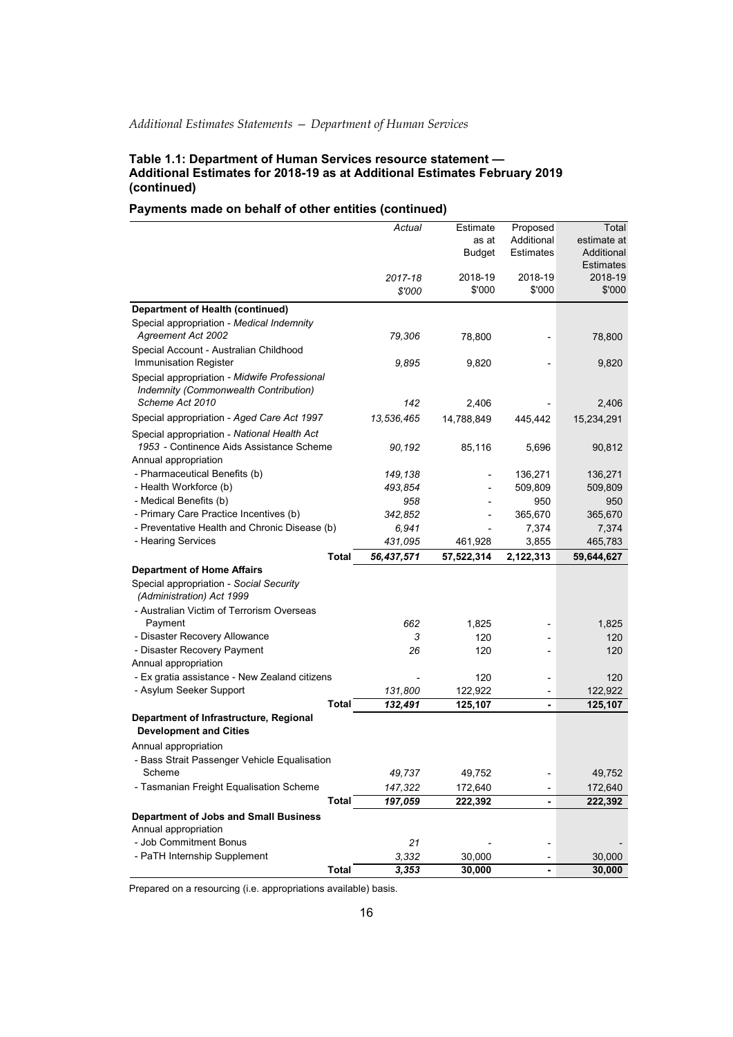**Table 1.1: Department of Human Services resource statement — Additional Estimates for 2018-19 as at Additional Estimates February 2019 (continued)**

**Payments made on behalf of other entities (continued)**

| | *Actual* *2017-18* *$'000* | Estimate as at Budget 2018-19 $'000 | Proposed Additional Estimates 2018-19 $'000 | Total estimate at Additional Estimates 2018-19 $'000 |
|---|---|---|---|---|
| **Department of Health (continued)** | | | | |
| Special appropriation - *Medical Indemnity Agreement Act 2002* | *79,306* | 78,800 | - | 78,800 |
| Special Account - Australian Childhood Immunisation Register | *9,895* | 9,820 | - | 9,820 |
| Special appropriation - *Midwife Professional Indemnity (Commonwealth Contribution) Scheme Act 2010* | *142* | 2,406 | - | 2,406 |
| Special appropriation - *Aged Care Act 1997* | *13,536,465* | 14,788,849 | 445,442 | 15,234,291 |
| Special appropriation - *National Health Act 1953* - Continence Aids Assistance Scheme | *90,192* | 85,116 | 5,696 | 90,812 |
| Annual appropriation | | | | |
| - Pharmaceutical Benefits (b) | *149,138* | - | 136,271 | 136,271 |
| - Health Workforce (b) | *493,854* | - | 509,809 | 509,809 |
| - Medical Benefits (b) | *958* | - | 950 | 950 |
| - Primary Care Practice Incentives (b) | *342,852* | - | 365,670 | 365,670 |
| - Preventative Health and Chronic Disease (b) | *6,941* | - | 7,374 | 7,374 |
| - Hearing Services | *431,095* | 461,928 | 3,855 | 465,783 |
| **Total** | ***56,437,571*** | **57,522,314** | **2,122,313** | **59,644,627** |
| **Department of Home Affairs** | | | | |
| Special appropriation - *Social Security (Administration) Act 1999* | | | | |
| - Australian Victim of Terrorism Overseas Payment | *662* | 1,825 | - | 1,825 |
| - Disaster Recovery Allowance | *3* | 120 | - | 120 |
| - Disaster Recovery Payment | *26* | 120 | - | 120 |
| Annual appropriation | | | | |
| - Ex gratia assistance - New Zealand citizens | - | 120 | - | 120 |
| - Asylum Seeker Support | *131,800* | 122,922 | - | 122,922 |
| **Total** | ***132,491*** | **125,107** | **-** | **125,107** |
| **Department of Infrastructure, Regional Development and Cities** | | | | |
| Annual appropriation | | | | |
| - Bass Strait Passenger Vehicle Equalisation Scheme | *49,737* | 49,752 | - | 49,752 |
| - Tasmanian Freight Equalisation Scheme | *147,322* | 172,640 | - | 172,640 |
| **Total** | ***197,059*** | **222,392** | **-** | **222,392** |
| **Department of Jobs and Small Business** | | | | |
| Annual appropriation | | | | |
| - Job Commitment Bonus | *21* | - | - | - |
| - PaTH Internship Supplement | *3,332* | 30,000 | - | 30,000 |
| **Total** | ***3,353*** | **30,000** | **-** | **30,000** |

Prepared on a resourcing (i.e. appropriations available) basis.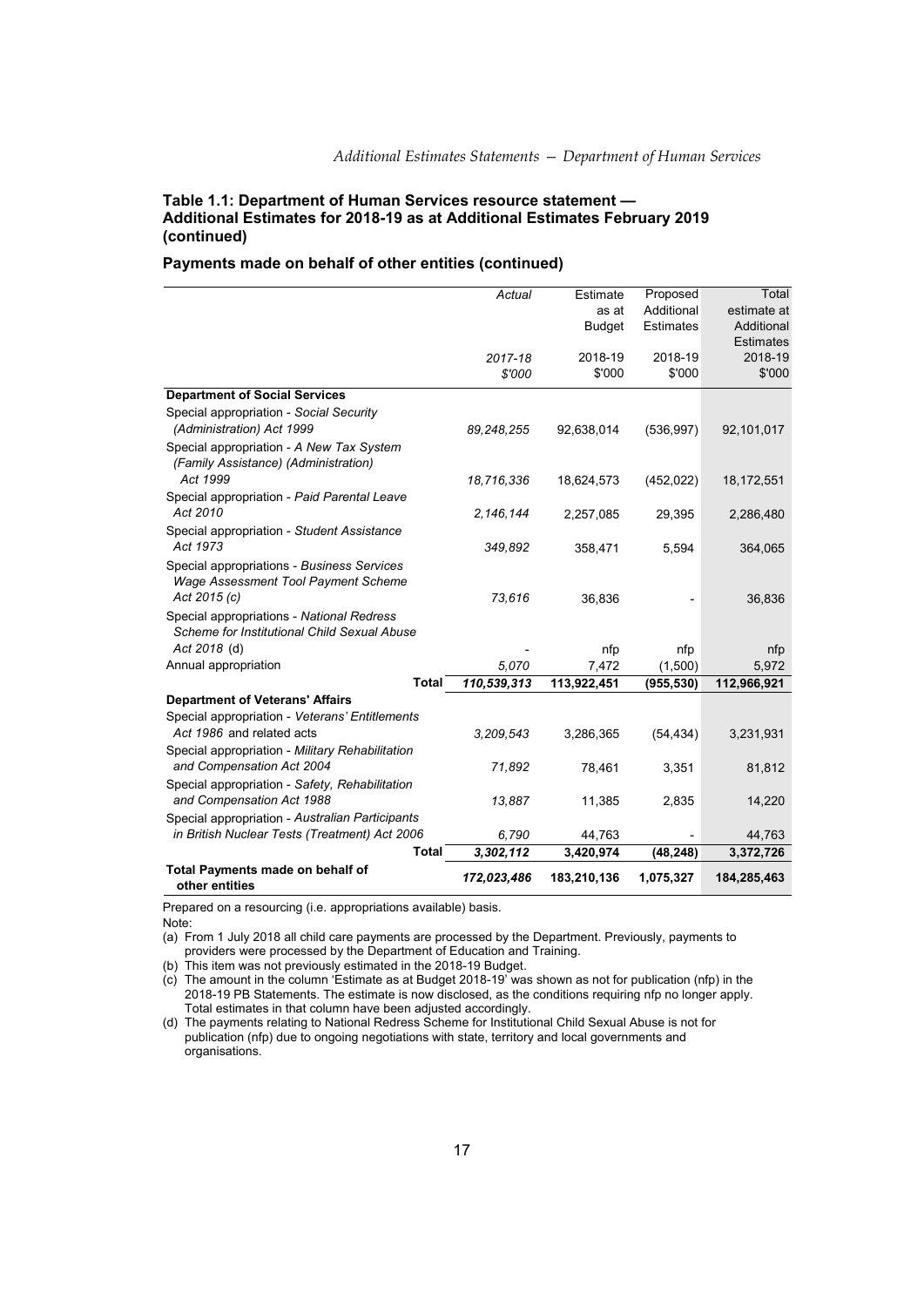### Table 1.1: Department of Human Services resource statement — Additional Estimates for 2018-19 as at Additional Estimates February 2019 (continued)

#### Payments made on behalf of other entities (continued)

| | *Actual* *2017-18* *$'000* | Estimate as at Budget 2018-19 $'000 | Proposed Additional Estimates 2018-19 $'000 | Total estimate at Additional Estimates 2018-19 $'000 |
|---|---|---|---|---|
| **Department of Social Services** | | | | |
| Special appropriation - *Social Security (Administration) Act 1999* | *89,248,255* | 92,638,014 | (536,997) | 92,101,017 |
| Special appropriation - *A New Tax System (Family Assistance) (Administration) Act 1999* | *18,716,336* | 18,624,573 | (452,022) | 18,172,551 |
| Special appropriation - *Paid Parental Leave Act 2010* | *2,146,144* | 2,257,085 | 29,395 | 2,286,480 |
| Special appropriation - *Student Assistance Act 1973* | *349,892* | 358,471 | 5,594 | 364,065 |
| Special appropriations - *Business Services Wage Assessment Tool Payment Scheme Act 2015* (c) | *73,616* | 36,836 | - | 36,836 |
| Special appropriations - *National Redress Scheme for Institutional Child Sexual Abuse Act 2018* (d) | - | nfp | nfp | nfp |
| Annual appropriation | *5,070* | 7,472 | (1,500) | 5,972 |
| **Total** | ***110,539,313*** | **113,922,451** | **(955,530)** | **112,966,921** |
| **Department of Veterans' Affairs** | | | | |
| Special appropriation - *Veterans' Entitlements Act 1986* and related acts | *3,209,543* | 3,286,365 | (54,434) | 3,231,931 |
| Special appropriation - *Military Rehabilitation and Compensation Act 2004* | *71,892* | 78,461 | 3,351 | 81,812 |
| Special appropriation - *Safety, Rehabilitation and Compensation Act 1988* | *13,887* | 11,385 | 2,835 | 14,220 |
| Special appropriation - *Australian Participants in British Nuclear Tests (Treatment) Act 2006* | *6,790* | 44,763 | - | 44,763 |
| **Total** | ***3,302,112*** | **3,420,974** | **(48,248)** | **3,372,726** |
| **Total Payments made on behalf of other entities** | ***172,023,486*** | **183,210,136** | **1,075,327** | **184,285,463** |

Prepared on a resourcing (i.e. appropriations available) basis.

Note:

(a) From 1 July 2018 all child care payments are processed by the Department. Previously, payments to providers were processed by the Department of Education and Training.

(b) This item was not previously estimated in the 2018-19 Budget.

(c) The amount in the column 'Estimate as at Budget 2018-19' was shown as not for publication (nfp) in the 2018-19 PB Statements. The estimate is now disclosed, as the conditions requiring nfp no longer apply. Total estimates in that column have been adjusted accordingly.

(d) The payments relating to National Redress Scheme for Institutional Child Sexual Abuse is not for publication (nfp) due to ongoing negotiations with state, territory and local governments and organisations.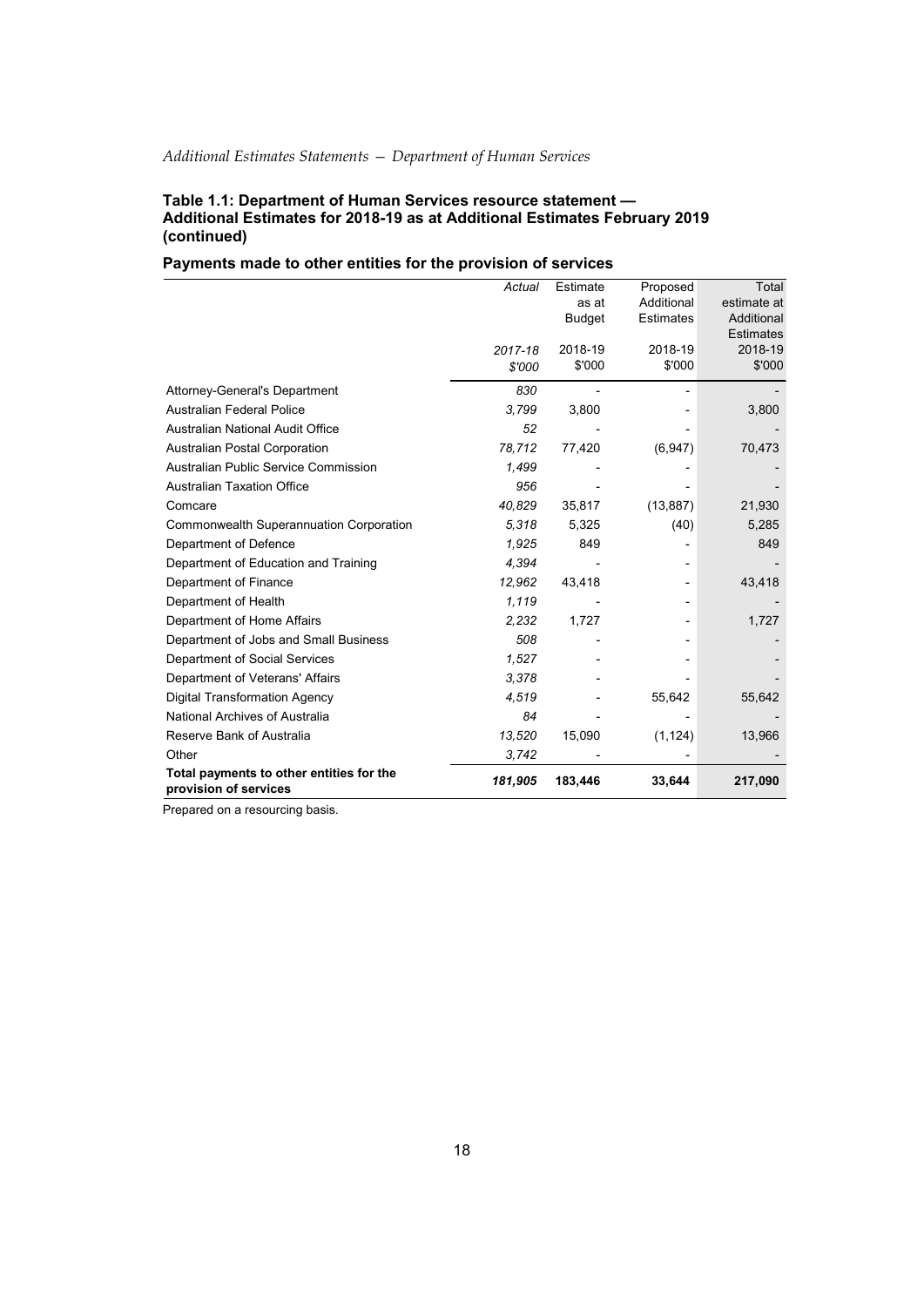**Table 1.1: Department of Human Services resource statement — Additional Estimates for 2018-19 as at Additional Estimates February 2019 (continued)**

**Payments made to other entities for the provision of services**

| | *Actual* *2017-18* *$'000* | Estimate as at Budget 2018-19 $'000 | Proposed Additional Estimates 2018-19 $'000 | Total estimate at Additional Estimates 2018-19 $'000 |
|---|---|---|---|---|
| Attorney-General's Department | *830* | - | - | - |
| Australian Federal Police | *3,799* | 3,800 | - | 3,800 |
| Australian National Audit Office | *52* | - | - | - |
| Australian Postal Corporation | *78,712* | 77,420 | (6,947) | 70,473 |
| Australian Public Service Commission | *1,499* | - | - | - |
| Australian Taxation Office | *956* | - | - | - |
| Comcare | *40,829* | 35,817 | (13,887) | 21,930 |
| Commonwealth Superannuation Corporation | *5,318* | 5,325 | (40) | 5,285 |
| Department of Defence | *1,925* | 849 | - | 849 |
| Department of Education and Training | *4,394* | - | - | - |
| Department of Finance | *12,962* | 43,418 | - | 43,418 |
| Department of Health | *1,119* | - | - | - |
| Department of Home Affairs | *2,232* | 1,727 | - | 1,727 |
| Department of Jobs and Small Business | *508* | - | - | - |
| Department of Social Services | *1,527* | - | - | - |
| Department of Veterans' Affairs | *3,378* | - | - | - |
| Digital Transformation Agency | *4,519* | - | 55,642 | 55,642 |
| National Archives of Australia | *84* | - | - | - |
| Reserve Bank of Australia | *13,520* | 15,090 | (1,124) | 13,966 |
| Other | *3,742* | - | - | - |
| **Total payments to other entities for the provision of services** | ***181,905*** | **183,446** | **33,644** | **217,090** |

Prepared on a resourcing basis.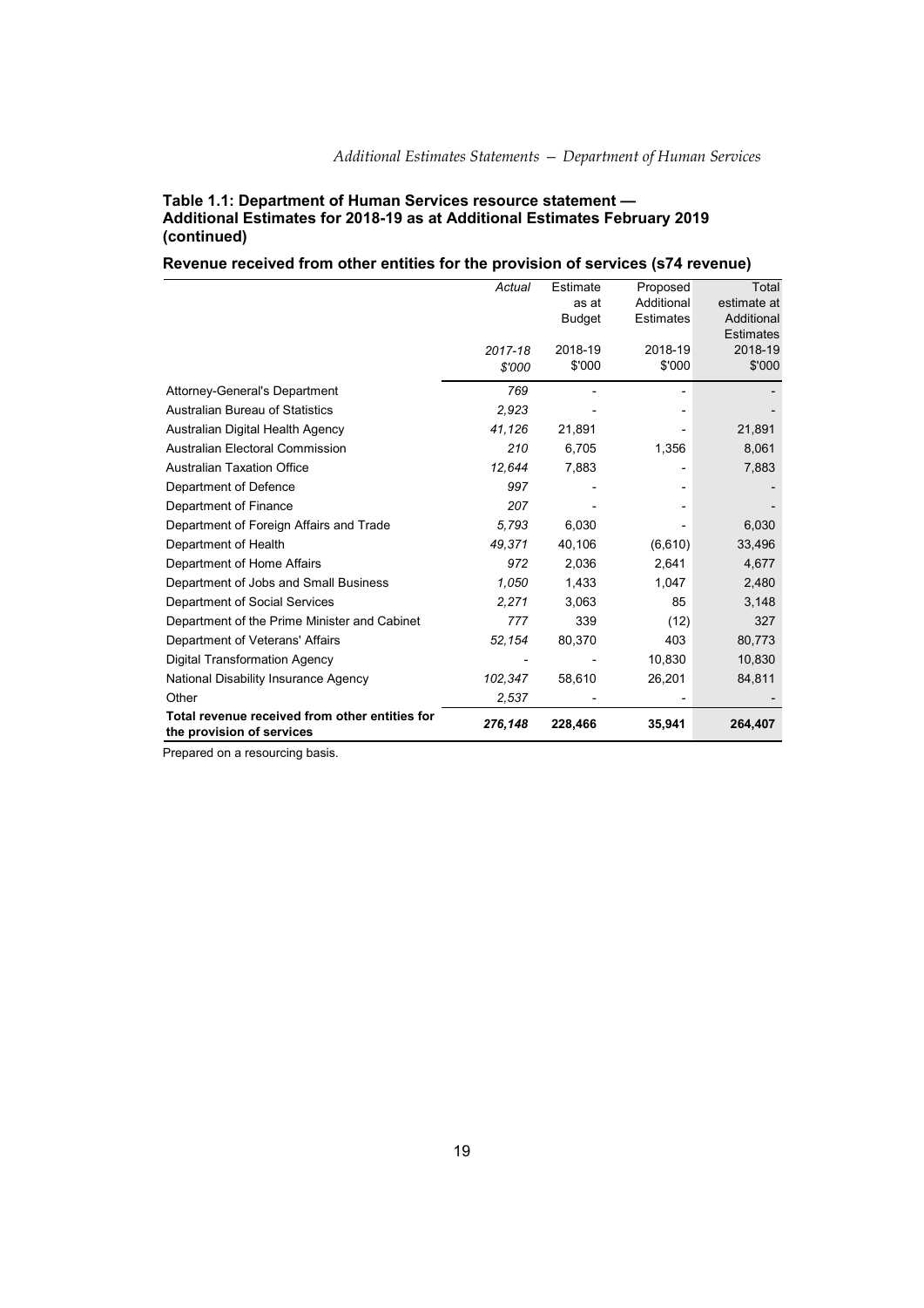**Table 1.1: Department of Human Services resource statement — Additional Estimates for 2018-19 as at Additional Estimates February 2019 (continued)**

**Revenue received from other entities for the provision of services (s74 revenue)**

| | *Actual* *2017-18* *$'000* | Estimate as at Budget 2018-19 $'000 | Proposed Additional Estimates 2018-19 $'000 | Total estimate at Additional Estimates 2018-19 $'000 |
|---|---|---|---|---|
| Attorney-General's Department | *769* | - | - | - |
| Australian Bureau of Statistics | *2,923* | - | - | - |
| Australian Digital Health Agency | *41,126* | 21,891 | - | 21,891 |
| Australian Electoral Commission | *210* | 6,705 | 1,356 | 8,061 |
| Australian Taxation Office | *12,644* | 7,883 | - | 7,883 |
| Department of Defence | *997* | - | - | - |
| Department of Finance | *207* | - | - | - |
| Department of Foreign Affairs and Trade | *5,793* | 6,030 | - | 6,030 |
| Department of Health | *49,371* | 40,106 | (6,610) | 33,496 |
| Department of Home Affairs | *972* | 2,036 | 2,641 | 4,677 |
| Department of Jobs and Small Business | *1,050* | 1,433 | 1,047 | 2,480 |
| Department of Social Services | *2,271* | 3,063 | 85 | 3,148 |
| Department of the Prime Minister and Cabinet | *777* | 339 | (12) | 327 |
| Department of Veterans' Affairs | *52,154* | 80,370 | 403 | 80,773 |
| Digital Transformation Agency | - | - | 10,830 | 10,830 |
| National Disability Insurance Agency | *102,347* | 58,610 | 26,201 | 84,811 |
| Other | *2,537* | - | - | - |
| **Total revenue received from other entities for the provision of services** | ***276,148*** | **228,466** | **35,941** | **264,407** |

Prepared on a resourcing basis.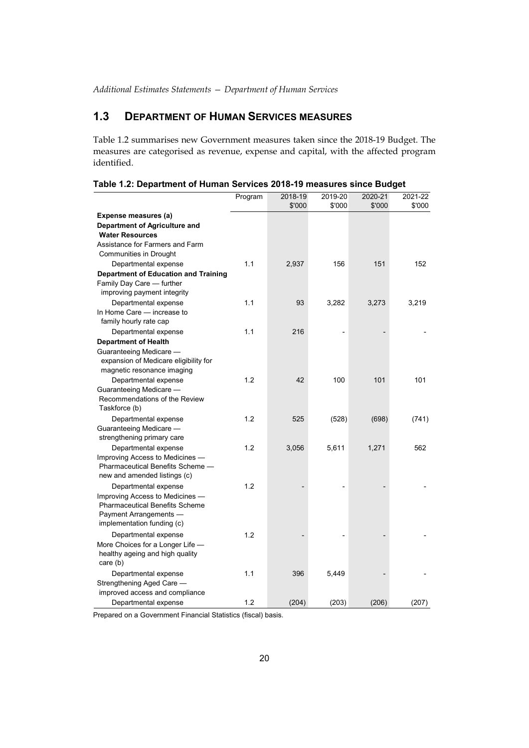## 1.3 DEPARTMENT OF HUMAN SERVICES MEASURES

Table 1.2 summarises new Government measures taken since the 2018-19 Budget. The measures are categorised as revenue, expense and capital, with the affected program identified.

**Table 1.2: Department of Human Services 2018-19 measures since Budget**

| | Program | 2018-19 $'000 | 2019-20 $'000 | 2020-21 $'000 | 2021-22 $'000 |
|---|---|---|---|---|---|
| **Expense measures (a)** | | | | | |
| **Department of Agriculture and Water Resources** | | | | | |
| Assistance for Farmers and Farm Communities in Drought | | | | | |
| Departmental expense | 1.1 | 2,937 | 156 | 151 | 152 |
| **Department of Education and Training** | | | | | |
| Family Day Care — further improving payment integrity | | | | | |
| Departmental expense | 1.1 | 93 | 3,282 | 3,273 | 3,219 |
| In Home Care — increase to family hourly rate cap | | | | | |
| Departmental expense | 1.1 | 216 | - | - | - |
| **Department of Health** | | | | | |
| Guaranteeing Medicare — expansion of Medicare eligibility for magnetic resonance imaging | | | | | |
| Departmental expense | 1.2 | 42 | 100 | 101 | 101 |
| Guaranteeing Medicare — Recommendations of the Review Taskforce (b) | | | | | |
| Departmental expense | 1.2 | 525 | (528) | (698) | (741) |
| Guaranteeing Medicare — strengthening primary care | | | | | |
| Departmental expense | 1.2 | 3,056 | 5,611 | 1,271 | 562 |
| Improving Access to Medicines — Pharmaceutical Benefits Scheme — new and amended listings (c) | | | | | |
| Departmental expense | 1.2 | - | - | - | - |
| Improving Access to Medicines — Pharmaceutical Benefits Scheme Payment Arrangements — implementation funding (c) | | | | | |
| Departmental expense | 1.2 | - | - | - | - |
| More Choices for a Longer Life — healthy ageing and high quality care (b) | | | | | |
| Departmental expense | 1.1 | 396 | 5,449 | - | - |
| Strengthening Aged Care — improved access and compliance | | | | | |
| Departmental expense | 1.2 | (204) | (203) | (206) | (207) |

Prepared on a Government Financial Statistics (fiscal) basis.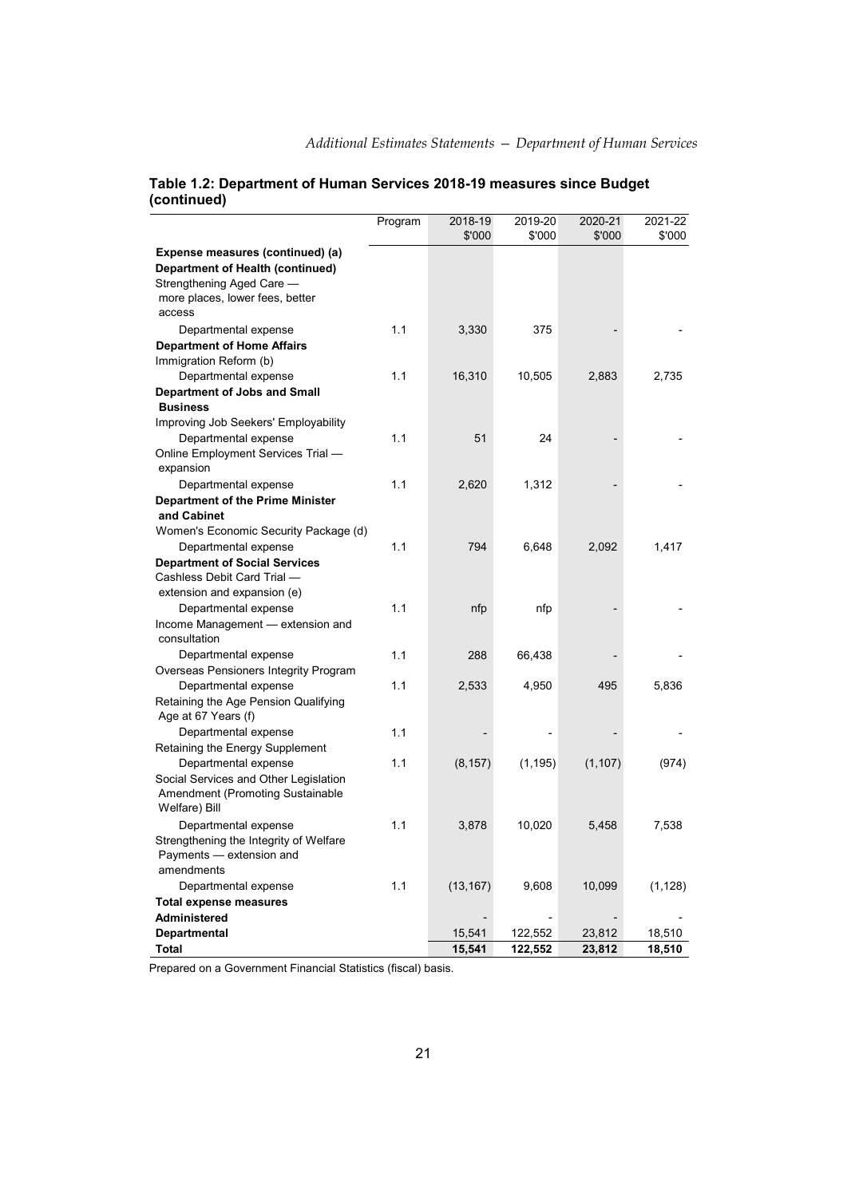**Table 1.2: Department of Human Services 2018-19 measures since Budget (continued)**

| | Program | 2018-19 $'000 | 2019-20 $'000 | 2020-21 $'000 | 2021-22 $'000 |
|---|---|---|---|---|---|
| **Expense measures (continued) (a)** | | | | | |
| **Department of Health (continued)** | | | | | |
| Strengthening Aged Care — more places, lower fees, better access | | | | | |
| Departmental expense | 1.1 | 3,330 | 375 | - | - |
| **Department of Home Affairs** | | | | | |
| Immigration Reform (b) | | | | | |
| Departmental expense | 1.1 | 16,310 | 10,505 | 2,883 | 2,735 |
| **Department of Jobs and Small Business** | | | | | |
| Improving Job Seekers' Employability | | | | | |
| Departmental expense | 1.1 | 51 | 24 | - | - |
| Online Employment Services Trial — expansion | | | | | |
| Departmental expense | 1.1 | 2,620 | 1,312 | - | - |
| **Department of the Prime Minister and Cabinet** | | | | | |
| Women's Economic Security Package (d) | | | | | |
| Departmental expense | 1.1 | 794 | 6,648 | 2,092 | 1,417 |
| **Department of Social Services** | | | | | |
| Cashless Debit Card Trial — extension and expansion (e) | | | | | |
| Departmental expense | 1.1 | nfp | nfp | - | - |
| Income Management — extension and consultation | | | | | |
| Departmental expense | 1.1 | 288 | 66,438 | - | - |
| Overseas Pensioners Integrity Program | | | | | |
| Departmental expense | 1.1 | 2,533 | 4,950 | 495 | 5,836 |
| Retaining the Age Pension Qualifying Age at 67 Years (f) | | | | | |
| Departmental expense | 1.1 | - | - | - | - |
| Retaining the Energy Supplement | | | | | |
| Departmental expense | 1.1 | (8,157) | (1,195) | (1,107) | (974) |
| Social Services and Other Legislation Amendment (Promoting Sustainable Welfare) Bill | | | | | |
| Departmental expense | 1.1 | 3,878 | 10,020 | 5,458 | 7,538 |
| Strengthening the Integrity of Welfare Payments — extension and amendments | | | | | |
| Departmental expense | 1.1 | (13,167) | 9,608 | 10,099 | (1,128) |
| **Total expense measures** | | | | | |
| **Administered** | | - | - | - | - |
| **Departmental** | | 15,541 | 122,552 | 23,812 | 18,510 |
| **Total** | | **15,541** | **122,552** | **23,812** | **18,510** |

Prepared on a Government Financial Statistics (fiscal) basis.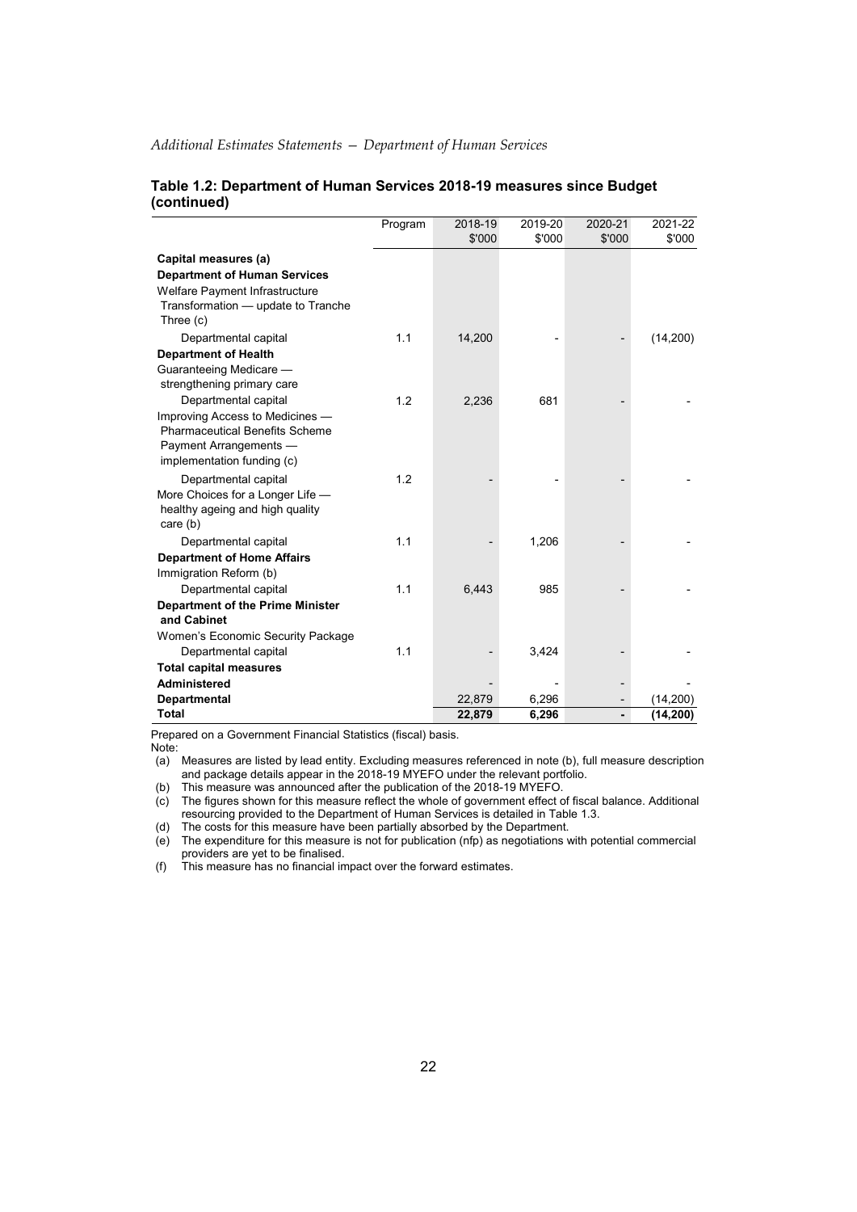**Table 1.2: Department of Human Services 2018-19 measures since Budget (continued)**

| | Program | 2018-19 $'000 | 2019-20 $'000 | 2020-21 $'000 | 2021-22 $'000 |
|---|---|---|---|---|---|
| **Capital measures (a)** | | | | | |
| **Department of Human Services** | | | | | |
| Welfare Payment Infrastructure Transformation — update to Tranche Three (c) | | | | | |
| Departmental capital | 1.1 | 14,200 | - | - | (14,200) |
| **Department of Health** | | | | | |
| Guaranteeing Medicare — strengthening primary care | | | | | |
| Departmental capital | 1.2 | 2,236 | 681 | - | - |
| Improving Access to Medicines — Pharmaceutical Benefits Scheme Payment Arrangements — implementation funding (c) | | | | | |
| Departmental capital | 1.2 | - | - | - | - |
| More Choices for a Longer Life — healthy ageing and high quality care (b) | | | | | |
| Departmental capital | 1.1 | - | 1,206 | - | - |
| **Department of Home Affairs** | | | | | |
| Immigration Reform (b) | | | | | |
| Departmental capital | 1.1 | 6,443 | 985 | - | - |
| **Department of the Prime Minister and Cabinet** | | | | | |
| Women's Economic Security Package | | | | | |
| Departmental capital | 1.1 | - | 3,424 | - | - |
| **Total capital measures** | | | | | |
| **Administered** | | - | - | - | - |
| **Departmental** | | 22,879 | 6,296 | - | (14,200) |
| **Total** | | **22,879** | **6,296** | **-** | **(14,200)** |

Prepared on a Government Financial Statistics (fiscal) basis.

Note:

(a) Measures are listed by lead entity. Excluding measures referenced in note (b), full measure description and package details appear in the 2018-19 MYEFO under the relevant portfolio.

(b) This measure was announced after the publication of the 2018-19 MYEFO.

(c) The figures shown for this measure reflect the whole of government effect of fiscal balance. Additional resourcing provided to the Department of Human Services is detailed in Table 1.3.

(d) The costs for this measure have been partially absorbed by the Department.

(e) The expenditure for this measure is not for publication (nfp) as negotiations with potential commercial providers are yet to be finalised.

(f) This measure has no financial impact over the forward estimates.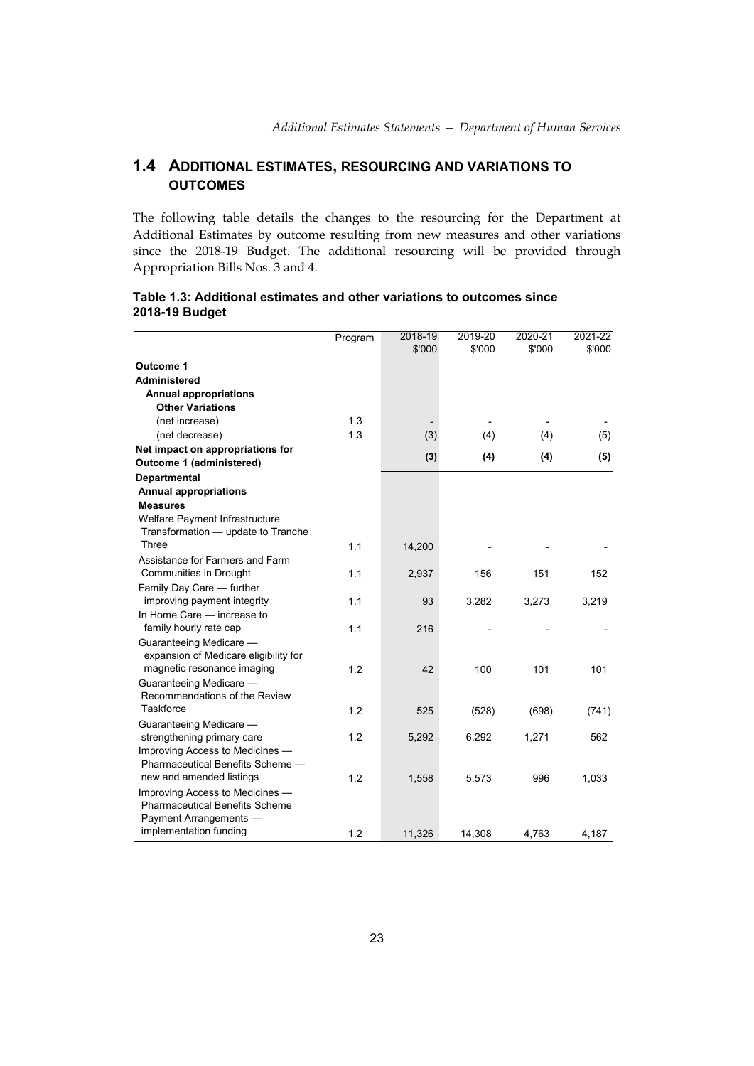## 1.4 ADDITIONAL ESTIMATES, RESOURCING AND VARIATIONS TO OUTCOMES

The following table details the changes to the resourcing for the Department at Additional Estimates by outcome resulting from new measures and other variations since the 2018-19 Budget. The additional resourcing will be provided through Appropriation Bills Nos. 3 and 4.

**Table 1.3: Additional estimates and other variations to outcomes since 2018-19 Budget**

| | Program | 2018-19 $'000 | 2019-20 $'000 | 2020-21 $'000 | 2021-22 $'000 |
|---|---|---|---|---|---|
| **Outcome 1** | | | | | |
| **Administered** | | | | | |
| **Annual appropriations** | | | | | |
| **Other Variations** | | | | | |
| (net increase) | 1.3 | - | - | - | - |
| (net decrease) | 1.3 | (3) | (4) | (4) | (5) |
| **Net impact on appropriations for Outcome 1 (administered)** | | **(3)** | **(4)** | **(4)** | **(5)** |
| **Departmental** | | | | | |
| **Annual appropriations** | | | | | |
| **Measures** | | | | | |
| Welfare Payment Infrastructure Transformation — update to Tranche Three | 1.1 | 14,200 | - | - | - |
| Assistance for Farmers and Farm Communities in Drought | 1.1 | 2,937 | 156 | 151 | 152 |
| Family Day Care — further improving payment integrity | 1.1 | 93 | 3,282 | 3,273 | 3,219 |
| In Home Care — increase to family hourly rate cap | 1.1 | 216 | - | - | - |
| Guaranteeing Medicare — expansion of Medicare eligibility for magnetic resonance imaging | 1.2 | 42 | 100 | 101 | 101 |
| Guaranteeing Medicare — Recommendations of the Review Taskforce | 1.2 | 525 | (528) | (698) | (741) |
| Guaranteeing Medicare — strengthening primary care | 1.2 | 5,292 | 6,292 | 1,271 | 562 |
| Improving Access to Medicines — Pharmaceutical Benefits Scheme — new and amended listings | 1.2 | 1,558 | 5,573 | 996 | 1,033 |
| Improving Access to Medicines — Pharmaceutical Benefits Scheme Payment Arrangements — implementation funding | 1.2 | 11,326 | 14,308 | 4,763 | 4,187 |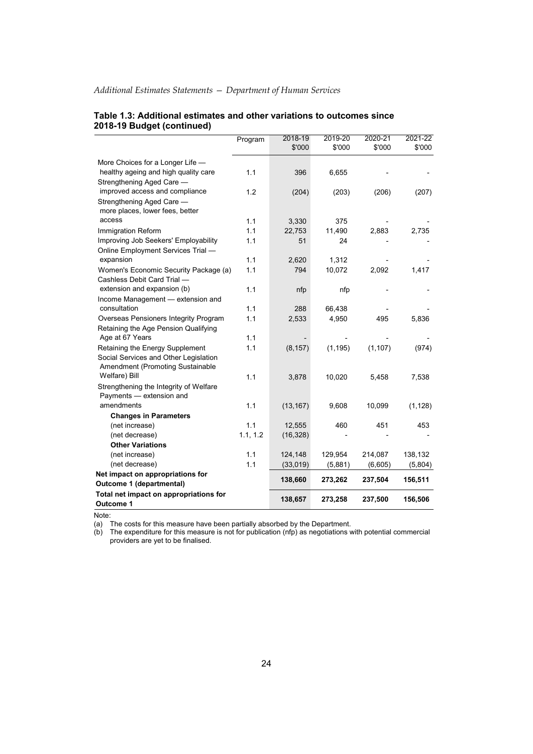**Table 1.3: Additional estimates and other variations to outcomes since 2018-19 Budget (continued)**

| | Program | 2018-19 $'000 | 2019-20 $'000 | 2020-21 $'000 | 2021-22 $'000 |
|---|---|---|---|---|---|
| More Choices for a Longer Life — healthy ageing and high quality care | 1.1 | 396 | 6,655 | - | - |
| Strengthening Aged Care — improved access and compliance | 1.2 | (204) | (203) | (206) | (207) |
| Strengthening Aged Care — more places, lower fees, better access | 1.1 | 3,330 | 375 | - | - |
| Immigration Reform | 1.1 | 22,753 | 11,490 | 2,883 | 2,735 |
| Improving Job Seekers' Employability | 1.1 | 51 | 24 | - | - |
| Online Employment Services Trial — expansion | 1.1 | 2,620 | 1,312 | - | - |
| Women's Economic Security Package (a) | 1.1 | 794 | 10,072 | 2,092 | 1,417 |
| Cashless Debit Card Trial — extension and expansion (b) | 1.1 | nfp | nfp | - | - |
| Income Management — extension and consultation | 1.1 | 288 | 66,438 | - | - |
| Overseas Pensioners Integrity Program | 1.1 | 2,533 | 4,950 | 495 | 5,836 |
| Retaining the Age Pension Qualifying Age at 67 Years | 1.1 | - | - | - | - |
| Retaining the Energy Supplement | 1.1 | (8,157) | (1,195) | (1,107) | (974) |
| Social Services and Other Legislation Amendment (Promoting Sustainable Welfare) Bill | 1.1 | 3,878 | 10,020 | 5,458 | 7,538 |
| Strengthening the Integrity of Welfare Payments — extension and amendments | 1.1 | (13,167) | 9,608 | 10,099 | (1,128) |
| **Changes in Parameters** | | | | | |
| (net increase) | 1.1 | 12,555 | 460 | 451 | 453 |
| (net decrease) | 1.1, 1.2 | (16,328) | - | - | - |
| **Other Variations** | | | | | |
| (net increase) | 1.1 | 124,148 | 129,954 | 214,087 | 138,132 |
| (net decrease) | 1.1 | (33,019) | (5,881) | (6,605) | (5,804) |
| **Net impact on appropriations for Outcome 1 (departmental)** | | **138,660** | **273,262** | **237,504** | **156,511** |
| **Total net impact on appropriations for Outcome 1** | | **138,657** | **273,258** | **237,500** | **156,506** |

Note:
(a) The costs for this measure have been partially absorbed by the Department.
(b) The expenditure for this measure is not for publication (nfp) as negotiations with potential commercial providers are yet to be finalised.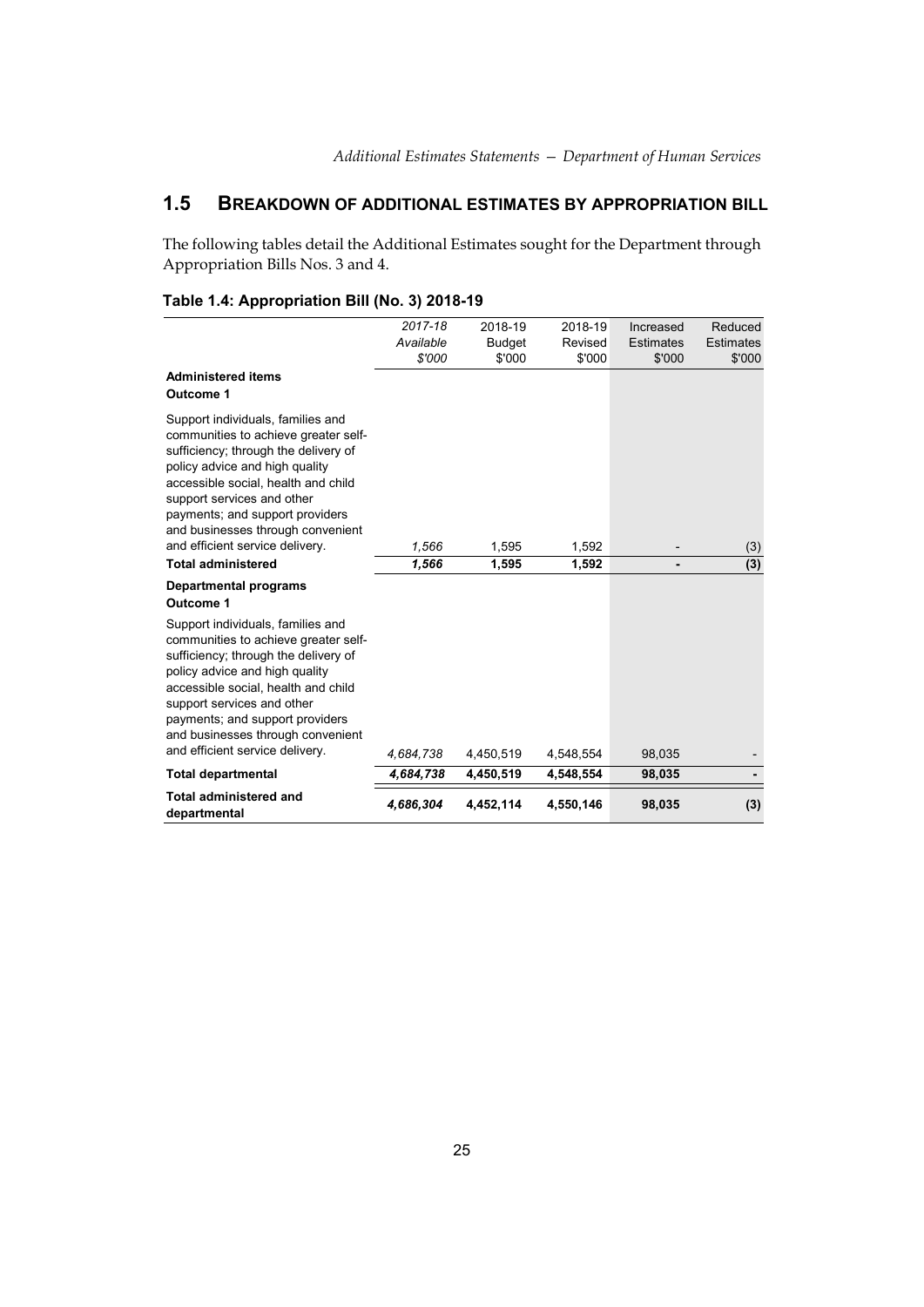## 1.5 BREAKDOWN OF ADDITIONAL ESTIMATES BY APPROPRIATION BILL

The following tables detail the Additional Estimates sought for the Department through Appropriation Bills Nos. 3 and 4.

### Table 1.4: Appropriation Bill (No. 3) 2018-19

| | *2017-18 Available $'000* | 2018-19 Budget $'000 | 2018-19 Revised $'000 | Increased Estimates $'000 | Reduced Estimates $'000 |
|---|---|---|---|---|---|
| **Administered items** | | | | | |
| **Outcome 1** | | | | | |
| Support individuals, families and communities to achieve greater self-sufficiency; through the delivery of policy advice and high quality accessible social, health and child support services and other payments; and support providers and businesses through convenient and efficient service delivery. | *1,566* | 1,595 | 1,592 | - | (3) |
| **Total administered** | ***1,566*** | **1,595** | **1,592** | **-** | **(3)** |
| **Departmental programs** | | | | | |
| **Outcome 1** | | | | | |
| Support individuals, families and communities to achieve greater self-sufficiency; through the delivery of policy advice and high quality accessible social, health and child support services and other payments; and support providers and businesses through convenient and efficient service delivery. | *4,684,738* | 4,450,519 | 4,548,554 | 98,035 | - |
| **Total departmental** | ***4,684,738*** | **4,450,519** | **4,548,554** | **98,035** | **-** |
| **Total administered and departmental** | ***4,686,304*** | **4,452,114** | **4,550,146** | **98,035** | **(3)** |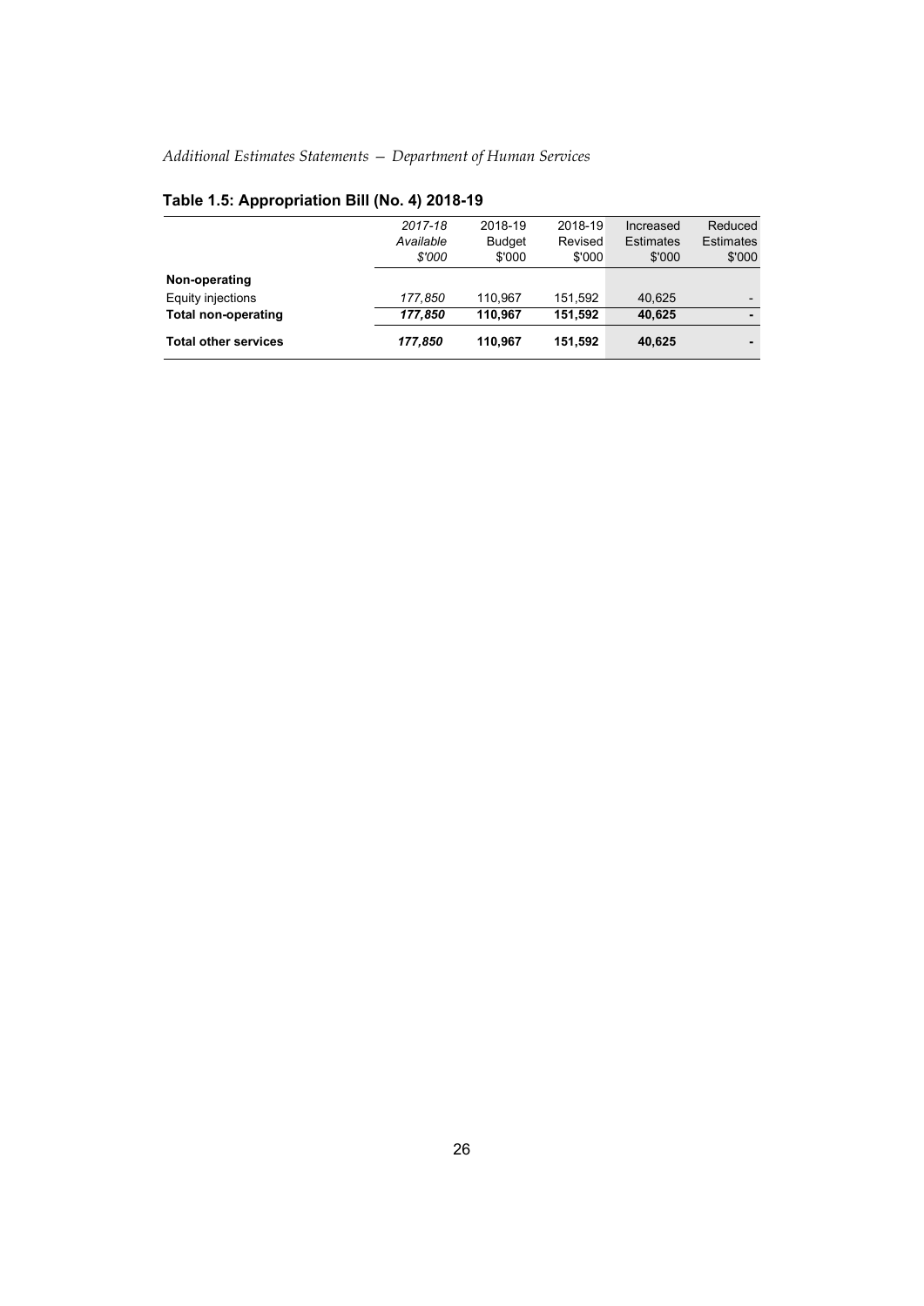## Table 1.5: Appropriation Bill (No. 4) 2018-19

| | *2017-18 Available $'000* | 2018-19 Budget $'000 | 2018-19 Revised $'000 | Increased Estimates $'000 | Reduced Estimates $'000 |
|---|---|---|---|---|---|
| **Non-operating** | | | | | |
| Equity injections | *177,850* | 110,967 | 151,592 | 40,625 | - |
| **Total non-operating** | ***177,850*** | **110,967** | **151,592** | **40,625** | **-** |
| **Total other services** | ***177,850*** | **110,967** | **151,592** | **40,625** | **-** |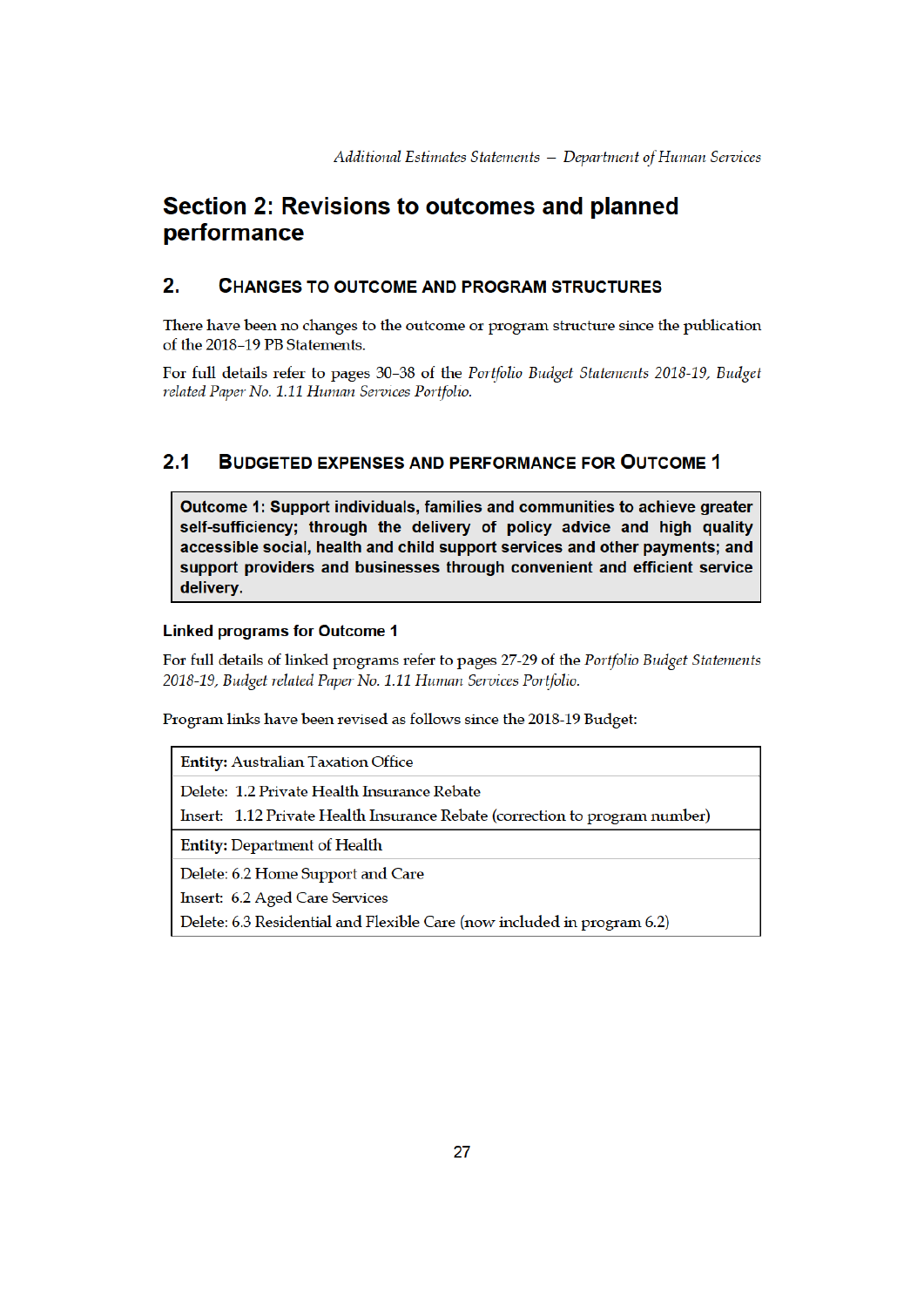# Section 2: Revisions to outcomes and planned performance

## 2. Changes to outcome and program structures

There have been no changes to the outcome or program structure since the publication of the 2018–19 PB Statements.

For full details refer to pages 30–38 of the *Portfolio Budget Statements 2018-19, Budget related Paper No. 1.11 Human Services Portfolio.*

## 2.1 Budgeted expenses and performance for Outcome 1

**Outcome 1: Support individuals, families and communities to achieve greater self-sufficiency; through the delivery of policy advice and high quality accessible social, health and child support services and other payments; and support providers and businesses through convenient and efficient service delivery.**

### Linked programs for Outcome 1

For full details of linked programs refer to pages 27-29 of the *Portfolio Budget Statements 2018-19, Budget related Paper No. 1.11 Human Services Portfolio.*

Program links have been revised as follows since the 2018-19 Budget:

| **Entity:** Australian Taxation Office |
|---|
| Delete: 1.2 Private Health Insurance Rebate<br>Insert: 1.12 Private Health Insurance Rebate (correction to program number) |
| **Entity:** Department of Health |
| Delete: 6.2 Home Support and Care<br>Insert: 6.2 Aged Care Services<br>Delete: 6.3 Residential and Flexible Care (now included in program 6.2) |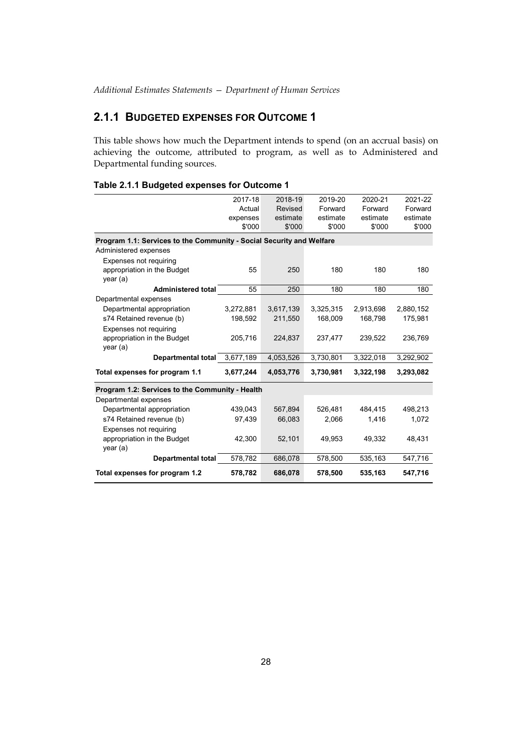## 2.1.1 BUDGETED EXPENSES FOR OUTCOME 1

This table shows how much the Department intends to spend (on an accrual basis) on achieving the outcome, attributed to program, as well as to Administered and Departmental funding sources.

**Table 2.1.1 Budgeted expenses for Outcome 1**

| | 2017-18 Actual expenses $'000 | 2018-19 Revised estimate $'000 | 2019-20 Forward estimate $'000 | 2020-21 Forward estimate $'000 | 2021-22 Forward estimate $'000 |
|---|---|---|---|---|---|
| **Program 1.1: Services to the Community - Social Security and Welfare** | | | | | |
| Administered expenses | | | | | |
| Expenses not requiring appropriation in the Budget year (a) | 55 | 250 | 180 | 180 | 180 |
| **Administered total** | 55 | 250 | 180 | 180 | 180 |
| Departmental expenses | | | | | |
| Departmental appropriation | 3,272,881 | 3,617,139 | 3,325,315 | 2,913,698 | 2,880,152 |
| s74 Retained revenue (b) | 198,592 | 211,550 | 168,009 | 168,798 | 175,981 |
| Expenses not requiring appropriation in the Budget year (a) | 205,716 | 224,837 | 237,477 | 239,522 | 236,769 |
| **Departmental total** | 3,677,189 | 4,053,526 | 3,730,801 | 3,322,018 | 3,292,902 |
| **Total expenses for program 1.1** | **3,677,244** | **4,053,776** | **3,730,981** | **3,322,198** | **3,293,082** |
| **Program 1.2: Services to the Community - Health** | | | | | |
| Departmental expenses | | | | | |
| Departmental appropriation | 439,043 | 567,894 | 526,481 | 484,415 | 498,213 |
| s74 Retained revenue (b) | 97,439 | 66,083 | 2,066 | 1,416 | 1,072 |
| Expenses not requiring appropriation in the Budget year (a) | 42,300 | 52,101 | 49,953 | 49,332 | 48,431 |
| **Departmental total** | 578,782 | 686,078 | 578,500 | 535,163 | 547,716 |
| **Total expenses for program 1.2** | **578,782** | **686,078** | **578,500** | **535,163** | **547,716** |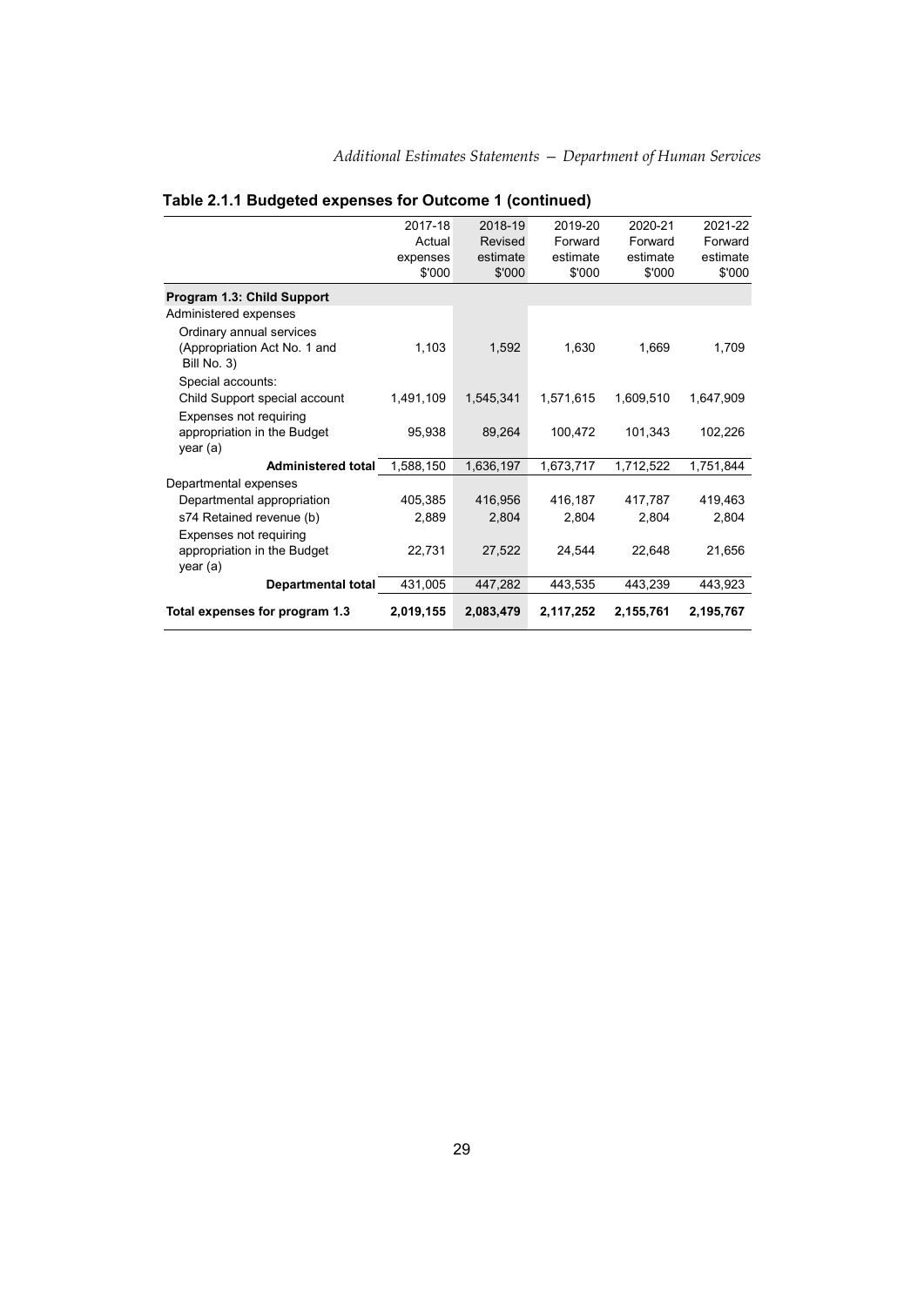## Table 2.1.1 Budgeted expenses for Outcome 1 (continued)

| | 2017-18 Actual expenses $'000 | 2018-19 Revised estimate $'000 | 2019-20 Forward estimate $'000 | 2020-21 Forward estimate $'000 | 2021-22 Forward estimate $'000 |
|---|---|---|---|---|---|
| **Program 1.3: Child Support** | | | | | |
| Administered expenses | | | | | |
| Ordinary annual services (Appropriation Act No. 1 and Bill No. 3) | 1,103 | 1,592 | 1,630 | 1,669 | 1,709 |
| Special accounts: | | | | | |
| Child Support special account | 1,491,109 | 1,545,341 | 1,571,615 | 1,609,510 | 1,647,909 |
| Expenses not requiring appropriation in the Budget year (a) | 95,938 | 89,264 | 100,472 | 101,343 | 102,226 |
| **Administered total** | 1,588,150 | 1,636,197 | 1,673,717 | 1,712,522 | 1,751,844 |
| Departmental expenses | | | | | |
| Departmental appropriation | 405,385 | 416,956 | 416,187 | 417,787 | 419,463 |
| s74 Retained revenue (b) | 2,889 | 2,804 | 2,804 | 2,804 | 2,804 |
| Expenses not requiring appropriation in the Budget year (a) | 22,731 | 27,522 | 24,544 | 22,648 | 21,656 |
| **Departmental total** | 431,005 | 447,282 | 443,535 | 443,239 | 443,923 |
| **Total expenses for program 1.3** | **2,019,155** | **2,083,479** | **2,117,252** | **2,155,761** | **2,195,767** |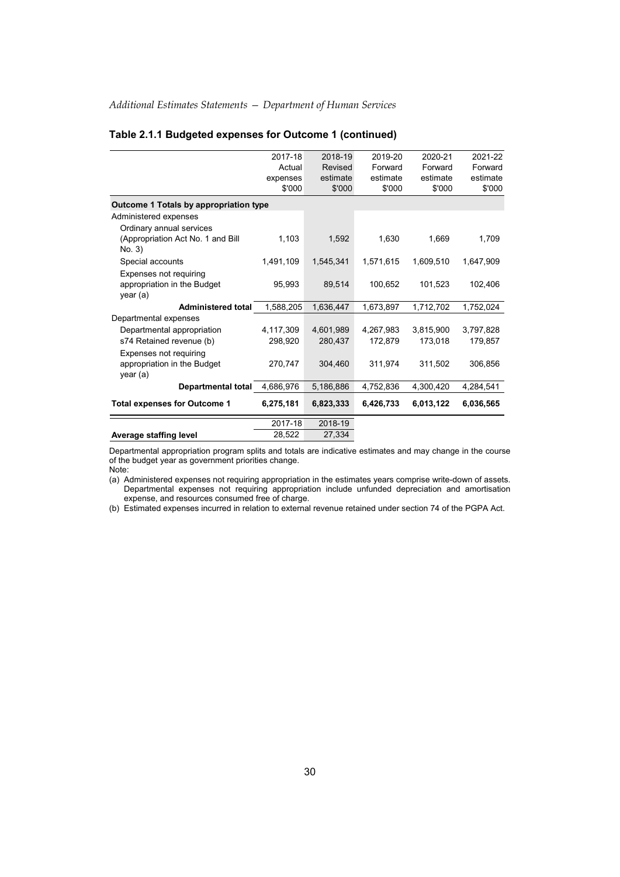**Table 2.1.1 Budgeted expenses for Outcome 1 (continued)**

| | 2017-18 Actual expenses $'000 | 2018-19 Revised estimate $'000 | 2019-20 Forward estimate $'000 | 2020-21 Forward estimate $'000 | 2021-22 Forward estimate $'000 |
|---|---|---|---|---|---|
| **Outcome 1 Totals by appropriation type** | | | | | |
| Administered expenses | | | | | |
| Ordinary annual services (Appropriation Act No. 1 and Bill No. 3) | 1,103 | 1,592 | 1,630 | 1,669 | 1,709 |
| Special accounts | 1,491,109 | 1,545,341 | 1,571,615 | 1,609,510 | 1,647,909 |
| Expenses not requiring appropriation in the Budget year (a) | 95,993 | 89,514 | 100,652 | 101,523 | 102,406 |
| **Administered total** | 1,588,205 | 1,636,447 | 1,673,897 | 1,712,702 | 1,752,024 |
| Departmental expenses | | | | | |
| Departmental appropriation | 4,117,309 | 4,601,989 | 4,267,983 | 3,815,900 | 3,797,828 |
| s74 Retained revenue (b) | 298,920 | 280,437 | 172,879 | 173,018 | 179,857 |
| Expenses not requiring appropriation in the Budget year (a) | 270,747 | 304,460 | 311,974 | 311,502 | 306,856 |
| **Departmental total** | 4,686,976 | 5,186,886 | 4,752,836 | 4,300,420 | 4,284,541 |
| **Total expenses for Outcome 1** | **6,275,181** | **6,823,333** | **6,426,733** | **6,013,122** | **6,036,565** |

| | 2017-18 | 2018-19 |
|---|---|---|
| **Average staffing level** | 28,522 | 27,334 |

Departmental appropriation program splits and totals are indicative estimates and may change in the course of the budget year as government priorities change.

Note:

(a) Administered expenses not requiring appropriation in the estimates years comprise write-down of assets. Departmental expenses not requiring appropriation include unfunded depreciation and amortisation expense, and resources consumed free of charge.

(b) Estimated expenses incurred in relation to external revenue retained under section 74 of the PGPA Act.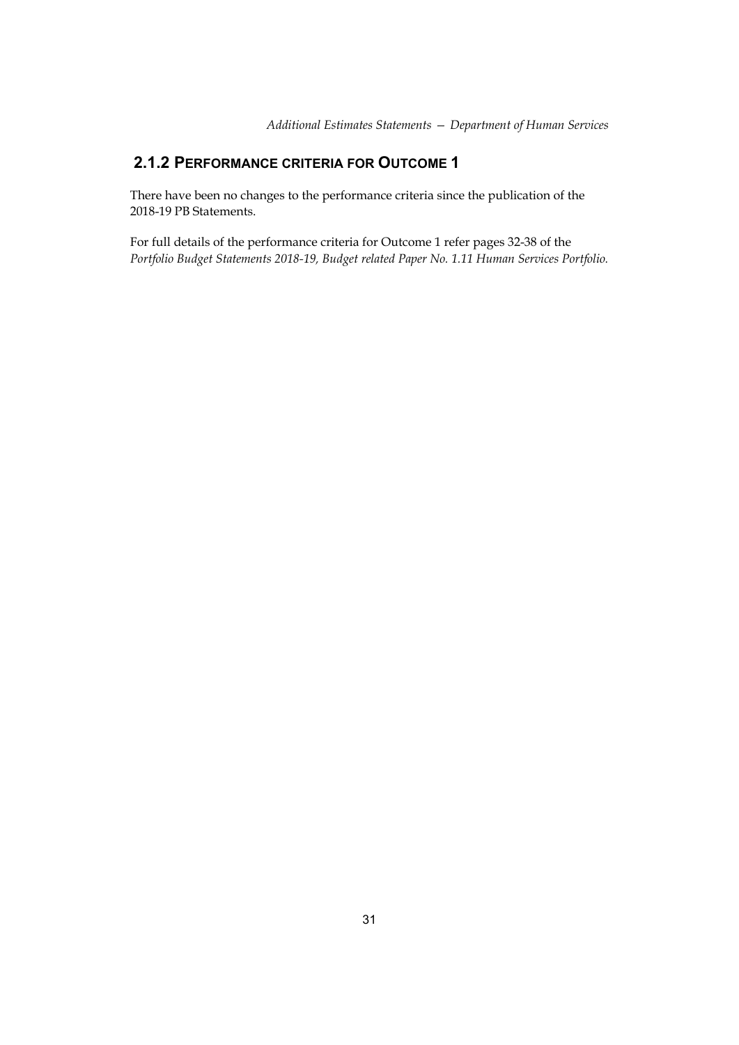## 2.1.2 Performance criteria for Outcome 1

There have been no changes to the performance criteria since the publication of the 2018-19 PB Statements.

For full details of the performance criteria for Outcome 1 refer pages 32-38 of the *Portfolio Budget Statements 2018-19, Budget related Paper No. 1.11 Human Services Portfolio.*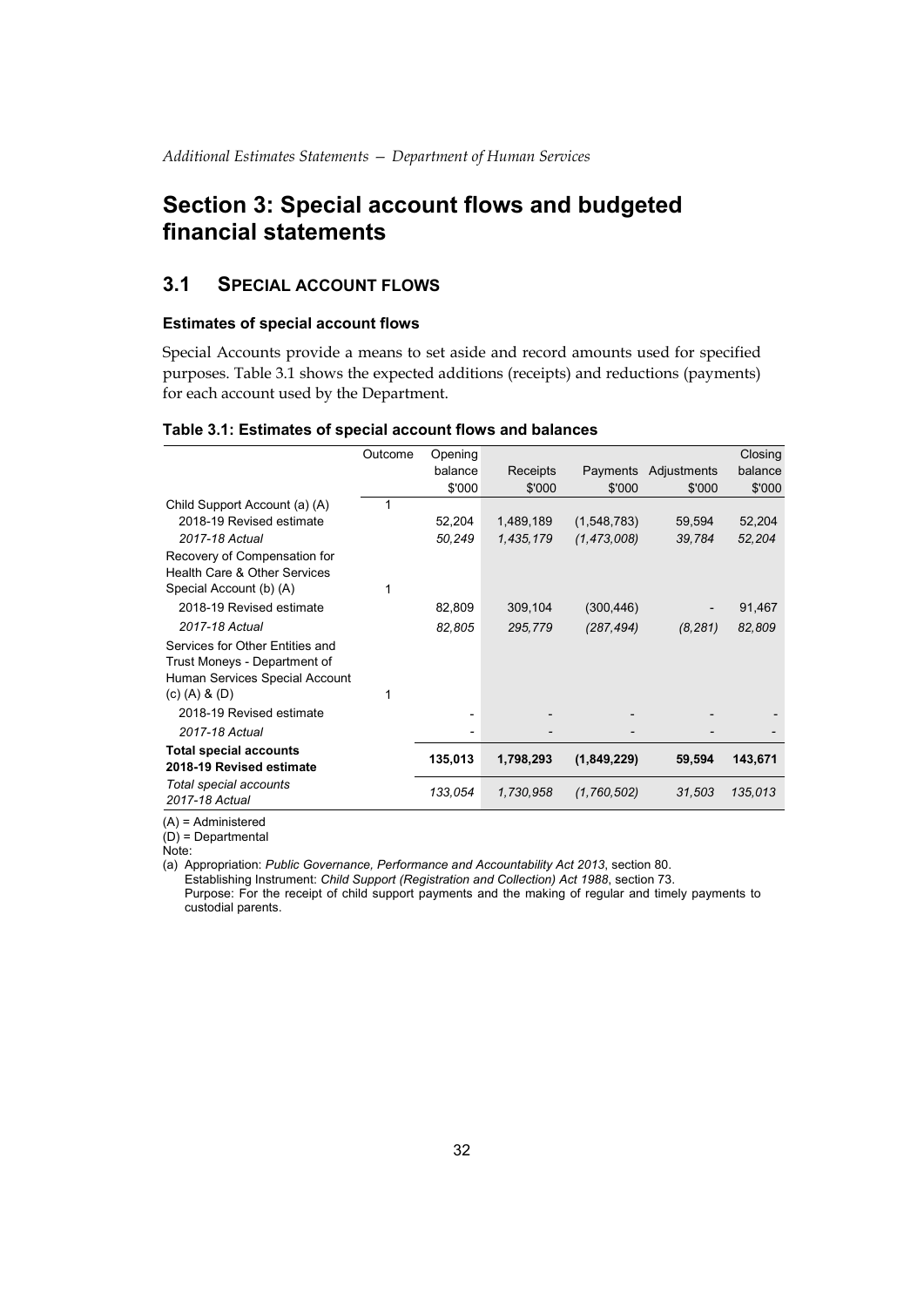# Section 3: Special account flows and budgeted financial statements

## 3.1 Special account flows

### Estimates of special account flows

Special Accounts provide a means to set aside and record amounts used for specified purposes. Table 3.1 shows the expected additions (receipts) and reductions (payments) for each account used by the Department.

**Table 3.1: Estimates of special account flows and balances**

| | Outcome | Opening balance $'000 | Receipts $'000 | Payments $'000 | Adjustments $'000 | Closing balance $'000 |
|---|---|---|---|---|---|---|
| Child Support Account (a) (A) | 1 | | | | | |
| 2018-19 Revised estimate | | 52,204 | 1,489,189 | (1,548,783) | 59,594 | 52,204 |
| *2017-18 Actual* | | *50,249* | *1,435,179* | *(1,473,008)* | *39,784* | *52,204* |
| Recovery of Compensation for Health Care & Other Services Special Account (b) (A) | 1 | | | | | |
| 2018-19 Revised estimate | | 82,809 | 309,104 | (300,446) | - | 91,467 |
| *2017-18 Actual* | | *82,805* | *295,779* | *(287,494)* | *(8,281)* | *82,809* |
| Services for Other Entities and Trust Moneys - Department of Human Services Special Account (c) (A) & (D) | 1 | | | | | |
| 2018-19 Revised estimate | | - | - | - | - | - |
| *2017-18 Actual* | | - | - | - | - | - |
| **Total special accounts 2018-19 Revised estimate** | | **135,013** | **1,798,293** | **(1,849,229)** | **59,594** | **143,671** |
| *Total special accounts 2017-18 Actual* | | *133,054* | *1,730,958* | *(1,760,502)* | *31,503* | *135,013* |

(A) = Administered

(D) = Departmental

Note:

(a) Appropriation: *Public Governance, Performance and Accountability Act 2013*, section 80.
Establishing Instrument: *Child Support (Registration and Collection) Act 1988*, section 73.
Purpose: For the receipt of child support payments and the making of regular and timely payments to custodial parents.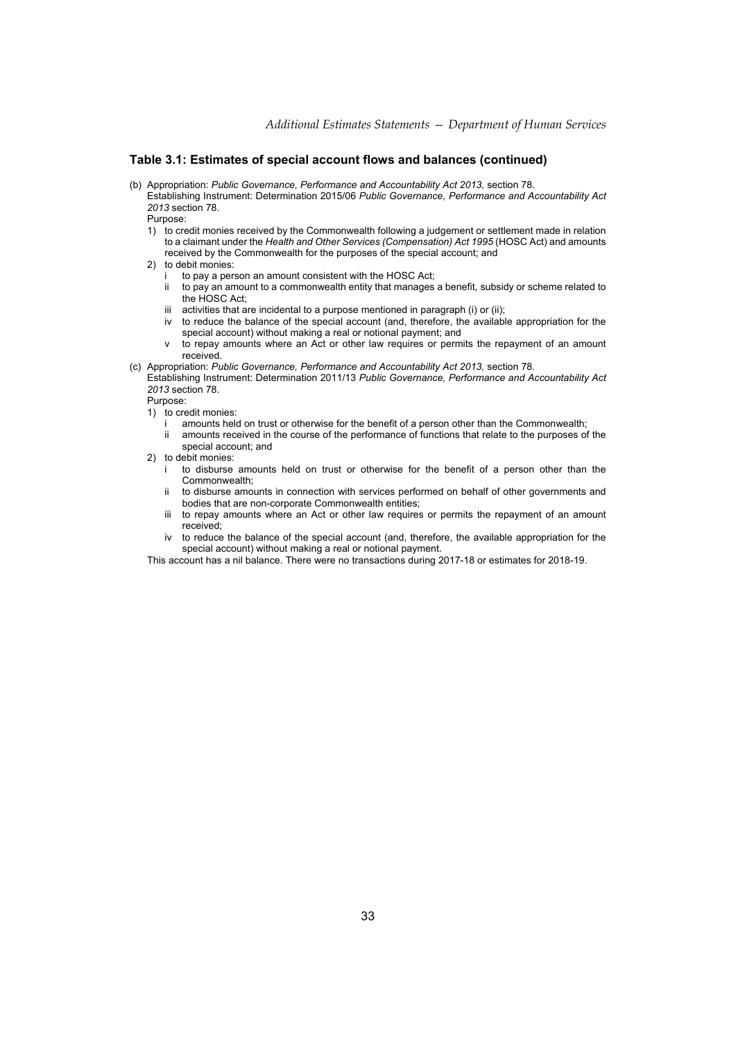## Table 3.1: Estimates of special account flows and balances (continued)

(b) Appropriation: *Public Governance, Performance and Accountability Act 2013,* section 78.
Establishing Instrument: Determination 2015/06 *Public Governance, Performance and Accountability Act 2013* section 78.
Purpose:

1) to credit monies received by the Commonwealth following a judgement or settlement made in relation to a claimant under the *Health and Other Services (Compensation) Act 1995* (HOSC Act) and amounts received by the Commonwealth for the purposes of the special account; and
2) to debit monies:
   - i to pay a person an amount consistent with the HOSC Act;
   - ii to pay an amount to a commonwealth entity that manages a benefit, subsidy or scheme related to the HOSC Act;
   - iii activities that are incidental to a purpose mentioned in paragraph (i) or (ii);
   - iv to reduce the balance of the special account (and, therefore, the available appropriation for the special account) without making a real or notional payment; and
   - v to repay amounts where an Act or other law requires or permits the repayment of an amount received.

(c) Appropriation: *Public Governance, Performance and Accountability Act 2013,* section 78.
Establishing Instrument: Determination 2011/13 *Public Governance, Performance and Accountability Act 2013* section 78.
Purpose:

1) to credit monies:
   - i amounts held on trust or otherwise for the benefit of a person other than the Commonwealth;
   - ii amounts received in the course of the performance of functions that relate to the purposes of the special account; and
2) to debit monies:
   - i to disburse amounts held on trust or otherwise for the benefit of a person other than the Commonwealth;
   - ii to disburse amounts in connection with services performed on behalf of other governments and bodies that are non-corporate Commonwealth entities;
   - iii to repay amounts where an Act or other law requires or permits the repayment of an amount received;
   - iv to reduce the balance of the special account (and, therefore, the available appropriation for the special account) without making a real or notional payment.

This account has a nil balance. There were no transactions during 2017-18 or estimates for 2018-19.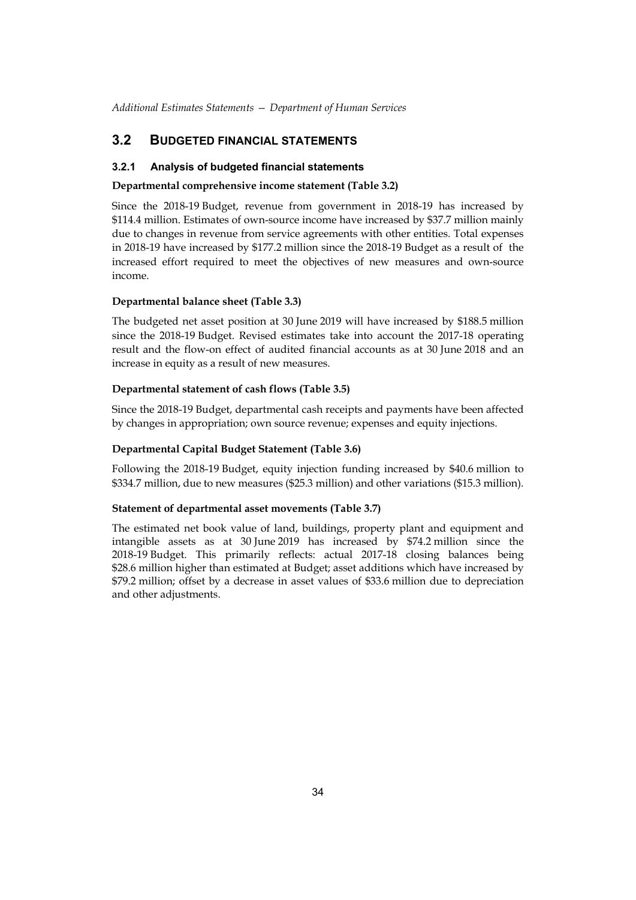## 3.2 BUDGETED FINANCIAL STATEMENTS

### 3.2.1 Analysis of budgeted financial statements

**Departmental comprehensive income statement (Table 3.2)**

Since the 2018-19 Budget, revenue from government in 2018-19 has increased by \$114.4 million. Estimates of own-source income have increased by \$37.7 million mainly due to changes in revenue from service agreements with other entities. Total expenses in 2018-19 have increased by \$177.2 million since the 2018-19 Budget as a result of the increased effort required to meet the objectives of new measures and own-source income.

**Departmental balance sheet (Table 3.3)**

The budgeted net asset position at 30 June 2019 will have increased by \$188.5 million since the 2018-19 Budget. Revised estimates take into account the 2017-18 operating result and the flow-on effect of audited financial accounts as at 30 June 2018 and an increase in equity as a result of new measures.

**Departmental statement of cash flows (Table 3.5)**

Since the 2018-19 Budget, departmental cash receipts and payments have been affected by changes in appropriation; own source revenue; expenses and equity injections.

**Departmental Capital Budget Statement (Table 3.6)**

Following the 2018-19 Budget, equity injection funding increased by \$40.6 million to \$334.7 million, due to new measures (\$25.3 million) and other variations (\$15.3 million).

**Statement of departmental asset movements (Table 3.7)**

The estimated net book value of land, buildings, property plant and equipment and intangible assets as at 30 June 2019 has increased by \$74.2 million since the 2018-19 Budget. This primarily reflects: actual 2017-18 closing balances being \$28.6 million higher than estimated at Budget; asset additions which have increased by \$79.2 million; offset by a decrease in asset values of \$33.6 million due to depreciation and other adjustments.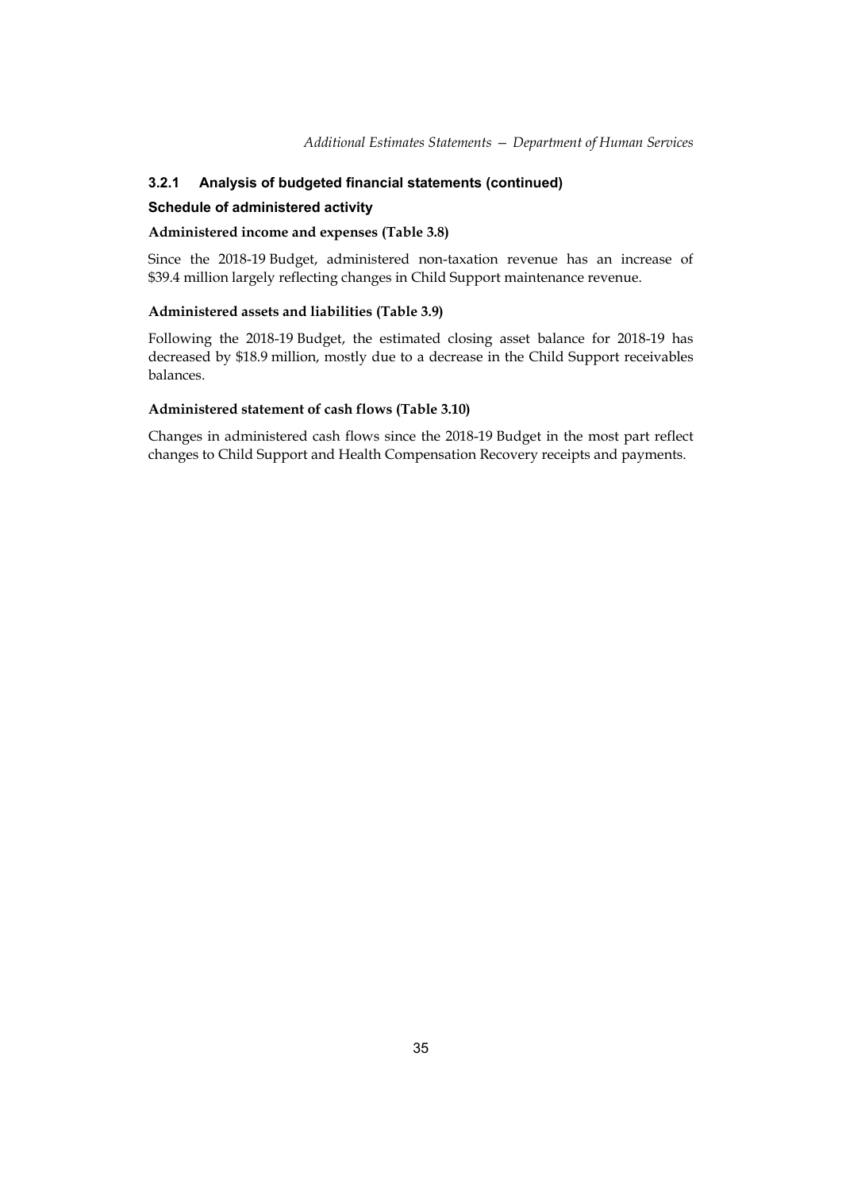### 3.2.1 Analysis of budgeted financial statements (continued)

#### Schedule of administered activity

**Administered income and expenses (Table 3.8)**

Since the 2018-19 Budget, administered non-taxation revenue has an increase of $39.4 million largely reflecting changes in Child Support maintenance revenue.

**Administered assets and liabilities (Table 3.9)**

Following the 2018-19 Budget, the estimated closing asset balance for 2018-19 has decreased by $18.9 million, mostly due to a decrease in the Child Support receivables balances.

**Administered statement of cash flows (Table 3.10)**

Changes in administered cash flows since the 2018-19 Budget in the most part reflect changes to Child Support and Health Compensation Recovery receipts and payments.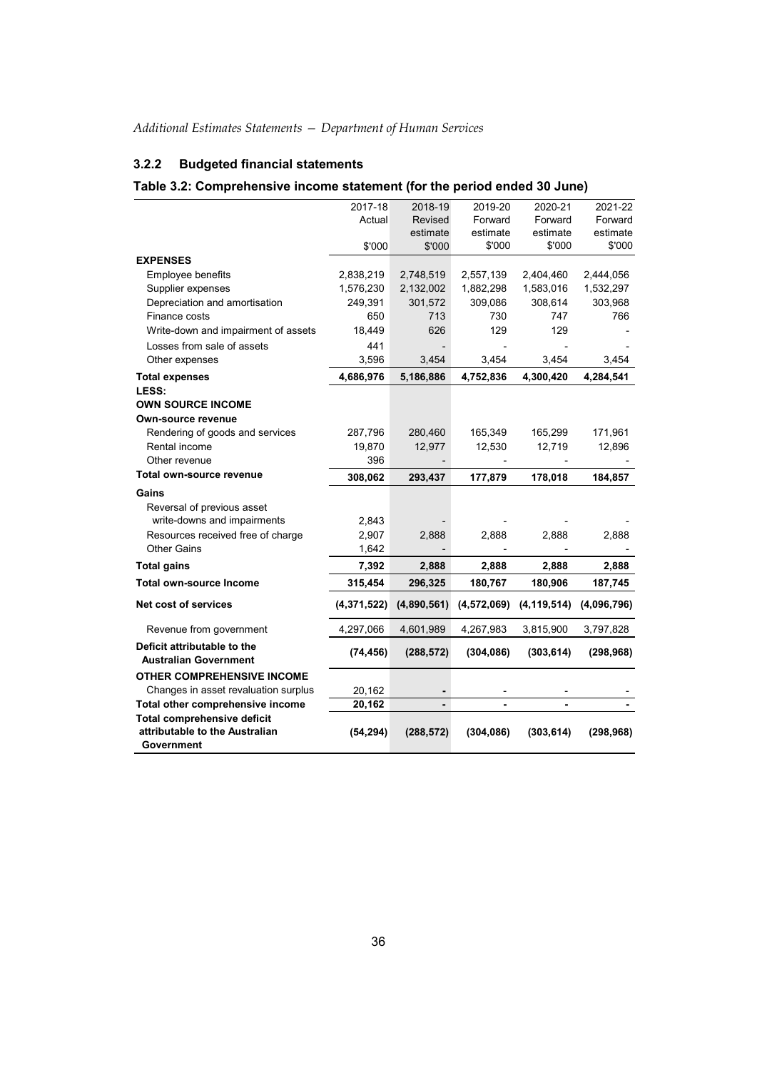### 3.2.2 Budgeted financial statements

#### Table 3.2: Comprehensive income statement (for the period ended 30 June)

| | 2017-18 Actual $'000 | 2018-19 Revised estimate $'000 | 2019-20 Forward estimate $'000 | 2020-21 Forward estimate $'000 | 2021-22 Forward estimate $'000 |
|---|---|---|---|---|---|
| **EXPENSES** | | | | | |
| Employee benefits | 2,838,219 | 2,748,519 | 2,557,139 | 2,404,460 | 2,444,056 |
| Supplier expenses | 1,576,230 | 2,132,002 | 1,882,298 | 1,583,016 | 1,532,297 |
| Depreciation and amortisation | 249,391 | 301,572 | 309,086 | 308,614 | 303,968 |
| Finance costs | 650 | 713 | 730 | 747 | 766 |
| Write-down and impairment of assets | 18,449 | 626 | 129 | 129 | - |
| Losses from sale of assets | 441 | - | - | - | - |
| Other expenses | 3,596 | 3,454 | 3,454 | 3,454 | 3,454 |
| **Total expenses** | **4,686,976** | **5,186,886** | **4,752,836** | **4,300,420** | **4,284,541** |
| **LESS:** | | | | | |
| **OWN SOURCE INCOME** | | | | | |
| **Own-source revenue** | | | | | |
| Rendering of goods and services | 287,796 | 280,460 | 165,349 | 165,299 | 171,961 |
| Rental income | 19,870 | 12,977 | 12,530 | 12,719 | 12,896 |
| Other revenue | 396 | - | - | - | - |
| **Total own-source revenue** | **308,062** | **293,437** | **177,879** | **178,018** | **184,857** |
| **Gains** | | | | | |
| Reversal of previous asset write-downs and impairments | 2,843 | - | - | - | - |
| Resources received free of charge | 2,907 | 2,888 | 2,888 | 2,888 | 2,888 |
| Other Gains | 1,642 | - | - | - | - |
| **Total gains** | **7,392** | **2,888** | **2,888** | **2,888** | **2,888** |
| **Total own-source Income** | **315,454** | **296,325** | **180,767** | **180,906** | **187,745** |
| **Net cost of services** | **(4,371,522)** | **(4,890,561)** | **(4,572,069)** | **(4,119,514)** | **(4,096,796)** |
| Revenue from government | 4,297,066 | 4,601,989 | 4,267,983 | 3,815,900 | 3,797,828 |
| **Deficit attributable to the Australian Government** | **(74,456)** | **(288,572)** | **(304,086)** | **(303,614)** | **(298,968)** |
| **OTHER COMPREHENSIVE INCOME** | | | | | |
| Changes in asset revaluation surplus | 20,162 | - | - | - | - |
| **Total other comprehensive income** | **20,162** | **-** | **-** | **-** | **-** |
| **Total comprehensive deficit attributable to the Australian Government** | **(54,294)** | **(288,572)** | **(304,086)** | **(303,614)** | **(298,968)** |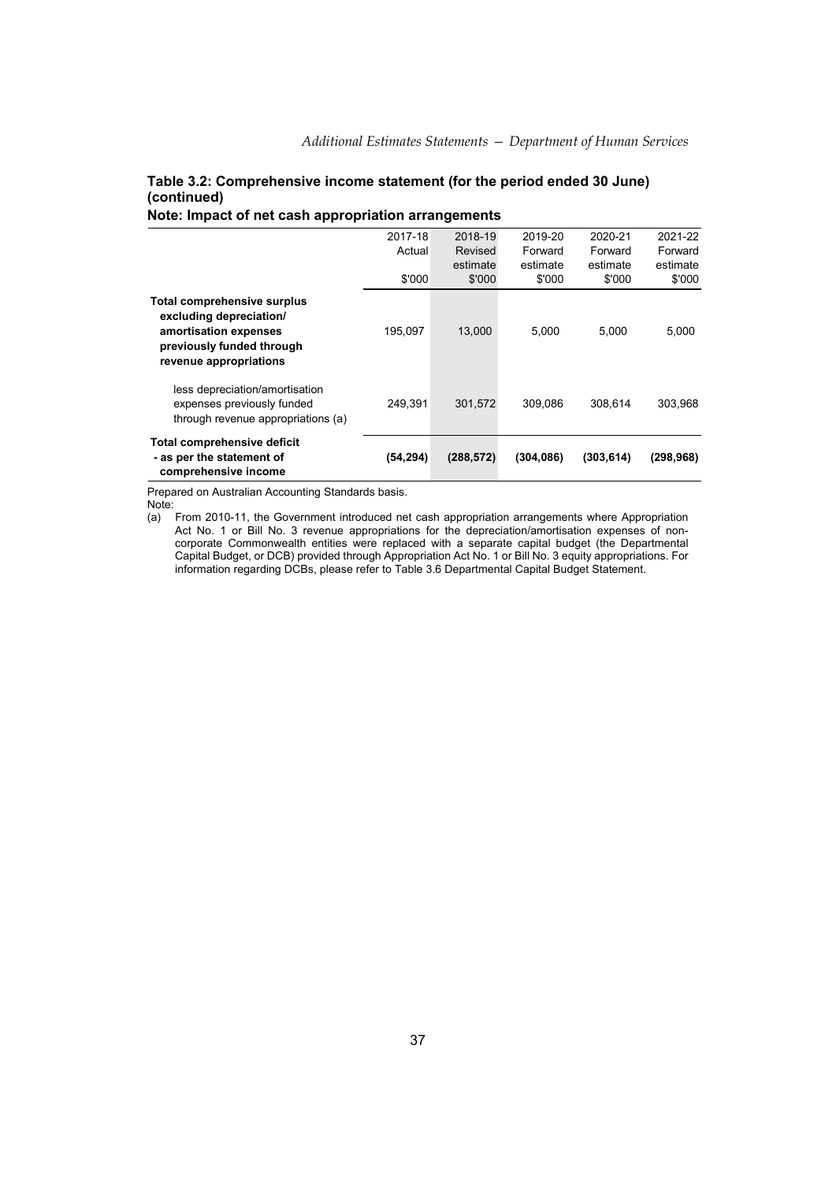**Table 3.2: Comprehensive income statement (for the period ended 30 June) (continued)**

**Note: Impact of net cash appropriation arrangements**

| | 2017-18 Actual $'000 | 2018-19 Revised estimate $'000 | 2019-20 Forward estimate $'000 | 2020-21 Forward estimate $'000 | 2021-22 Forward estimate $'000 |
|---|---|---|---|---|---|
| **Total comprehensive surplus excluding depreciation/ amortisation expenses previously funded through revenue appropriations** | 195,097 | 13,000 | 5,000 | 5,000 | 5,000 |
| less depreciation/amortisation expenses previously funded through revenue appropriations (a) | 249,391 | 301,572 | 309,086 | 308,614 | 303,968 |
| **Total comprehensive deficit - as per the statement of comprehensive income** | **(54,294)** | **(288,572)** | **(304,086)** | **(303,614)** | **(298,968)** |

Prepared on Australian Accounting Standards basis.

Note:

(a) From 2010-11, the Government introduced net cash appropriation arrangements where Appropriation Act No. 1 or Bill No. 3 revenue appropriations for the depreciation/amortisation expenses of non-corporate Commonwealth entities were replaced with a separate capital budget (the Departmental Capital Budget, or DCB) provided through Appropriation Act No. 1 or Bill No. 3 equity appropriations. For information regarding DCBs, please refer to Table 3.6 Departmental Capital Budget Statement.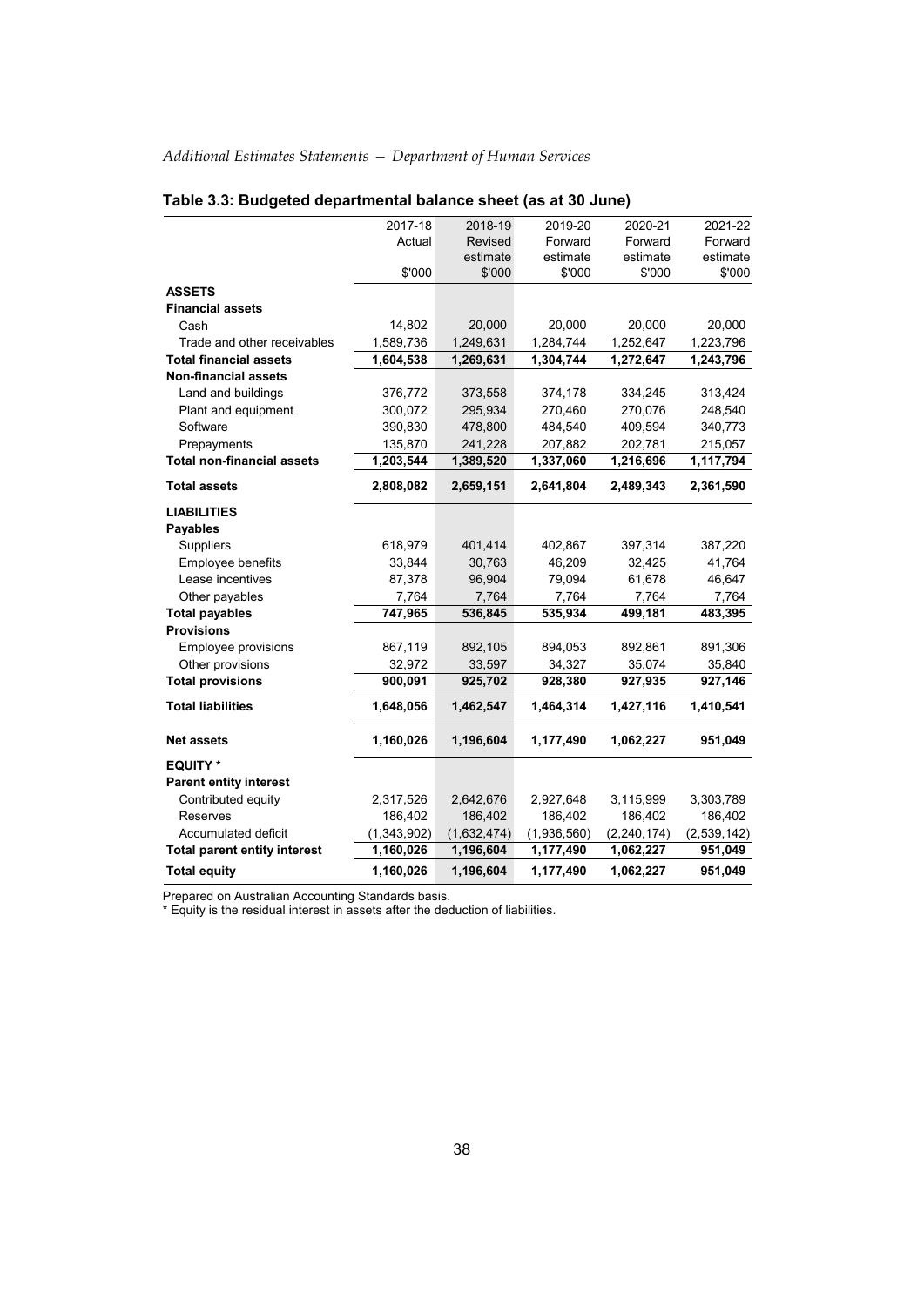## Table 3.3: Budgeted departmental balance sheet (as at 30 June)

| | 2017-18 Actual $'000 | 2018-19 Revised estimate $'000 | 2019-20 Forward estimate $'000 | 2020-21 Forward estimate $'000 | 2021-22 Forward estimate $'000 |
|---|---|---|---|---|---|
| **ASSETS** | | | | | |
| **Financial assets** | | | | | |
| Cash | 14,802 | 20,000 | 20,000 | 20,000 | 20,000 |
| Trade and other receivables | 1,589,736 | 1,249,631 | 1,284,744 | 1,252,647 | 1,223,796 |
| **Total financial assets** | **1,604,538** | **1,269,631** | **1,304,744** | **1,272,647** | **1,243,796** |
| **Non-financial assets** | | | | | |
| Land and buildings | 376,772 | 373,558 | 374,178 | 334,245 | 313,424 |
| Plant and equipment | 300,072 | 295,934 | 270,460 | 270,076 | 248,540 |
| Software | 390,830 | 478,800 | 484,540 | 409,594 | 340,773 |
| Prepayments | 135,870 | 241,228 | 207,882 | 202,781 | 215,057 |
| **Total non-financial assets** | **1,203,544** | **1,389,520** | **1,337,060** | **1,216,696** | **1,117,794** |
| **Total assets** | **2,808,082** | **2,659,151** | **2,641,804** | **2,489,343** | **2,361,590** |
| **LIABILITIES** | | | | | |
| **Payables** | | | | | |
| Suppliers | 618,979 | 401,414 | 402,867 | 397,314 | 387,220 |
| Employee benefits | 33,844 | 30,763 | 46,209 | 32,425 | 41,764 |
| Lease incentives | 87,378 | 96,904 | 79,094 | 61,678 | 46,647 |
| Other payables | 7,764 | 7,764 | 7,764 | 7,764 | 7,764 |
| **Total payables** | **747,965** | **536,845** | **535,934** | **499,181** | **483,395** |
| **Provisions** | | | | | |
| Employee provisions | 867,119 | 892,105 | 894,053 | 892,861 | 891,306 |
| Other provisions | 32,972 | 33,597 | 34,327 | 35,074 | 35,840 |
| **Total provisions** | **900,091** | **925,702** | **928,380** | **927,935** | **927,146** |
| **Total liabilities** | **1,648,056** | **1,462,547** | **1,464,314** | **1,427,116** | **1,410,541** |
| **Net assets** | **1,160,026** | **1,196,604** | **1,177,490** | **1,062,227** | **951,049** |
| **EQUITY *** | | | | | |
| **Parent entity interest** | | | | | |
| Contributed equity | 2,317,526 | 2,642,676 | 2,927,648 | 3,115,999 | 3,303,789 |
| Reserves | 186,402 | 186,402 | 186,402 | 186,402 | 186,402 |
| Accumulated deficit | (1,343,902) | (1,632,474) | (1,936,560) | (2,240,174) | (2,539,142) |
| **Total parent entity interest** | **1,160,026** | **1,196,604** | **1,177,490** | **1,062,227** | **951,049** |
| **Total equity** | **1,160,026** | **1,196,604** | **1,177,490** | **1,062,227** | **951,049** |

Prepared on Australian Accounting Standards basis.
* Equity is the residual interest in assets after the deduction of liabilities.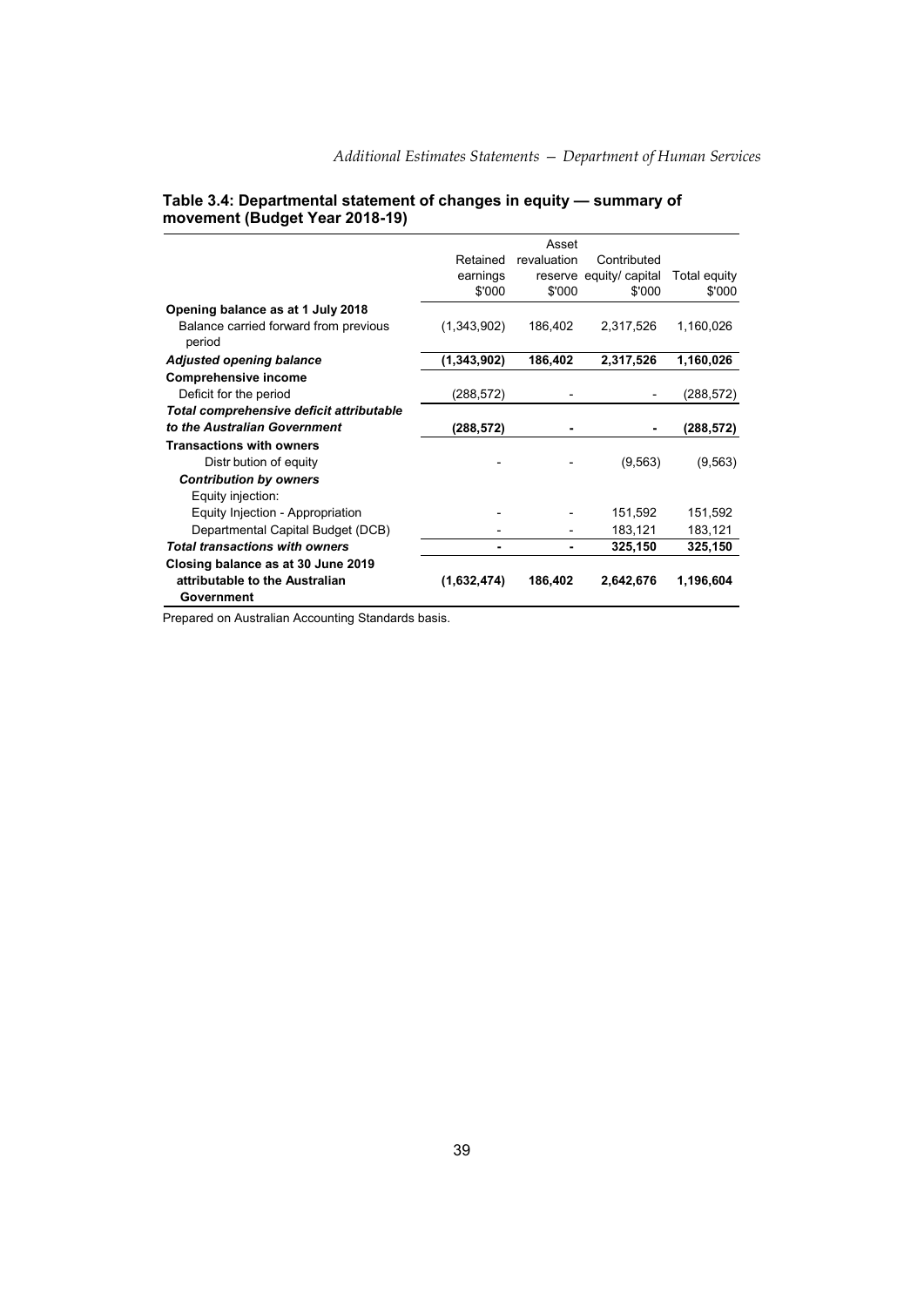**Table 3.4: Departmental statement of changes in equity — summary of movement (Budget Year 2018-19)**

| | Retained earnings $'000 | Asset revaluation reserve $'000 | Contributed equity/ capital $'000 | Total equity $'000 |
|---|---|---|---|---|
| **Opening balance as at 1 July 2018** | | | | |
| Balance carried forward from previous period | (1,343,902) | 186,402 | 2,317,526 | 1,160,026 |
| ***Adjusted opening balance*** | **(1,343,902)** | **186,402** | **2,317,526** | **1,160,026** |
| **Comprehensive income** | | | | |
| Deficit for the period | (288,572) | - | - | (288,572) |
| ***Total comprehensive deficit attributable to the Australian Government*** | **(288,572)** | **-** | **-** | **(288,572)** |
| **Transactions with owners** | | | | |
| Distr bution of equity | - | - | (9,563) | (9,563) |
| ***Contribution by owners*** | | | | |
| Equity injection: | | | | |
| Equity Injection - Appropriation | - | - | 151,592 | 151,592 |
| Departmental Capital Budget (DCB) | - | - | 183,121 | 183,121 |
| ***Total transactions with owners*** | **-** | **-** | **325,150** | **325,150** |
| **Closing balance as at 30 June 2019 attributable to the Australian Government** | **(1,632,474)** | **186,402** | **2,642,676** | **1,196,604** |

Prepared on Australian Accounting Standards basis.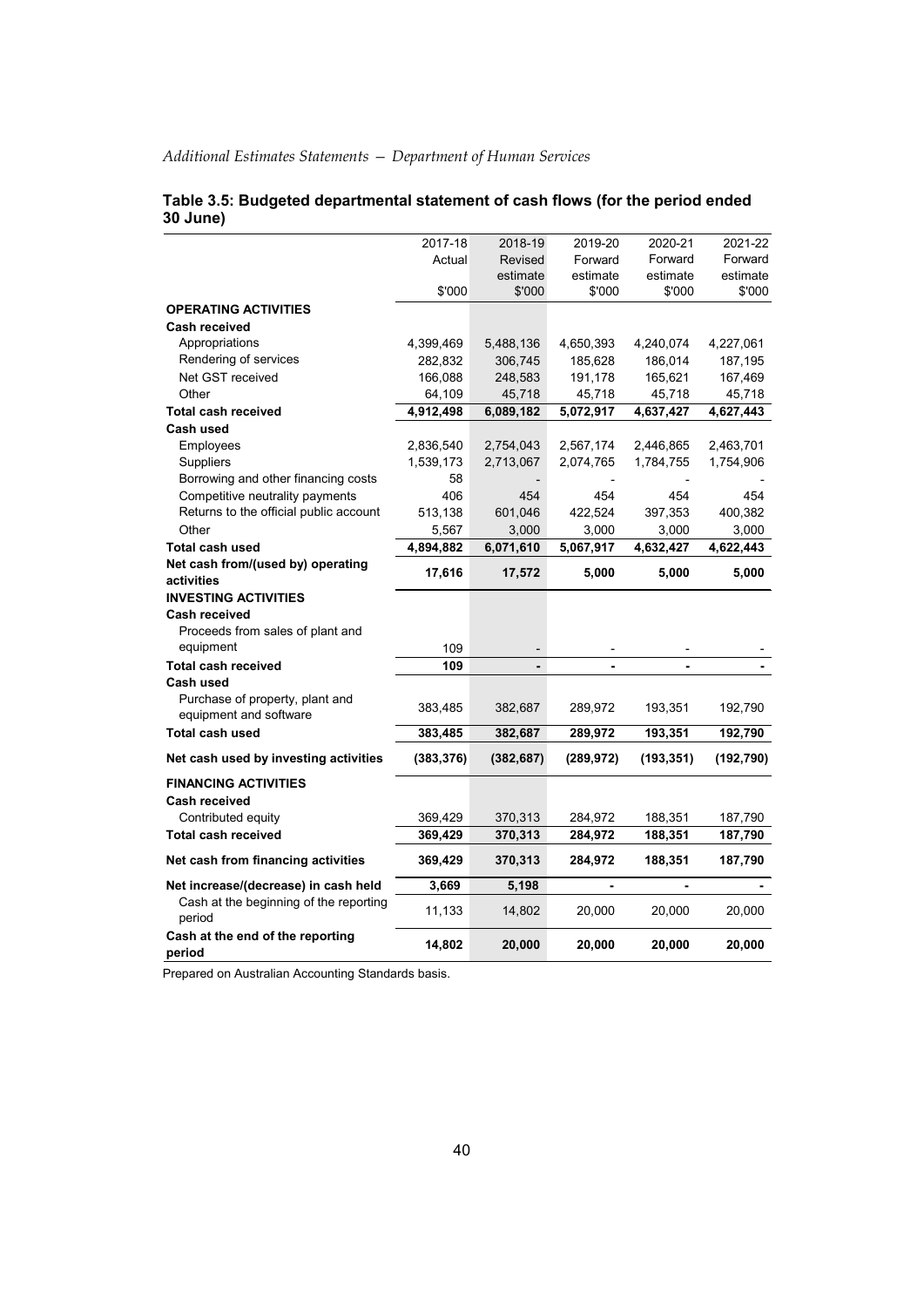**Table 3.5: Budgeted departmental statement of cash flows (for the period ended 30 June)**

| | 2017-18 Actual $'000 | 2018-19 Revised estimate $'000 | 2019-20 Forward estimate $'000 | 2020-21 Forward estimate $'000 | 2021-22 Forward estimate $'000 |
|---|---|---|---|---|---|
| **OPERATING ACTIVITIES** | | | | | |
| **Cash received** | | | | | |
| Appropriations | 4,399,469 | 5,488,136 | 4,650,393 | 4,240,074 | 4,227,061 |
| Rendering of services | 282,832 | 306,745 | 185,628 | 186,014 | 187,195 |
| Net GST received | 166,088 | 248,583 | 191,178 | 165,621 | 167,469 |
| Other | 64,109 | 45,718 | 45,718 | 45,718 | 45,718 |
| **Total cash received** | **4,912,498** | **6,089,182** | **5,072,917** | **4,637,427** | **4,627,443** |
| **Cash used** | | | | | |
| Employees | 2,836,540 | 2,754,043 | 2,567,174 | 2,446,865 | 2,463,701 |
| Suppliers | 1,539,173 | 2,713,067 | 2,074,765 | 1,784,755 | 1,754,906 |
| Borrowing and other financing costs | 58 | - | - | - | - |
| Competitive neutrality payments | 406 | 454 | 454 | 454 | 454 |
| Returns to the official public account | 513,138 | 601,046 | 422,524 | 397,353 | 400,382 |
| Other | 5,567 | 3,000 | 3,000 | 3,000 | 3,000 |
| **Total cash used** | **4,894,882** | **6,071,610** | **5,067,917** | **4,632,427** | **4,622,443** |
| **Net cash from/(used by) operating activities** | **17,616** | **17,572** | **5,000** | **5,000** | **5,000** |
| **INVESTING ACTIVITIES** | | | | | |
| **Cash received** | | | | | |
| Proceeds from sales of plant and equipment | 109 | - | - | - | - |
| **Total cash received** | **109** | **-** | **-** | **-** | **-** |
| **Cash used** | | | | | |
| Purchase of property, plant and equipment and software | 383,485 | 382,687 | 289,972 | 193,351 | 192,790 |
| **Total cash used** | **383,485** | **382,687** | **289,972** | **193,351** | **192,790** |
| **Net cash used by investing activities** | **(383,376)** | **(382,687)** | **(289,972)** | **(193,351)** | **(192,790)** |
| **FINANCING ACTIVITIES** | | | | | |
| **Cash received** | | | | | |
| Contributed equity | 369,429 | 370,313 | 284,972 | 188,351 | 187,790 |
| **Total cash received** | **369,429** | **370,313** | **284,972** | **188,351** | **187,790** |
| **Net cash from financing activities** | **369,429** | **370,313** | **284,972** | **188,351** | **187,790** |
| **Net increase/(decrease) in cash held** | **3,669** | **5,198** | **-** | **-** | **-** |
| Cash at the beginning of the reporting period | 11,133 | 14,802 | 20,000 | 20,000 | 20,000 |
| **Cash at the end of the reporting period** | **14,802** | **20,000** | **20,000** | **20,000** | **20,000** |

Prepared on Australian Accounting Standards basis.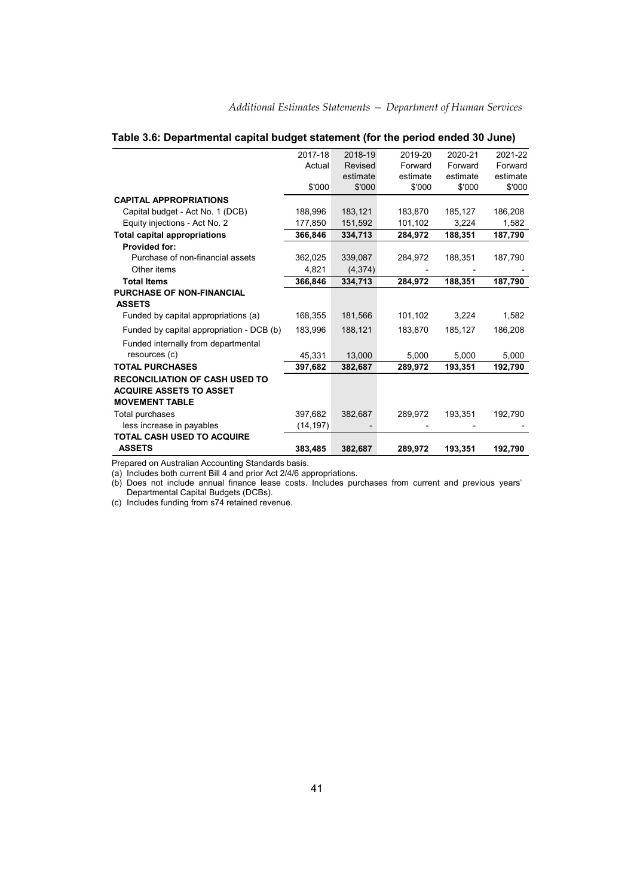**Table 3.6: Departmental capital budget statement (for the period ended 30 June)**

| | 2017-18 Actual $'000 | 2018-19 Revised estimate $'000 | 2019-20 Forward estimate $'000 | 2020-21 Forward estimate $'000 | 2021-22 Forward estimate $'000 |
|---|---|---|---|---|---|
| **CAPITAL APPROPRIATIONS** | | | | | |
| Capital budget - Act No. 1 (DCB) | 188,996 | 183,121 | 183,870 | 185,127 | 186,208 |
| Equity injections - Act No. 2 | 177,850 | 151,592 | 101,102 | 3,224 | 1,582 |
| **Total capital appropriations** | **366,846** | **334,713** | **284,972** | **188,351** | **187,790** |
| **Provided for:** | | | | | |
| Purchase of non-financial assets | 362,025 | 339,087 | 284,972 | 188,351 | 187,790 |
| Other items | 4,821 | (4,374) | - | - | - |
| **Total Items** | **366,846** | **334,713** | **284,972** | **188,351** | **187,790** |
| **PURCHASE OF NON-FINANCIAL ASSETS** | | | | | |
| Funded by capital appropriations (a) | 168,355 | 181,566 | 101,102 | 3,224 | 1,582 |
| Funded by capital appropriation - DCB (b) | 183,996 | 188,121 | 183,870 | 185,127 | 186,208 |
| Funded internally from departmental resources (c) | 45,331 | 13,000 | 5,000 | 5,000 | 5,000 |
| **TOTAL PURCHASES** | **397,682** | **382,687** | **289,972** | **193,351** | **192,790** |
| **RECONCILIATION OF CASH USED TO ACQUIRE ASSETS TO ASSET MOVEMENT TABLE** | | | | | |
| Total purchases | 397,682 | 382,687 | 289,972 | 193,351 | 192,790 |
| less increase in payables | (14,197) | - | - | - | - |
| **TOTAL CASH USED TO ACQUIRE ASSETS** | **383,485** | **382,687** | **289,972** | **193,351** | **192,790** |

Prepared on Australian Accounting Standards basis.

(a) Includes both current Bill 4 and prior Act 2/4/6 appropriations.

(b) Does not include annual finance lease costs. Includes purchases from current and previous years' Departmental Capital Budgets (DCBs).

(c) Includes funding from s74 retained revenue.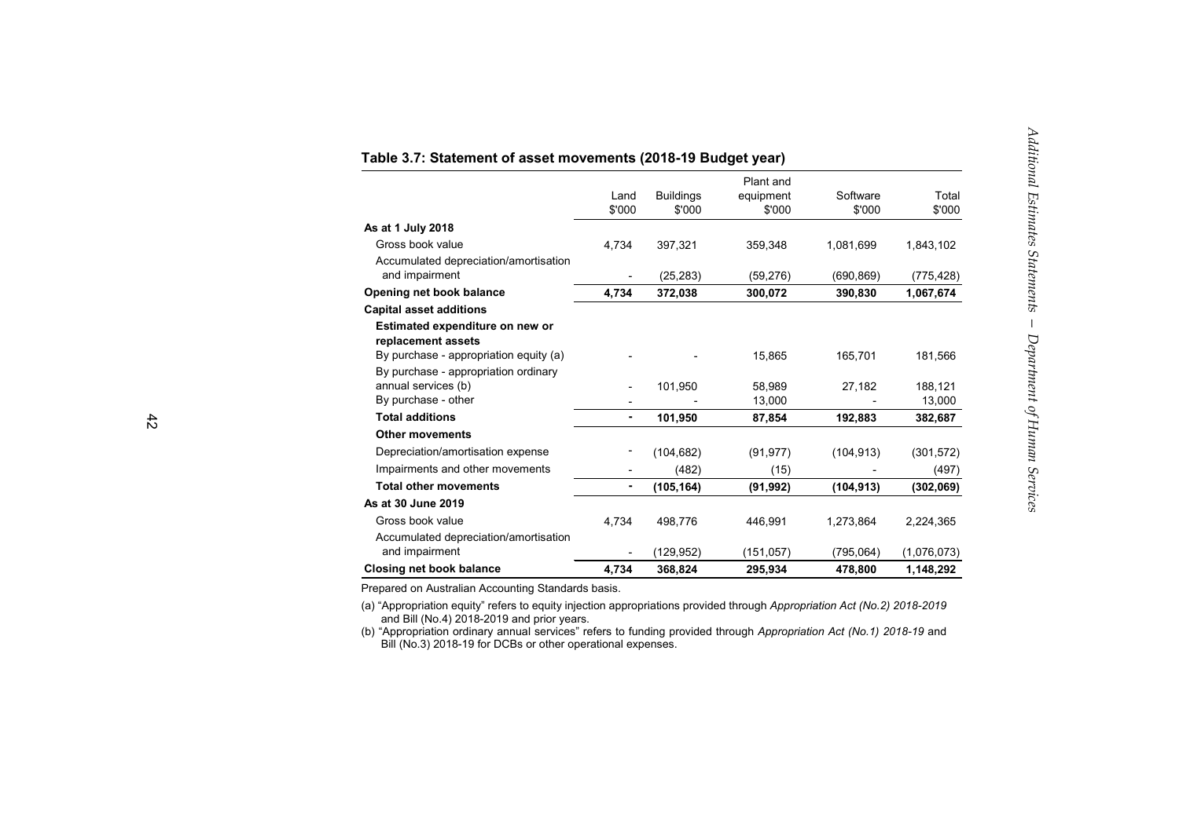## Table 3.7: Statement of asset movements (2018-19 Budget year)

| | Land<br>$'000 | Buildings<br>$'000 | Plant and equipment<br>$'000 | Software<br>$'000 | Total<br>$'000 |
|---|---|---|---|---|---|
| **As at 1 July 2018** | | | | | |
| Gross book value | 4,734 | 397,321 | 359,348 | 1,081,699 | 1,843,102 |
| Accumulated depreciation/amortisation and impairment | - | (25,283) | (59,276) | (690,869) | (775,428) |
| **Opening net book balance** | **4,734** | **372,038** | **300,072** | **390,830** | **1,067,674** |
| **Capital asset additions** | | | | | |
| **Estimated expenditure on new or replacement assets** | | | | | |
| By purchase - appropriation equity (a) | - | - | 15,865 | 165,701 | 181,566 |
| By purchase - appropriation ordinary annual services (b) | - | 101,950 | 58,989 | 27,182 | 188,121 |
| By purchase - other | - | - | 13,000 | - | 13,000 |
| **Total additions** | **-** | **101,950** | **87,854** | **192,883** | **382,687** |
| **Other movements** | | | | | |
| Depreciation/amortisation expense | - | (104,682) | (91,977) | (104,913) | (301,572) |
| Impairments and other movements | - | (482) | (15) | - | (497) |
| **Total other movements** | **-** | **(105,164)** | **(91,992)** | **(104,913)** | **(302,069)** |
| **As at 30 June 2019** | | | | | |
| Gross book value | 4,734 | 498,776 | 446,991 | 1,273,864 | 2,224,365 |
| Accumulated depreciation/amortisation and impairment | - | (129,952) | (151,057) | (795,064) | (1,076,073) |
| **Closing net book balance** | **4,734** | **368,824** | **295,934** | **478,800** | **1,148,292** |

Prepared on Australian Accounting Standards basis.

(a) "Appropriation equity" refers to equity injection appropriations provided through *Appropriation Act (No.2) 2018-2019* and Bill (No.4) 2018-2019 and prior years.

(b) "Appropriation ordinary annual services" refers to funding provided through *Appropriation Act (No.1) 2018-19* and Bill (No.3) 2018-19 for DCBs or other operational expenses.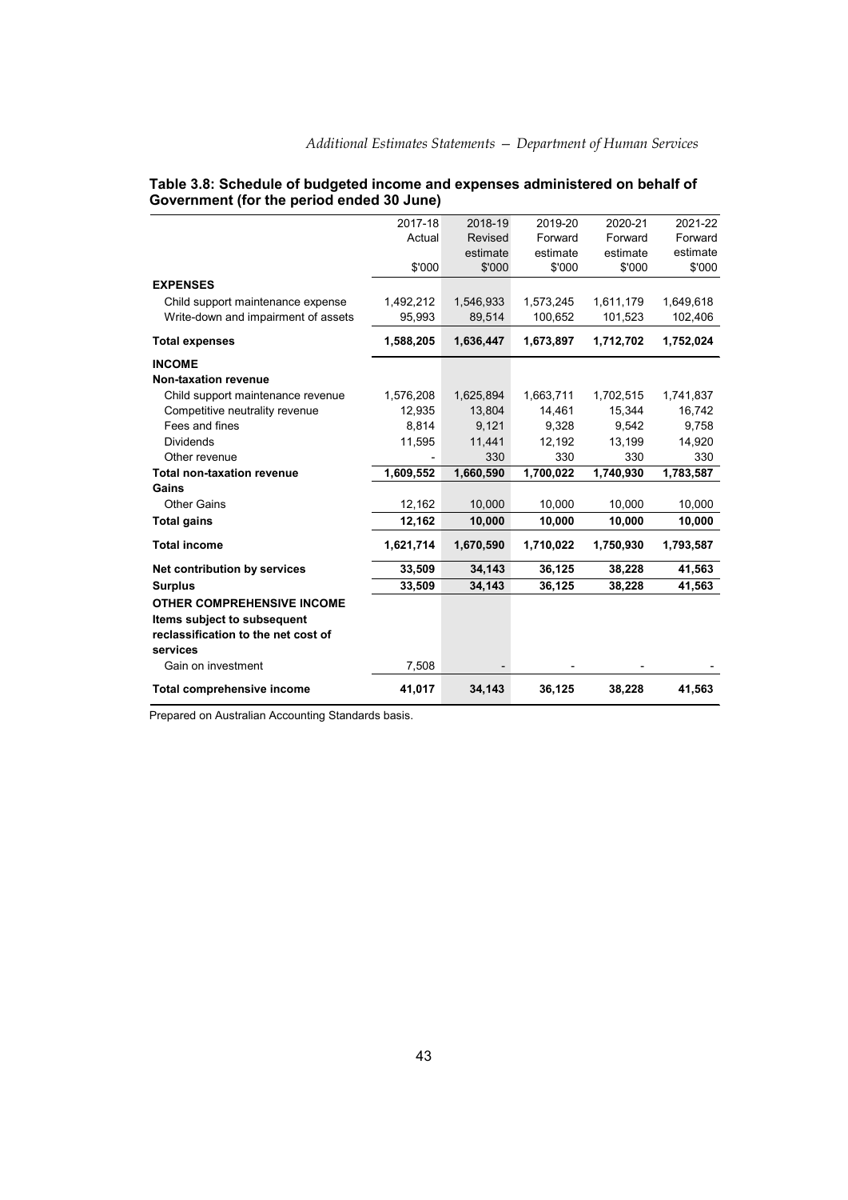**Table 3.8: Schedule of budgeted income and expenses administered on behalf of Government (for the period ended 30 June)**

| | 2017-18 Actual $'000 | 2018-19 Revised estimate $'000 | 2019-20 Forward estimate $'000 | 2020-21 Forward estimate $'000 | 2021-22 Forward estimate $'000 |
|---|---|---|---|---|---|
| **EXPENSES** | | | | | |
| Child support maintenance expense | 1,492,212 | 1,546,933 | 1,573,245 | 1,611,179 | 1,649,618 |
| Write-down and impairment of assets | 95,993 | 89,514 | 100,652 | 101,523 | 102,406 |
| **Total expenses** | **1,588,205** | **1,636,447** | **1,673,897** | **1,712,702** | **1,752,024** |
| **INCOME** | | | | | |
| **Non-taxation revenue** | | | | | |
| Child support maintenance revenue | 1,576,208 | 1,625,894 | 1,663,711 | 1,702,515 | 1,741,837 |
| Competitive neutrality revenue | 12,935 | 13,804 | 14,461 | 15,344 | 16,742 |
| Fees and fines | 8,814 | 9,121 | 9,328 | 9,542 | 9,758 |
| Dividends | 11,595 | 11,441 | 12,192 | 13,199 | 14,920 |
| Other revenue | - | 330 | 330 | 330 | 330 |
| **Total non-taxation revenue** | **1,609,552** | **1,660,590** | **1,700,022** | **1,740,930** | **1,783,587** |
| **Gains** | | | | | |
| Other Gains | 12,162 | 10,000 | 10,000 | 10,000 | 10,000 |
| **Total gains** | **12,162** | **10,000** | **10,000** | **10,000** | **10,000** |
| **Total income** | **1,621,714** | **1,670,590** | **1,710,022** | **1,750,930** | **1,793,587** |
| **Net contribution by services** | **33,509** | **34,143** | **36,125** | **38,228** | **41,563** |
| **Surplus** | **33,509** | **34,143** | **36,125** | **38,228** | **41,563** |
| **OTHER COMPREHENSIVE INCOME** | | | | | |
| **Items subject to subsequent reclassification to the net cost of services** | | | | | |
| Gain on investment | 7,508 | - | - | - | - |
| **Total comprehensive income** | **41,017** | **34,143** | **36,125** | **38,228** | **41,563** |

Prepared on Australian Accounting Standards basis.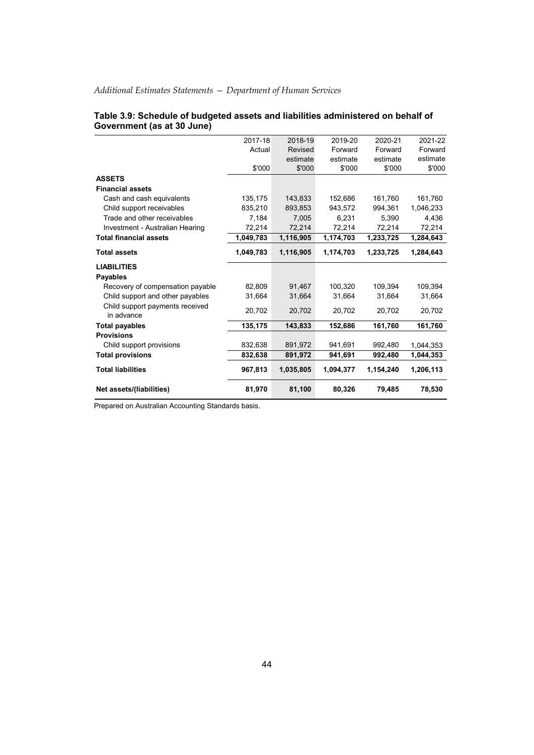**Table 3.9: Schedule of budgeted assets and liabilities administered on behalf of Government (as at 30 June)**

| | 2017-18 Actual $'000 | 2018-19 Revised estimate $'000 | 2019-20 Forward estimate $'000 | 2020-21 Forward estimate $'000 | 2021-22 Forward estimate $'000 |
|---|---|---|---|---|---|
| **ASSETS** | | | | | |
| **Financial assets** | | | | | |
| Cash and cash equivalents | 135,175 | 143,833 | 152,686 | 161,760 | 161,760 |
| Child support receivables | 835,210 | 893,853 | 943,572 | 994,361 | 1,046,233 |
| Trade and other receivables | 7,184 | 7,005 | 6,231 | 5,390 | 4,436 |
| Investment - Australian Hearing | 72,214 | 72,214 | 72,214 | 72,214 | 72,214 |
| **Total financial assets** | **1,049,783** | **1,116,905** | **1,174,703** | **1,233,725** | **1,284,643** |
| **Total assets** | **1,049,783** | **1,116,905** | **1,174,703** | **1,233,725** | **1,284,643** |
| **LIABILITIES** | | | | | |
| **Payables** | | | | | |
| Recovery of compensation payable | 82,809 | 91,467 | 100,320 | 109,394 | 109,394 |
| Child support and other payables | 31,664 | 31,664 | 31,664 | 31,664 | 31,664 |
| Child support payments received in advance | 20,702 | 20,702 | 20,702 | 20,702 | 20,702 |
| **Total payables** | **135,175** | **143,833** | **152,686** | **161,760** | **161,760** |
| **Provisions** | | | | | |
| Child support provisions | 832,638 | 891,972 | 941,691 | 992,480 | 1,044,353 |
| **Total provisions** | **832,638** | **891,972** | **941,691** | **992,480** | **1,044,353** |
| **Total liabilities** | **967,813** | **1,035,805** | **1,094,377** | **1,154,240** | **1,206,113** |
| **Net assets/(liabilities)** | **81,970** | **81,100** | **80,326** | **79,485** | **78,530** |

Prepared on Australian Accounting Standards basis.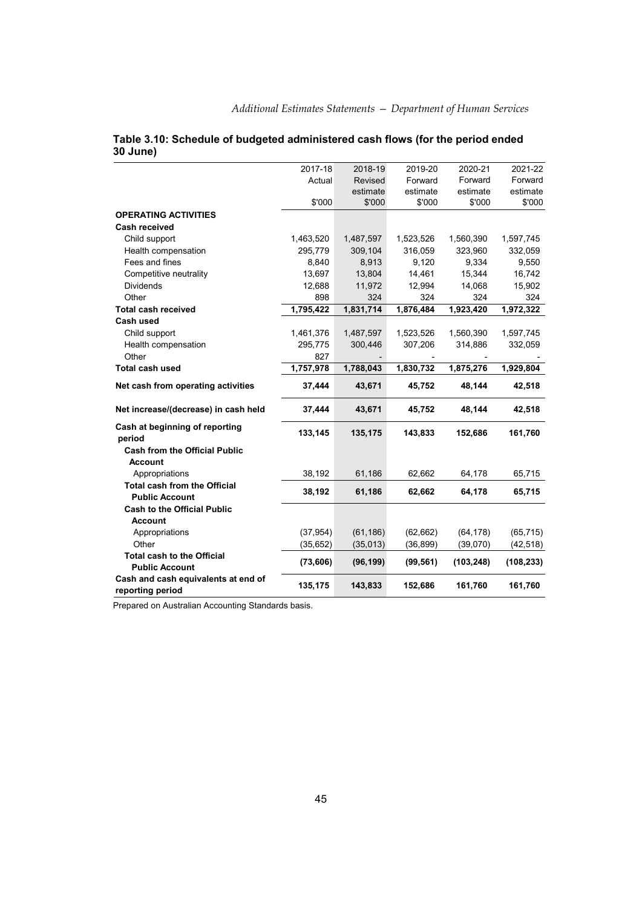**Table 3.10: Schedule of budgeted administered cash flows (for the period ended 30 June)**

| | 2017-18 Actual $'000 | 2018-19 Revised estimate $'000 | 2019-20 Forward estimate $'000 | 2020-21 Forward estimate $'000 | 2021-22 Forward estimate $'000 |
|---|---|---|---|---|---|
| **OPERATING ACTIVITIES** | | | | | |
| **Cash received** | | | | | |
| Child support | 1,463,520 | 1,487,597 | 1,523,526 | 1,560,390 | 1,597,745 |
| Health compensation | 295,779 | 309,104 | 316,059 | 323,960 | 332,059 |
| Fees and fines | 8,840 | 8,913 | 9,120 | 9,334 | 9,550 |
| Competitive neutrality | 13,697 | 13,804 | 14,461 | 15,344 | 16,742 |
| Dividends | 12,688 | 11,972 | 12,994 | 14,068 | 15,902 |
| Other | 898 | 324 | 324 | 324 | 324 |
| **Total cash received** | **1,795,422** | **1,831,714** | **1,876,484** | **1,923,420** | **1,972,322** |
| **Cash used** | | | | | |
| Child support | 1,461,376 | 1,487,597 | 1,523,526 | 1,560,390 | 1,597,745 |
| Health compensation | 295,775 | 300,446 | 307,206 | 314,886 | 332,059 |
| Other | 827 | - | - | - | - |
| **Total cash used** | **1,757,978** | **1,788,043** | **1,830,732** | **1,875,276** | **1,929,804** |
| **Net cash from operating activities** | **37,444** | **43,671** | **45,752** | **48,144** | **42,518** |
| **Net increase/(decrease) in cash held** | **37,444** | **43,671** | **45,752** | **48,144** | **42,518** |
| **Cash at beginning of reporting period** | **133,145** | **135,175** | **143,833** | **152,686** | **161,760** |
| **Cash from the Official Public Account** | | | | | |
| Appropriations | 38,192 | 61,186 | 62,662 | 64,178 | 65,715 |
| **Total cash from the Official Public Account** | **38,192** | **61,186** | **62,662** | **64,178** | **65,715** |
| **Cash to the Official Public Account** | | | | | |
| Appropriations | (37,954) | (61,186) | (62,662) | (64,178) | (65,715) |
| Other | (35,652) | (35,013) | (36,899) | (39,070) | (42,518) |
| **Total cash to the Official Public Account** | **(73,606)** | **(96,199)** | **(99,561)** | **(103,248)** | **(108,233)** |
| **Cash and cash equivalents at end of reporting period** | **135,175** | **143,833** | **152,686** | **161,760** | **161,760** |

Prepared on Australian Accounting Standards basis.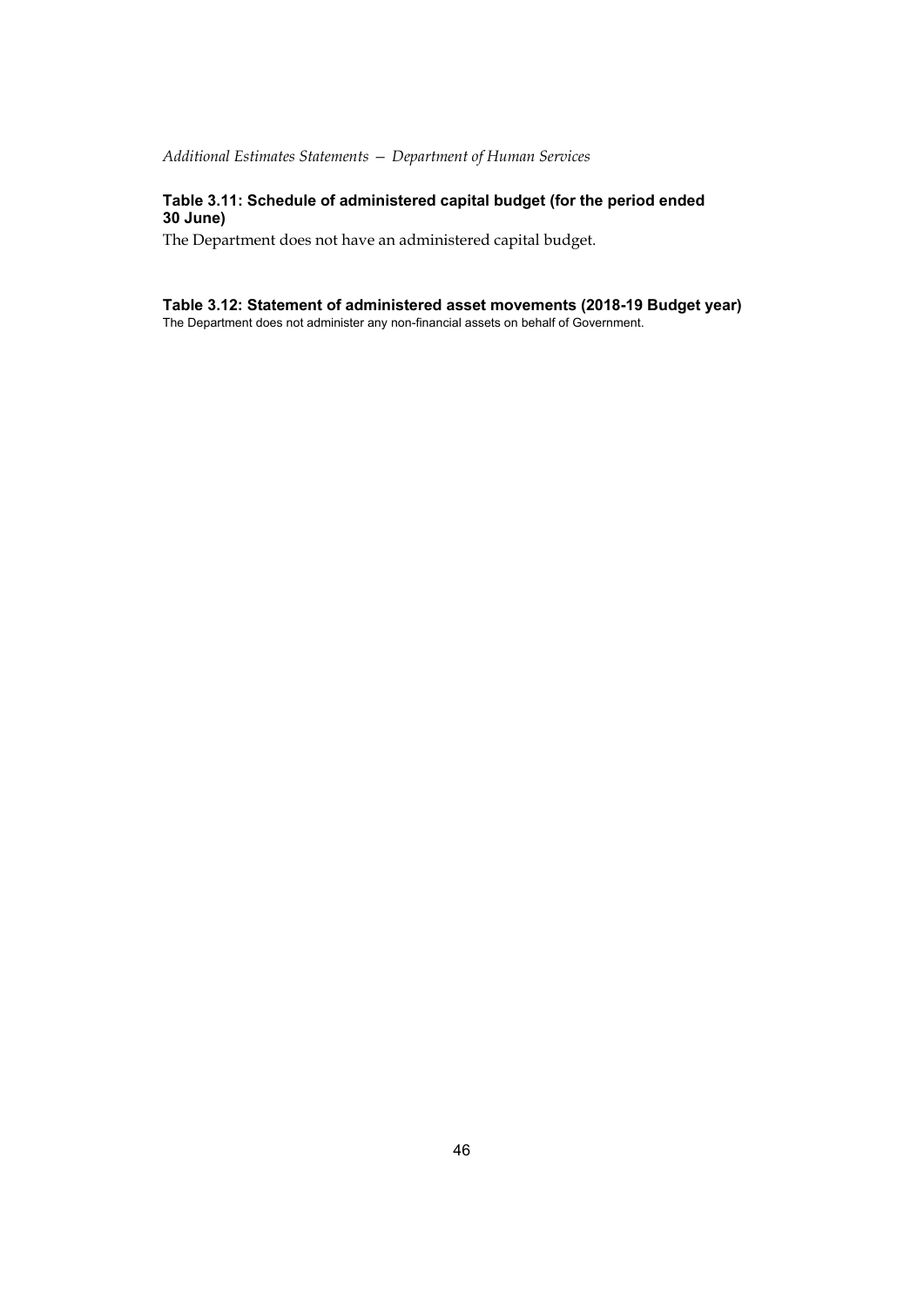#### Table 3.11: Schedule of administered capital budget (for the period ended 30 June)

The Department does not have an administered capital budget.

#### Table 3.12: Statement of administered asset movements (2018-19 Budget year)

The Department does not administer any non-financial assets on behalf of Government.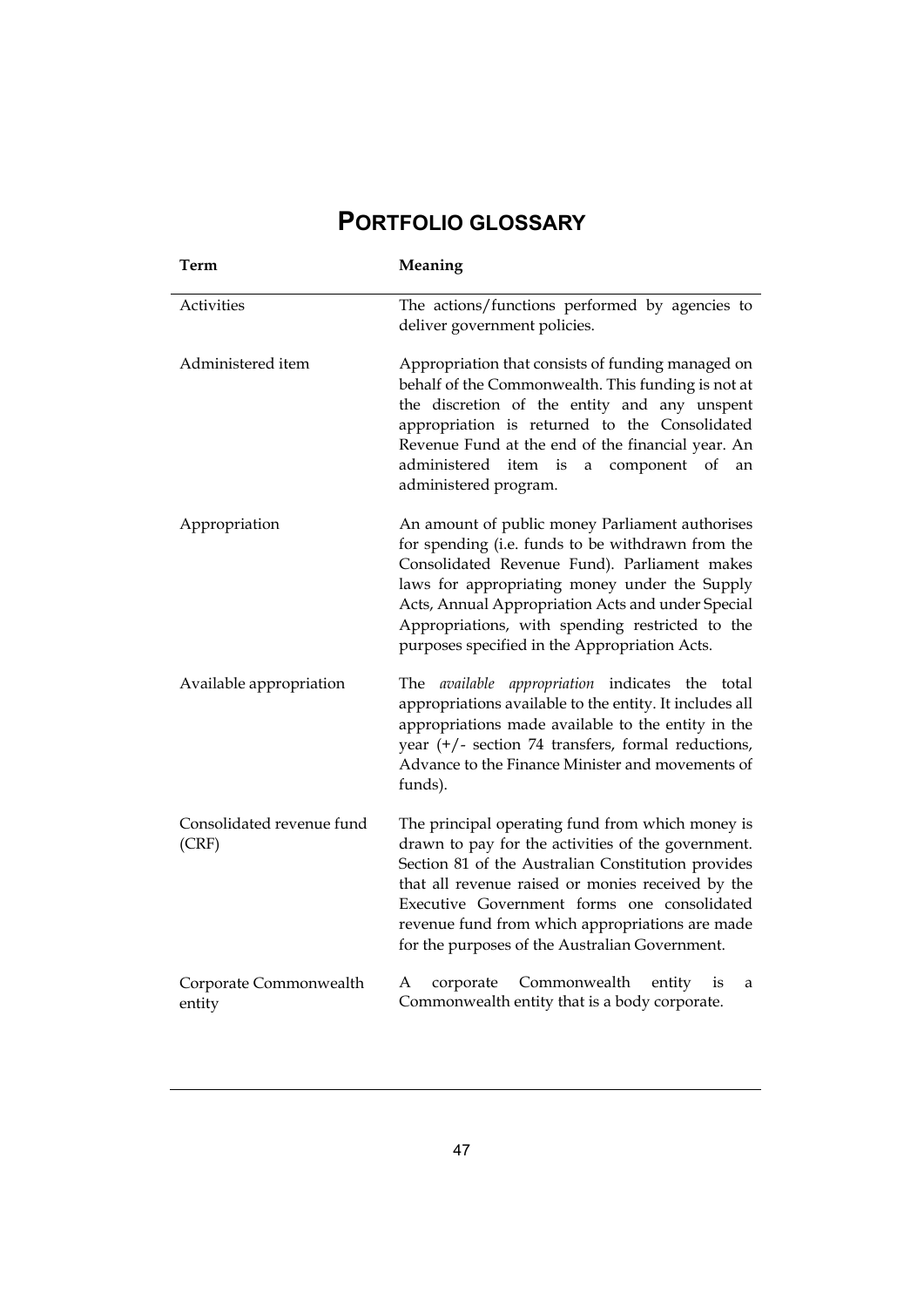# PORTFOLIO GLOSSARY

| Term | Meaning |
| --- | --- |
| Activities | The actions/functions performed by agencies to deliver government policies. |
| Administered item | Appropriation that consists of funding managed on behalf of the Commonwealth. This funding is not at the discretion of the entity and any unspent appropriation is returned to the Consolidated Revenue Fund at the end of the financial year. An administered item is a component of an administered program. |
| Appropriation | An amount of public money Parliament authorises for spending (i.e. funds to be withdrawn from the Consolidated Revenue Fund). Parliament makes laws for appropriating money under the Supply Acts, Annual Appropriation Acts and under Special Appropriations, with spending restricted to the purposes specified in the Appropriation Acts. |
| Available appropriation | The *available appropriation* indicates the total appropriations available to the entity. It includes all appropriations made available to the entity in the year (+/- section 74 transfers, formal reductions, Advance to the Finance Minister and movements of funds). |
| Consolidated revenue fund (CRF) | The principal operating fund from which money is drawn to pay for the activities of the government. Section 81 of the Australian Constitution provides that all revenue raised or monies received by the Executive Government forms one consolidated revenue fund from which appropriations are made for the purposes of the Australian Government. |
| Corporate Commonwealth entity | A corporate Commonwealth entity is a Commonwealth entity that is a body corporate. |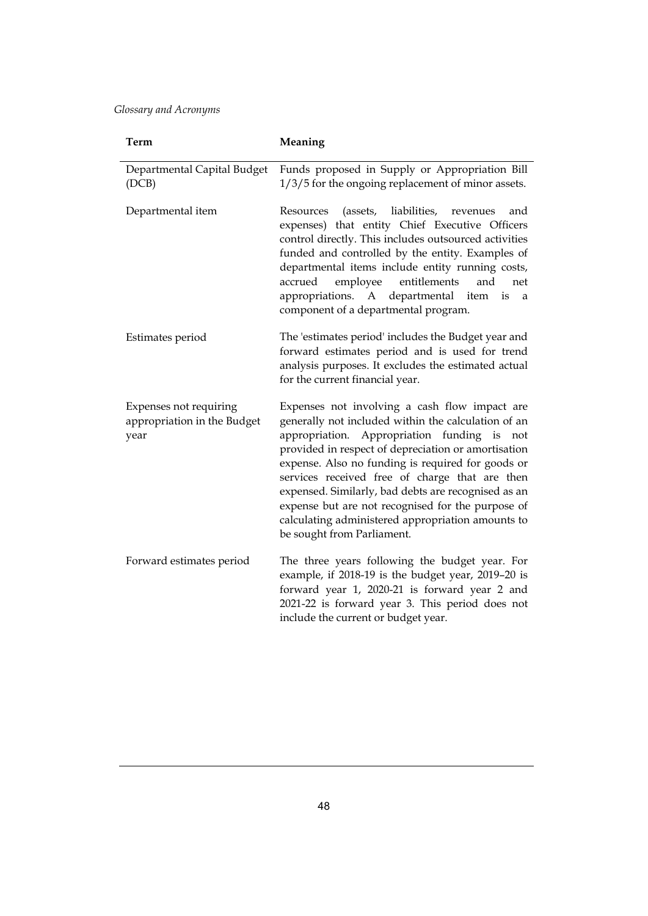| Term | Meaning |
| --- | --- |
| Departmental Capital Budget (DCB) | Funds proposed in Supply or Appropriation Bill 1/3/5 for the ongoing replacement of minor assets. |
| Departmental item | Resources (assets, liabilities, revenues and expenses) that entity Chief Executive Officers control directly. This includes outsourced activities funded and controlled by the entity. Examples of departmental items include entity running costs, accrued employee entitlements and net appropriations. A departmental item is a component of a departmental program. |
| Estimates period | The 'estimates period' includes the Budget year and forward estimates period and is used for trend analysis purposes. It excludes the estimated actual for the current financial year. |
| Expenses not requiring appropriation in the Budget year | Expenses not involving a cash flow impact are generally not included within the calculation of an appropriation. Appropriation funding is not provided in respect of depreciation or amortisation expense. Also no funding is required for goods or services received free of charge that are then expensed. Similarly, bad debts are recognised as an expense but are not recognised for the purpose of calculating administered appropriation amounts to be sought from Parliament. |
| Forward estimates period | The three years following the budget year. For example, if 2018-19 is the budget year, 2019–20 is forward year 1, 2020-21 is forward year 2 and 2021-22 is forward year 3. This period does not include the current or budget year. |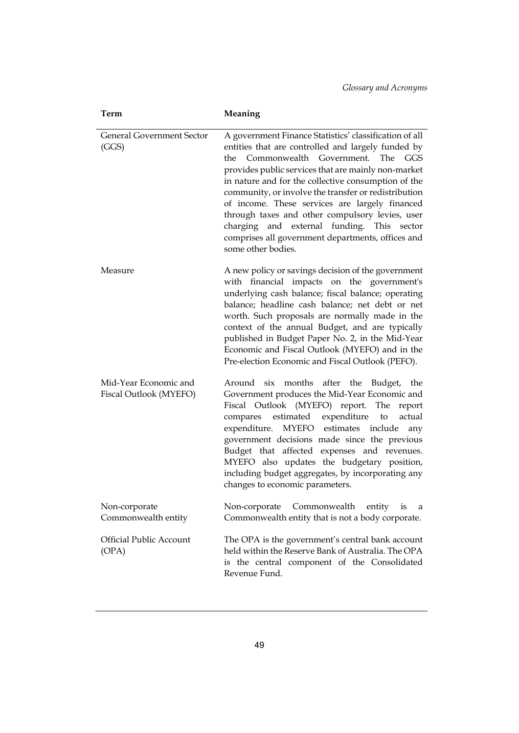| Term | Meaning |
|---|---|
| General Government Sector (GGS) | A government Finance Statistics' classification of all entities that are controlled and largely funded by the Commonwealth Government. The GGS provides public services that are mainly non-market in nature and for the collective consumption of the community, or involve the transfer or redistribution of income. These services are largely financed through taxes and other compulsory levies, user charging and external funding. This sector comprises all government departments, offices and some other bodies. |
| Measure | A new policy or savings decision of the government with financial impacts on the government's underlying cash balance; fiscal balance; operating balance; headline cash balance; net debt or net worth. Such proposals are normally made in the context of the annual Budget, and are typically published in Budget Paper No. 2, in the Mid-Year Economic and Fiscal Outlook (MYEFO) and in the Pre-election Economic and Fiscal Outlook (PEFO). |
| Mid-Year Economic and Fiscal Outlook (MYEFO) | Around six months after the Budget, the Government produces the Mid-Year Economic and Fiscal Outlook (MYEFO) report. The report compares estimated expenditure to actual expenditure. MYEFO estimates include any government decisions made since the previous Budget that affected expenses and revenues. MYEFO also updates the budgetary position, including budget aggregates, by incorporating any changes to economic parameters. |
| Non-corporate Commonwealth entity | Non-corporate Commonwealth entity is a Commonwealth entity that is not a body corporate. |
| Official Public Account (OPA) | The OPA is the government's central bank account held within the Reserve Bank of Australia. The OPA is the central component of the Consolidated Revenue Fund. |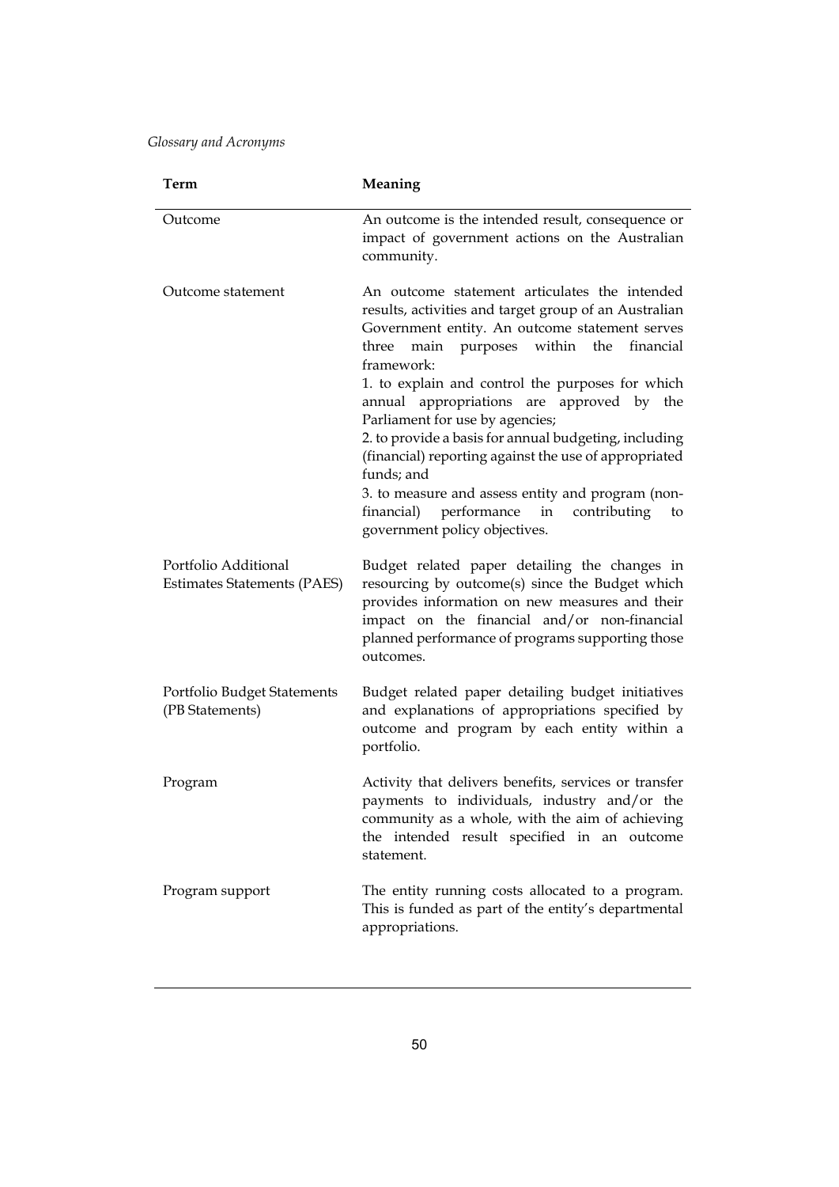| Term | Meaning |
|---|---|
| Outcome | An outcome is the intended result, consequence or impact of government actions on the Australian community. |
| Outcome statement | An outcome statement articulates the intended results, activities and target group of an Australian Government entity. An outcome statement serves three main purposes within the financial framework:<br>1. to explain and control the purposes for which annual appropriations are approved by the Parliament for use by agencies;<br>2. to provide a basis for annual budgeting, including (financial) reporting against the use of appropriated funds; and<br>3. to measure and assess entity and program (non-financial) performance in contributing to government policy objectives. |
| Portfolio Additional Estimates Statements (PAES) | Budget related paper detailing the changes in resourcing by outcome(s) since the Budget which provides information on new measures and their impact on the financial and/or non-financial planned performance of programs supporting those outcomes. |
| Portfolio Budget Statements (PB Statements) | Budget related paper detailing budget initiatives and explanations of appropriations specified by outcome and program by each entity within a portfolio. |
| Program | Activity that delivers benefits, services or transfer payments to individuals, industry and/or the community as a whole, with the aim of achieving the intended result specified in an outcome statement. |
| Program support | The entity running costs allocated to a program. This is funded as part of the entity's departmental appropriations. |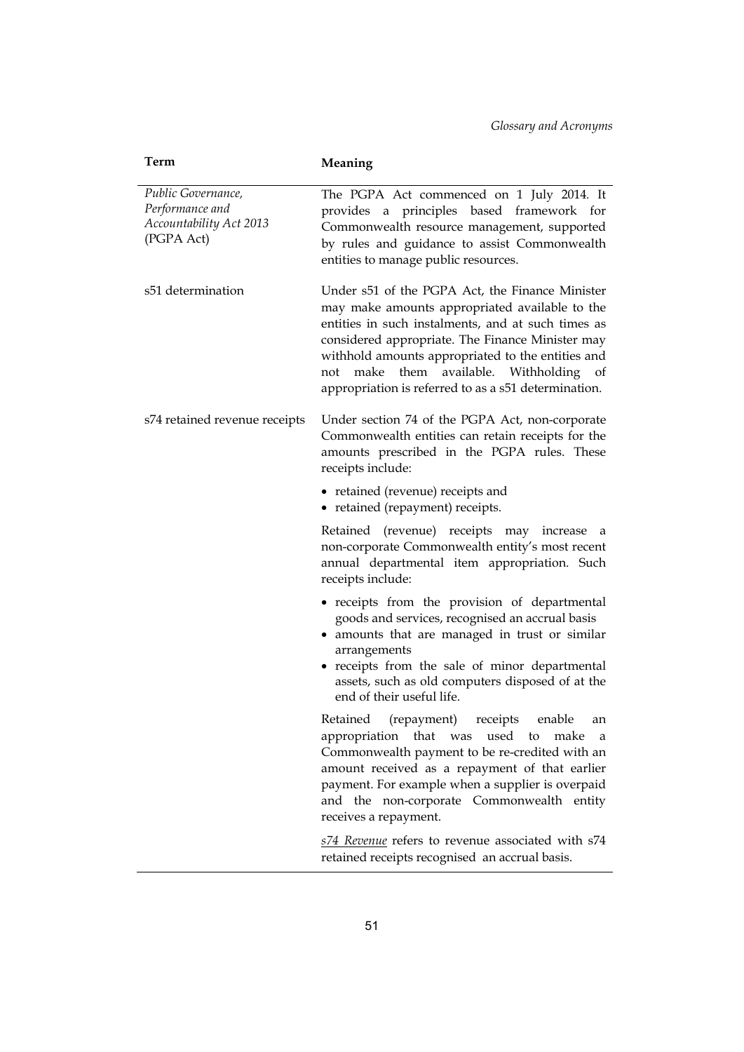| Term | Meaning |
| --- | --- |
| *Public Governance, Performance and Accountability Act 2013* (PGPA Act) | The PGPA Act commenced on 1 July 2014. It provides a principles based framework for Commonwealth resource management, supported by rules and guidance to assist Commonwealth entities to manage public resources. |
| s51 determination | Under s51 of the PGPA Act, the Finance Minister may make amounts appropriated available to the entities in such instalments, and at such times as considered appropriate. The Finance Minister may withhold amounts appropriated to the entities and not make them available. Withholding of appropriation is referred to as a s51 determination. |
| s74 retained revenue receipts | Under section 74 of the PGPA Act, non-corporate Commonwealth entities can retain receipts for the amounts prescribed in the PGPA rules. These receipts include:<br>• retained (revenue) receipts and<br>• retained (repayment) receipts.<br><br>Retained (revenue) receipts may increase a non-corporate Commonwealth entity's most recent annual departmental item appropriation. Such receipts include:<br>• receipts from the provision of departmental goods and services, recognised an accrual basis<br>• amounts that are managed in trust or similar arrangements<br>• receipts from the sale of minor departmental assets, such as old computers disposed of at the end of their useful life.<br><br>Retained (repayment) receipts enable an appropriation that was used to make a Commonwealth payment to be re-credited with an amount received as a repayment of that earlier payment. For example when a supplier is overpaid and the non-corporate Commonwealth entity receives a repayment.<br><br>*s74 Revenue* refers to revenue associated with s74 retained receipts recognised an accrual basis. |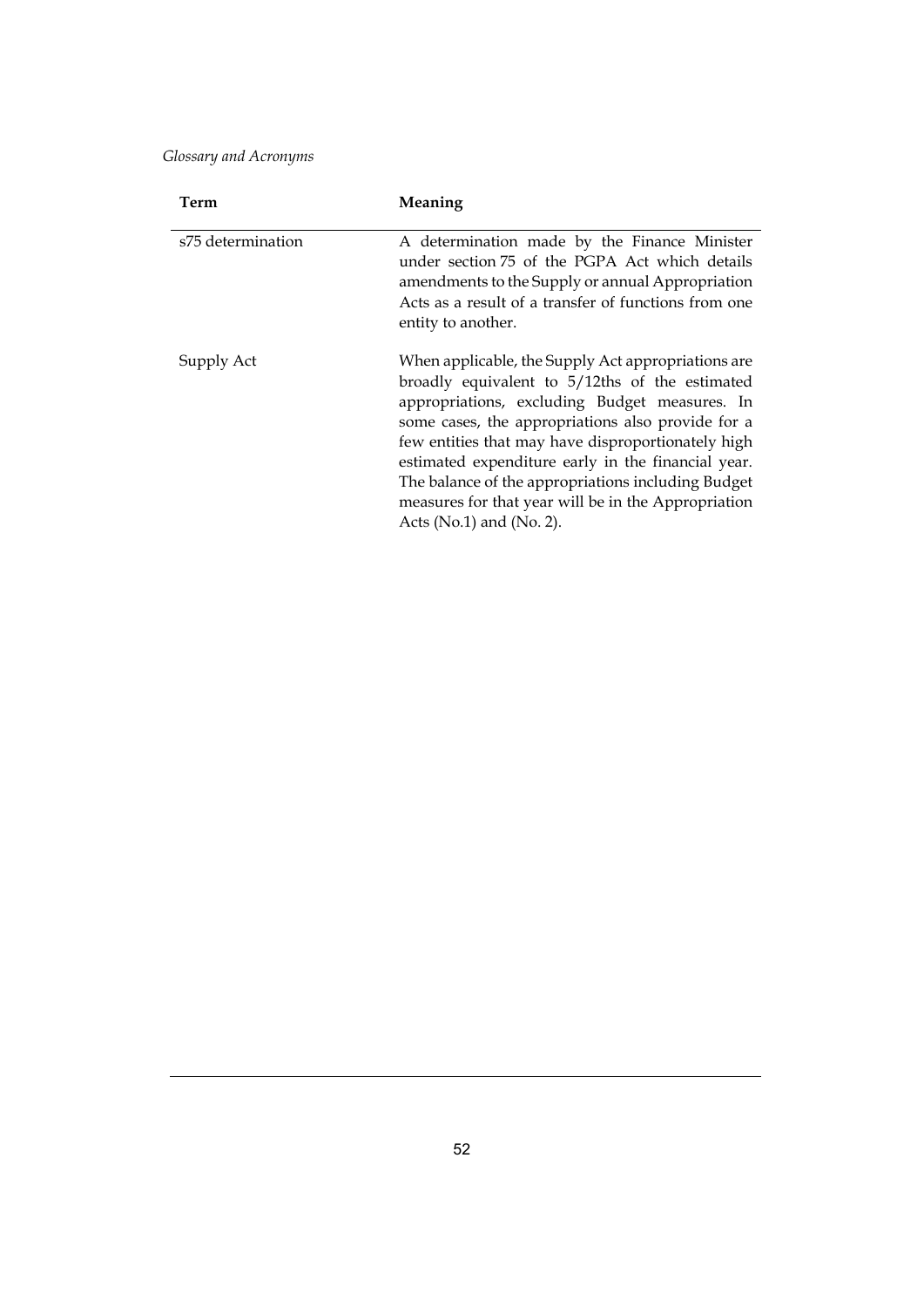| Term | Meaning |
|---|---|
| s75 determination | A determination made by the Finance Minister under section 75 of the PGPA Act which details amendments to the Supply or annual Appropriation Acts as a result of a transfer of functions from one entity to another. |
| Supply Act | When applicable, the Supply Act appropriations are broadly equivalent to 5/12ths of the estimated appropriations, excluding Budget measures. In some cases, the appropriations also provide for a few entities that may have disproportionately high estimated expenditure early in the financial year. The balance of the appropriations including Budget measures for that year will be in the Appropriation Acts (No.1) and (No. 2). |